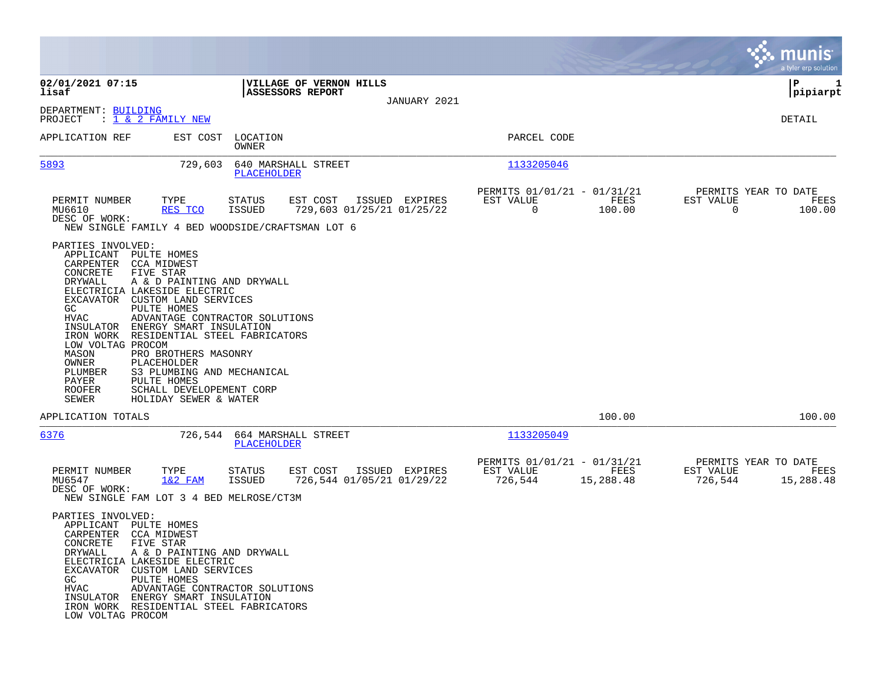**02/01/2021 07:15**
**lisaf**

**VILLAGE OF VERNON HILLS**
**ASSESSORS REPORT**
JANUARY 2021

**P 1**
**pipiarpt**

DEPARTMENT: BUILDING
PROJECT : 1 & 2 FAMILY NEW

DETAIL

| APPLICATION REF | EST COST | LOCATION / OWNER | PARCEL CODE |
|---|---|---|---|
| 5893 | 729,603 | 640 MARSHALL STREET / PLACEHOLDER | 1133205046 |

| PERMIT NUMBER | TYPE | STATUS | EST COST | ISSUED | EXPIRES | PERMITS 01/01/21 - 01/31/21 EST VALUE | FEES | PERMITS YEAR TO DATE EST VALUE | FEES |
|---|---|---|---|---|---|---|---|---|---|
| MU6610 | RES TCO | ISSUED | 729,603 | 01/25/21 | 01/25/22 | 0 | 100.00 | 0 | 100.00 |

DESC OF WORK:
NEW SINGLE FAMILY 4 BED WOODSIDE/CRAFTSMAN LOT 6

PARTIES INVOLVED:

| Role | Party |
|---|---|
| APPLICANT | PULTE HOMES |
| CARPENTER | CCA MIDWEST |
| CONCRETE | FIVE STAR |
| DRYWALL | A & D PAINTING AND DRYWALL |
| ELECTRICIA | LAKESIDE ELECTRIC |
| EXCAVATOR | CUSTOM LAND SERVICES |
| GC | PULTE HOMES |
| HVAC | ADVANTAGE CONTRACTOR SOLUTIONS |
| INSULATOR | ENERGY SMART INSULATION |
| IRON WORK | RESIDENTIAL STEEL FABRICATORS |
| LOW VOLTAG | PROCOM |
| MASON | PRO BROTHERS MASONRY |
| OWNER | PLACEHOLDER |
| PLUMBER | S3 PLUMBING AND MECHANICAL |
| PAYER | PULTE HOMES |
| ROOFER | SCHALL DEVELOPEMENT CORP |
| SEWER | HOLIDAY SEWER & WATER |

APPLICATION TOTALS — 100.00 — 100.00

| APPLICATION REF | EST COST | LOCATION / OWNER | PARCEL CODE |
|---|---|---|---|
| 6376 | 726,544 | 664 MARSHALL STREET / PLACEHOLDER | 1133205049 |

| PERMIT NUMBER | TYPE | STATUS | EST COST | ISSUED | EXPIRES | PERMITS 01/01/21 - 01/31/21 EST VALUE | FEES | PERMITS YEAR TO DATE EST VALUE | FEES |
|---|---|---|---|---|---|---|---|---|---|
| MU6547 | 1&2 FAM | ISSUED | 726,544 | 01/05/21 | 01/29/22 | 726,544 | 15,288.48 | 726,544 | 15,288.48 |

DESC OF WORK:
NEW SINGLE FAM LOT 3 4 BED MELROSE/CT3M

PARTIES INVOLVED:

| Role | Party |
|---|---|
| APPLICANT | PULTE HOMES |
| CARPENTER | CCA MIDWEST |
| CONCRETE | FIVE STAR |
| DRYWALL | A & D PAINTING AND DRYWALL |
| ELECTRICIA | LAKESIDE ELECTRIC |
| EXCAVATOR | CUSTOM LAND SERVICES |
| GC | PULTE HOMES |
| HVAC | ADVANTAGE CONTRACTOR SOLUTIONS |
| INSULATOR | ENERGY SMART INSULATION |
| IRON WORK | RESIDENTIAL STEEL FABRICATORS |
| LOW VOLTAG | PROCOM |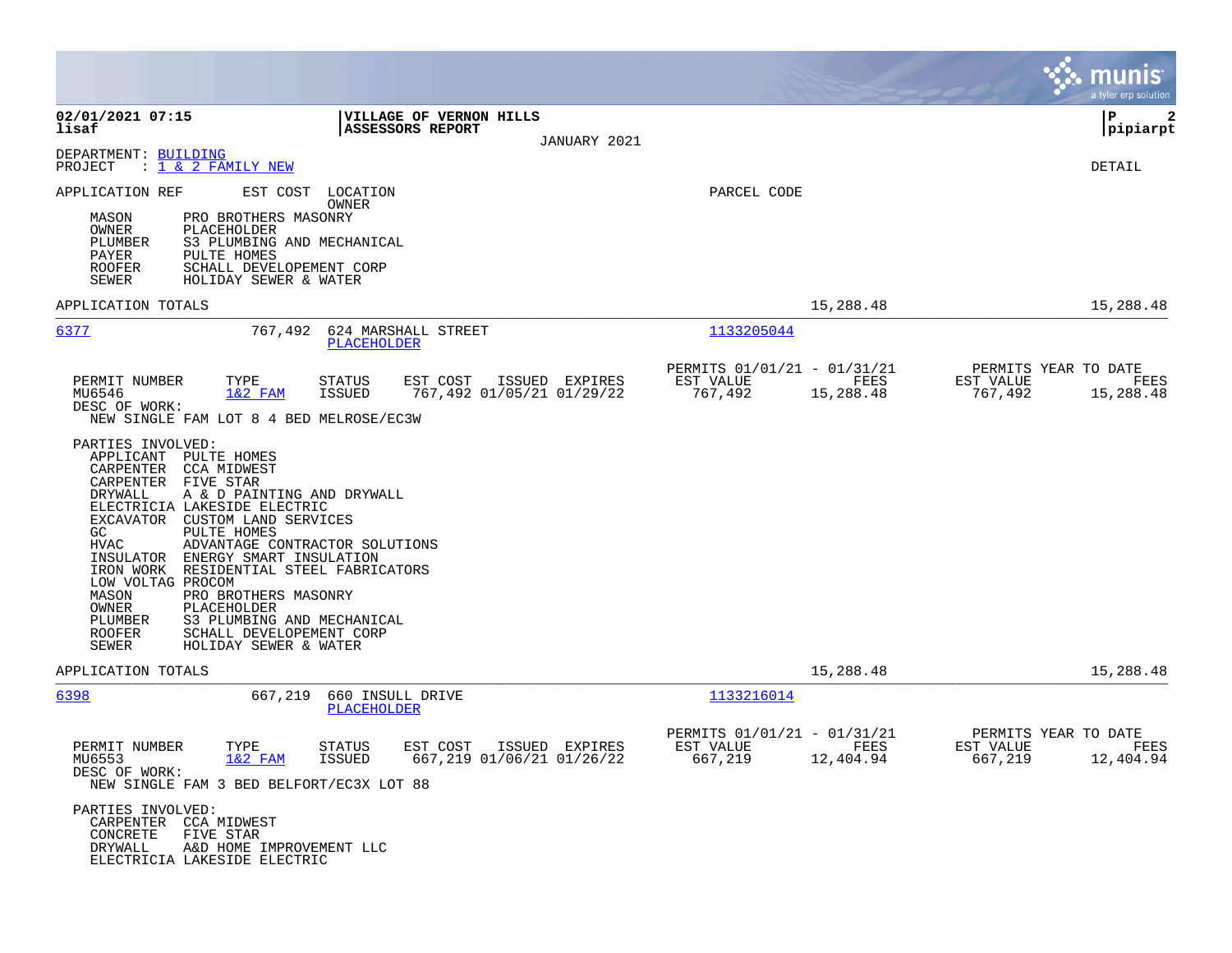**VILLAGE OF VERNON HILLS**
**ASSESSORS REPORT**
JANUARY 2021

02/01/2021 07:15
lisaf

P 2
pipiarpt

DEPARTMENT: BUILDING
PROJECT : 1 & 2 FAMILY NEW

DETAIL

APPLICATION REF | EST COST | LOCATION / OWNER | PARCEL CODE

MASON PRO BROTHERS MASONRY
OWNER PLACEHOLDER
PLUMBER S3 PLUMBING AND MECHANICAL
PAYER PULTE HOMES
ROOFER SCHALL DEVELOPEMENT CORP
SEWER HOLIDAY SEWER & WATER

APPLICATION TOTALS 15,288.48 15,288.48

---

**6377** 767,492 624 MARSHALL STREET PLACEHOLDER 1133205044

| PERMIT NUMBER | TYPE | STATUS | EST COST | ISSUED | EXPIRES | PERMITS 01/01/21 - 01/31/21 EST VALUE | FEES | PERMITS YEAR TO DATE EST VALUE | FEES |
|---|---|---|---|---|---|---|---|---|---|
| MU6546 | 1&2 FAM | ISSUED | 767,492 | 01/05/21 | 01/29/22 | 767,492 | 15,288.48 | 767,492 | 15,288.48 |

DESC OF WORK:
NEW SINGLE FAM LOT 8 4 BED MELROSE/EC3W

PARTIES INVOLVED:
APPLICANT PULTE HOMES
CARPENTER CCA MIDWEST
CARPENTER FIVE STAR
DRYWALL A & D PAINTING AND DRYWALL
ELECTRICIA LAKESIDE ELECTRIC
EXCAVATOR CUSTOM LAND SERVICES
GC PULTE HOMES
HVAC ADVANTAGE CONTRACTOR SOLUTIONS
INSULATOR ENERGY SMART INSULATION
IRON WORK RESIDENTIAL STEEL FABRICATORS
LOW VOLTAG PROCOM
MASON PRO BROTHERS MASONRY
OWNER PLACEHOLDER
PLUMBER S3 PLUMBING AND MECHANICAL
ROOFER SCHALL DEVELOPEMENT CORP
SEWER HOLIDAY SEWER & WATER

APPLICATION TOTALS 15,288.48 15,288.48

---

**6398** 667,219 660 INSULL DRIVE PLACEHOLDER 1133216014

| PERMIT NUMBER | TYPE | STATUS | EST COST | ISSUED | EXPIRES | PERMITS 01/01/21 - 01/31/21 EST VALUE | FEES | PERMITS YEAR TO DATE EST VALUE | FEES |
|---|---|---|---|---|---|---|---|---|---|
| MU6553 | 1&2 FAM | ISSUED | 667,219 | 01/06/21 | 01/26/22 | 667,219 | 12,404.94 | 667,219 | 12,404.94 |

DESC OF WORK:
NEW SINGLE FAM 3 BED BELFORT/EC3X LOT 88

PARTIES INVOLVED:
CARPENTER CCA MIDWEST
CONCRETE FIVE STAR
DRYWALL A&D HOME IMPROVEMENT LLC
ELECTRICIA LAKESIDE ELECTRIC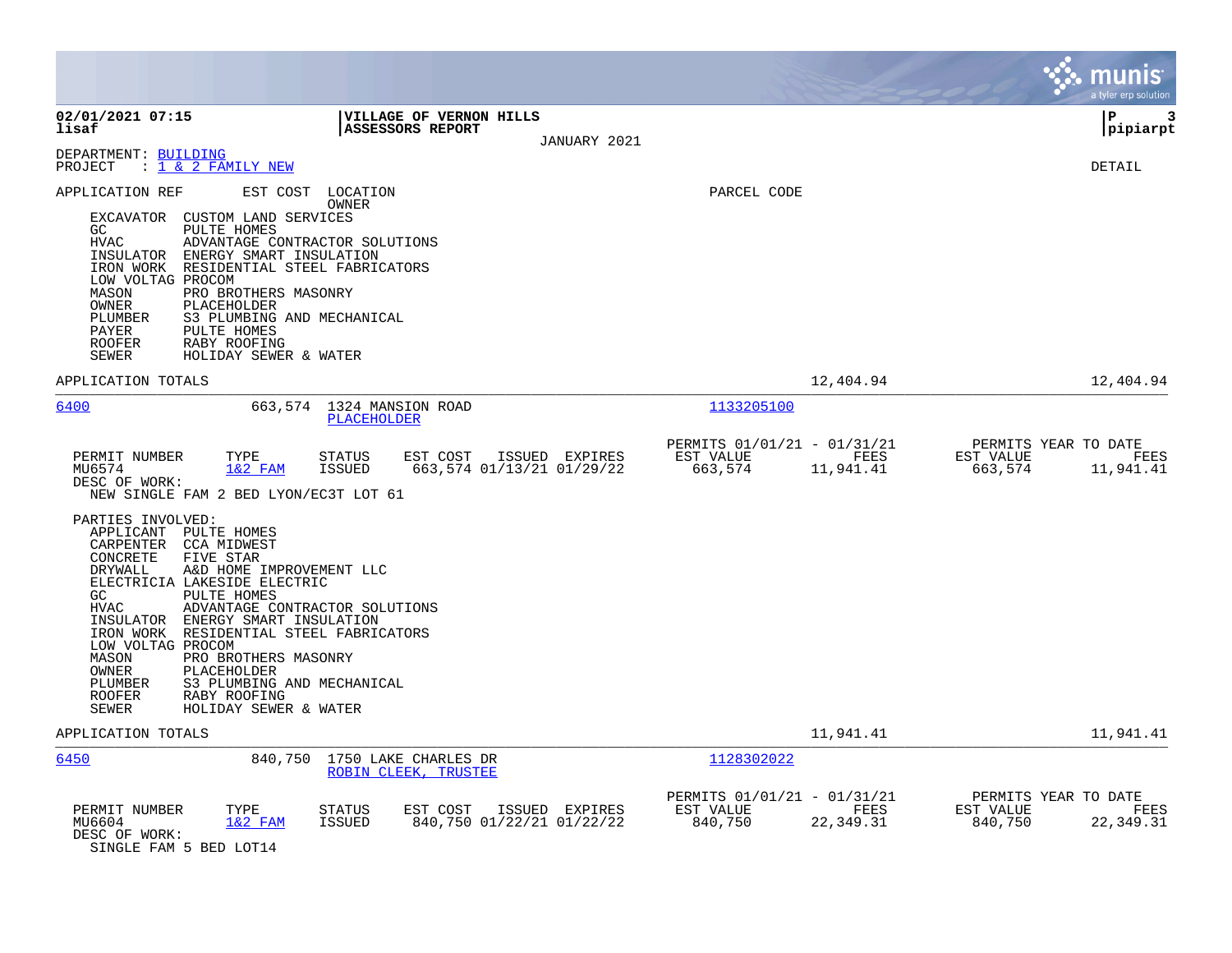**02/01/2021 07:15**
**lisaf**

**VILLAGE OF VERNON HILLS**
**ASSESSORS REPORT**

JANUARY 2021

**P 3**
**pipiarpt**

DEPARTMENT: BUILDING
PROJECT : 1 & 2 FAMILY NEW

DETAIL

APPLICATION REF | EST COST | LOCATION / OWNER | PARCEL CODE

- EXCAVATOR CUSTOM LAND SERVICES
- GC PULTE HOMES
- HVAC ADVANTAGE CONTRACTOR SOLUTIONS
- INSULATOR ENERGY SMART INSULATION
- IRON WORK RESIDENTIAL STEEL FABRICATORS
- LOW VOLTAG PROCOM
- MASON PRO BROTHERS MASONRY
- OWNER PLACEHOLDER
- PLUMBER S3 PLUMBING AND MECHANICAL
- PAYER PULTE HOMES
- ROOFER RABY ROOFING
- SEWER HOLIDAY SEWER & WATER

APPLICATION TOTALS 12,404.94 12,404.94

---

**6400** 663,574 1324 MANSION ROAD — PLACEHOLDER — 1133205100

| PERMIT NUMBER | TYPE | STATUS | EST COST | ISSUED | EXPIRES | PERMITS 01/01/21 - 01/31/21 EST VALUE | FEES | PERMITS YEAR TO DATE EST VALUE | FEES |
|---|---|---|---|---|---|---|---|---|---|
| MU6574 | 1&2 FAM | ISSUED | 663,574 | 01/13/21 | 01/29/22 | 663,574 | 11,941.41 | 663,574 | 11,941.41 |

DESC OF WORK:
NEW SINGLE FAM 2 BED LYON/EC3T LOT 61

PARTIES INVOLVED:
- APPLICANT PULTE HOMES
- CARPENTER CCA MIDWEST
- CONCRETE FIVE STAR
- DRYWALL A&D HOME IMPROVEMENT LLC
- ELECTRICIA LAKESIDE ELECTRIC
- GC PULTE HOMES
- HVAC ADVANTAGE CONTRACTOR SOLUTIONS
- INSULATOR ENERGY SMART INSULATION
- IRON WORK RESIDENTIAL STEEL FABRICATORS
- LOW VOLTAG PROCOM
- MASON PRO BROTHERS MASONRY
- OWNER PLACEHOLDER
- PLUMBER S3 PLUMBING AND MECHANICAL
- ROOFER RABY ROOFING
- SEWER HOLIDAY SEWER & WATER

APPLICATION TOTALS 11,941.41 11,941.41

---

**6450** 840,750 1750 LAKE CHARLES DR — ROBIN CLEEK, TRUSTEE — 1128302022

| PERMIT NUMBER | TYPE | STATUS | EST COST | ISSUED | EXPIRES | PERMITS 01/01/21 - 01/31/21 EST VALUE | FEES | PERMITS YEAR TO DATE EST VALUE | FEES |
|---|---|---|---|---|---|---|---|---|---|
| MU6604 | 1&2 FAM | ISSUED | 840,750 | 01/22/21 | 01/22/22 | 840,750 | 22,349.31 | 840,750 | 22,349.31 |

DESC OF WORK:
SINGLE FAM 5 BED LOT14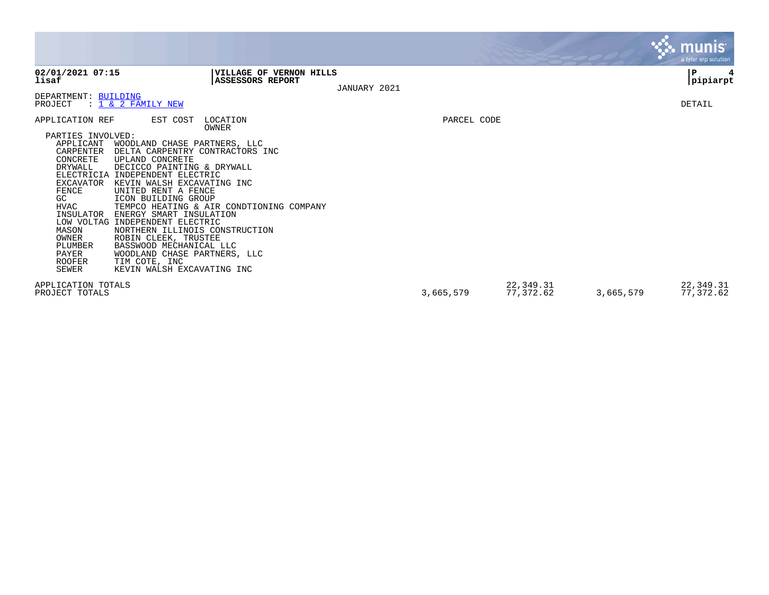**VILLAGE OF VERNON HILLS**
**ASSESSORS REPORT**
JANUARY 2021

DEPARTMENT: BUILDING
PROJECT : 1 & 2 FAMILY NEW

DETAIL

| APPLICATION REF | EST COST | LOCATION / OWNER | PARCEL CODE |
|---|---|---|---|

PARTIES INVOLVED:

| Role | Party |
|---|---|
| APPLICANT | WOODLAND CHASE PARTNERS, LLC |
| CARPENTER | DELTA CARPENTRY CONTRACTORS INC |
| CONCRETE | UPLAND CONCRETE |
| DRYWALL | DECICCO PAINTING & DRYWALL |
| ELECTRICIA | INDEPENDENT ELECTRIC |
| EXCAVATOR | KEVIN WALSH EXCAVATING INC |
| FENCE | UNITED RENT A FENCE |
| GC | ICON BUILDING GROUP |
| HVAC | TEMPCO HEATING & AIR CONDTIONING COMPANY |
| INSULATOR | ENERGY SMART INSULATION |
| LOW VOLTAG | INDEPENDENT ELECTRIC |
| MASON | NORTHERN ILLINOIS CONSTRUCTION |
| OWNER | ROBIN CLEEK, TRUSTEE |
| PLUMBER | BASSWOOD MECHANICAL LLC |
| PAYER | WOODLAND CHASE PARTNERS, LLC |
| ROOFER | TIM COTE, INC |
| SEWER | KEVIN WALSH EXCAVATING INC |

| | | | | |
|---|---|---|---|---|
| APPLICATION TOTALS | | 22,349.31 | | 22,349.31 |
| PROJECT TOTALS | 3,665,579 | 77,372.62 | 3,665,579 | 77,372.62 |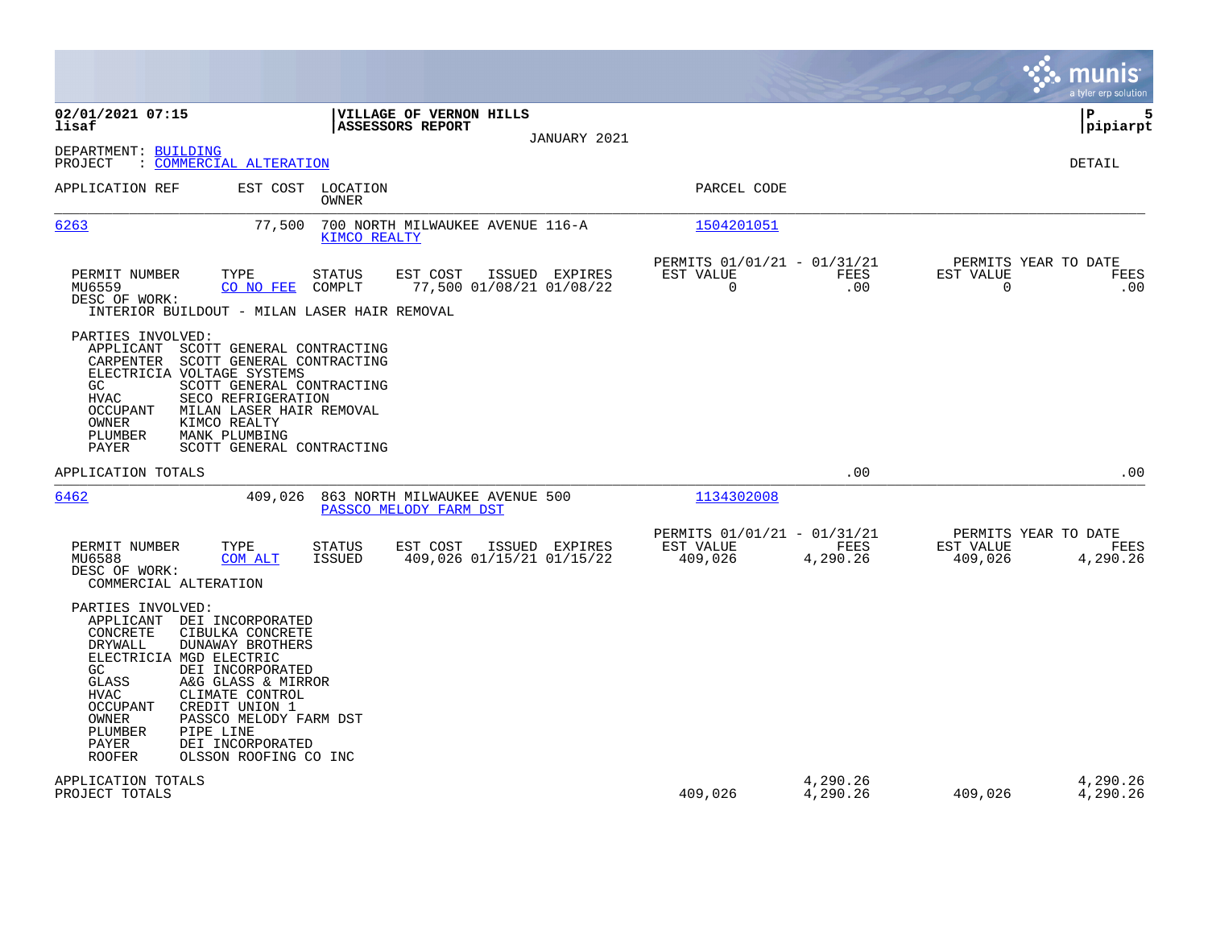**VILLAGE OF VERNON HILLS**
**ASSESSORS REPORT**
JANUARY 2021

**02/01/2021 07:15**
**lisaf**

**P 5**
**pipiarpt**

DEPARTMENT: BUILDING
PROJECT : COMMERCIAL ALTERATION

DETAIL

| APPLICATION REF | EST COST | LOCATION / OWNER | PARCEL CODE |
|---|---|---|---|
| 6263 | 77,500 | 700 NORTH MILWAUKEE AVENUE 116-A / KIMCO REALTY | 1504201051 |

| PERMIT NUMBER | TYPE | STATUS | EST COST | ISSUED | EXPIRES | PERMITS 01/01/21 - 01/31/21 EST VALUE | FEES | PERMITS YEAR TO DATE EST VALUE | FEES |
|---|---|---|---|---|---|---|---|---|---|
| MU6559 | CO NO FEE | COMPLT | 77,500 | 01/08/21 | 01/08/22 | 0 | .00 | 0 | .00 |

DESC OF WORK:
INTERIOR BUILDOUT - MILAN LASER HAIR REMOVAL

PARTIES INVOLVED:

| | |
|---|---|
| APPLICANT | SCOTT GENERAL CONTRACTING |
| CARPENTER | SCOTT GENERAL CONTRACTING |
| ELECTRICIA | VOLTAGE SYSTEMS |
| GC | SCOTT GENERAL CONTRACTING |
| HVAC | SECO REFRIGERATION |
| OCCUPANT | MILAN LASER HAIR REMOVAL |
| OWNER | KIMCO REALTY |
| PLUMBER | MANK PLUMBING |
| PAYER | SCOTT GENERAL CONTRACTING |

APPLICATION TOTALS .00 .00

| APPLICATION REF | EST COST | LOCATION / OWNER | PARCEL CODE |
|---|---|---|---|
| 6462 | 409,026 | 863 NORTH MILWAUKEE AVENUE 500 / PASSCO MELODY FARM DST | 1134302008 |

| PERMIT NUMBER | TYPE | STATUS | EST COST | ISSUED | EXPIRES | PERMITS 01/01/21 - 01/31/21 EST VALUE | FEES | PERMITS YEAR TO DATE EST VALUE | FEES |
|---|---|---|---|---|---|---|---|---|---|
| MU6588 | COM ALT | ISSUED | 409,026 | 01/15/21 | 01/15/22 | 409,026 | 4,290.26 | 409,026 | 4,290.26 |

DESC OF WORK:
COMMERCIAL ALTERATION

PARTIES INVOLVED:

| | |
|---|---|
| APPLICANT | DEI INCORPORATED |
| CONCRETE | CIBULKA CONCRETE |
| DRYWALL | DUNAWAY BROTHERS |
| ELECTRICIA | MGD ELECTRIC |
| GC | DEI INCORPORATED |
| GLASS | A&G GLASS & MIRROR |
| HVAC | CLIMATE CONTROL |
| OCCUPANT | CREDIT UNION 1 |
| OWNER | PASSCO MELODY FARM DST |
| PLUMBER | PIPE LINE |
| PAYER | DEI INCORPORATED |
| ROOFER | OLSSON ROOFING CO INC |

| | EST VALUE | FEES | YTD EST VALUE | YTD FEES |
|---|---|---|---|---|
| APPLICATION TOTALS | | 4,290.26 | | 4,290.26 |
| PROJECT TOTALS | 409,026 | 4,290.26 | 409,026 | 4,290.26 |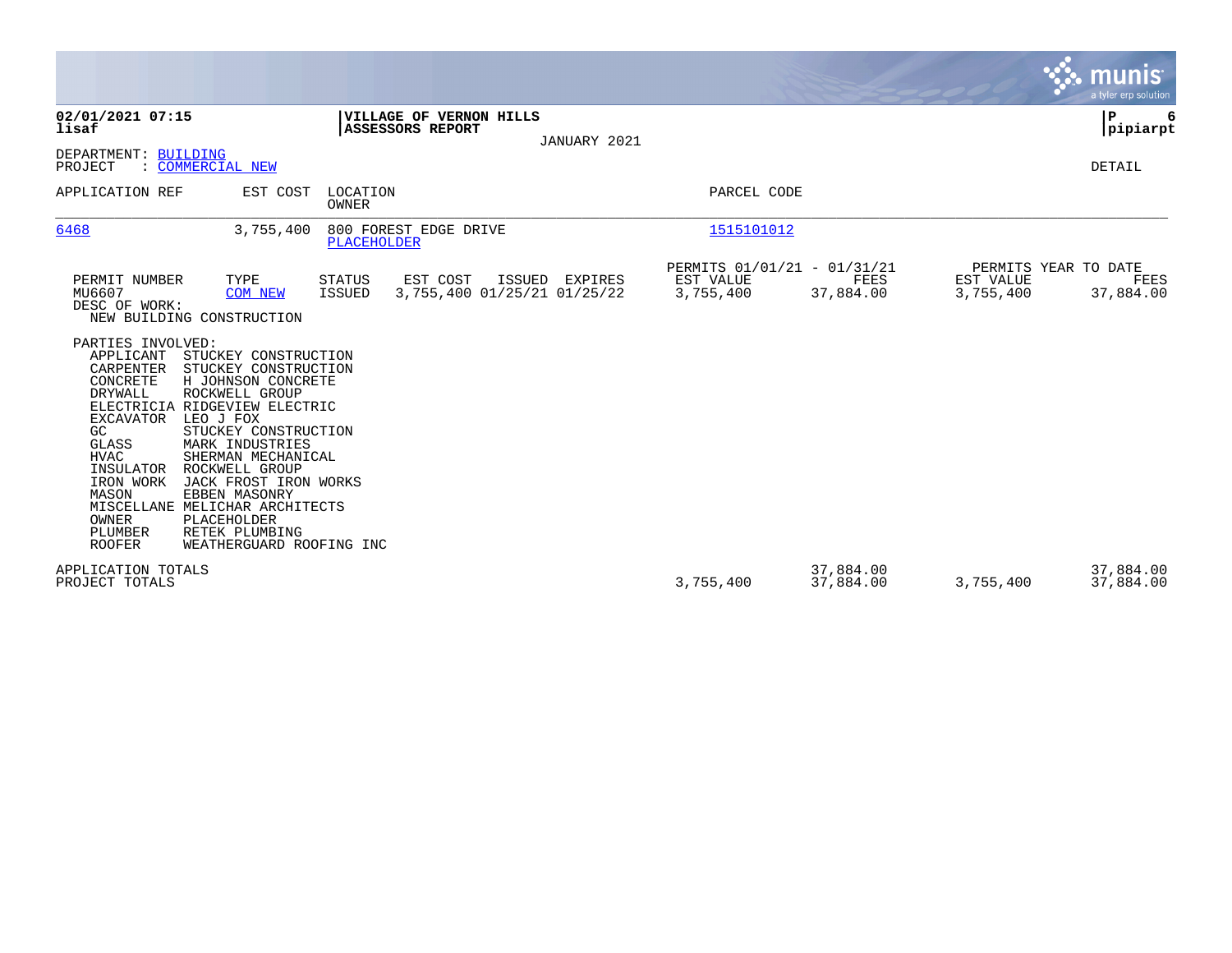**02/01/2021 07:15**
**lisaf**

**VILLAGE OF VERNON HILLS**
**ASSESSORS REPORT**

JANUARY 2021

**P 6**
**pipiarpt**

DEPARTMENT: BUILDING
PROJECT : COMMERCIAL NEW

DETAIL

| APPLICATION REF | EST COST | LOCATION / OWNER | PARCEL CODE |
|---|---|---|---|
| 6468 | 3,755,400 | 800 FOREST EDGE DRIVE / PLACEHOLDER | 1515101012 |

| PERMIT NUMBER | TYPE | STATUS | EST COST | ISSUED | EXPIRES | PERMITS 01/01/21 - 01/31/21 EST VALUE | FEES | PERMITS YEAR TO DATE EST VALUE | FEES |
|---|---|---|---|---|---|---|---|---|---|
| MU6607 | COM NEW | ISSUED | 3,755,400 | 01/25/21 | 01/25/22 | 3,755,400 | 37,884.00 | 3,755,400 | 37,884.00 |

DESC OF WORK:
NEW BUILDING CONSTRUCTION

PARTIES INVOLVED:

| Role | Party |
|---|---|
| APPLICANT | STUCKEY CONSTRUCTION |
| CARPENTER | STUCKEY CONSTRUCTION |
| CONCRETE | H JOHNSON CONCRETE |
| DRYWALL | ROCKWELL GROUP |
| ELECTRICIA | RIDGEVIEW ELECTRIC |
| EXCAVATOR | LEO J FOX |
| GC | STUCKEY CONSTRUCTION |
| GLASS | MARK INDUSTRIES |
| HVAC | SHERMAN MECHANICAL |
| INSULATOR | ROCKWELL GROUP |
| IRON WORK | JACK FROST IRON WORKS |
| MASON | EBBEN MASONRY |
| MISCELLANE | MELICHAR ARCHITECTS |
| OWNER | PLACEHOLDER |
| PLUMBER | RETEK PLUMBING |
| ROOFER | WEATHERGUARD ROOFING INC |

| | EST VALUE | FEES | YTD EST VALUE | YTD FEES |
|---|---|---|---|---|
| APPLICATION TOTALS | | 37,884.00 | | 37,884.00 |
| PROJECT TOTALS | 3,755,400 | 37,884.00 | 3,755,400 | 37,884.00 |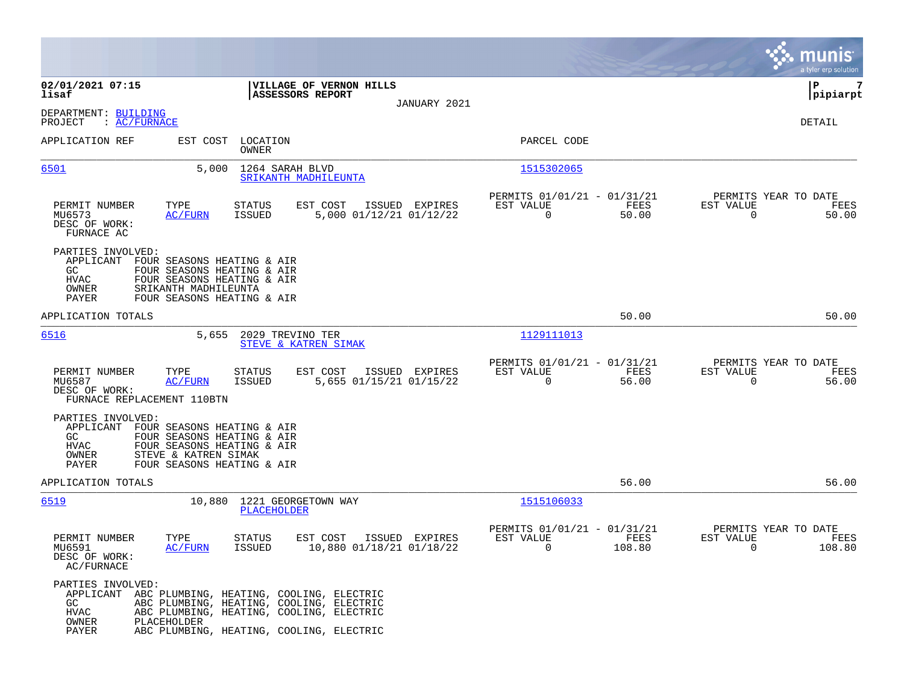**02/01/2021 07:15**
**lisaf**

**VILLAGE OF VERNON HILLS**
**ASSESSORS REPORT**
JANUARY 2021

**pipiarpt**

DEPARTMENT: BUILDING
PROJECT : AC/FURNACE

DETAIL

| APPLICATION REF | EST COST | LOCATION / OWNER | PARCEL CODE |
|---|---|---|---|
| 6501 | 5,000 | 1264 SARAH BLVD / SRIKANTH MADHILEUNTA | 1515302065 |

| PERMIT NUMBER | TYPE | STATUS | EST COST | ISSUED | EXPIRES | PERMITS 01/01/21 - 01/31/21 EST VALUE | FEES | PERMITS YEAR TO DATE EST VALUE | FEES |
|---|---|---|---|---|---|---|---|---|---|
| MU6573 | AC/FURN | ISSUED | 5,000 | 01/12/21 | 01/12/22 | 0 | 50.00 | 0 | 50.00 |

DESC OF WORK:
FURNACE AC

PARTIES INVOLVED:
- APPLICANT FOUR SEASONS HEATING & AIR
- GC FOUR SEASONS HEATING & AIR
- HVAC FOUR SEASONS HEATING & AIR
- OWNER SRIKANTH MADHILEUNTA
- PAYER FOUR SEASONS HEATING & AIR

APPLICATION TOTALS: 50.00 | 50.00

| APPLICATION REF | EST COST | LOCATION / OWNER | PARCEL CODE |
|---|---|---|---|
| 6516 | 5,655 | 2029 TREVINO TER / STEVE & KATREN SIMAK | 1129111013 |

| PERMIT NUMBER | TYPE | STATUS | EST COST | ISSUED | EXPIRES | PERMITS 01/01/21 - 01/31/21 EST VALUE | FEES | PERMITS YEAR TO DATE EST VALUE | FEES |
|---|---|---|---|---|---|---|---|---|---|
| MU6587 | AC/FURN | ISSUED | 5,655 | 01/15/21 | 01/15/22 | 0 | 56.00 | 0 | 56.00 |

DESC OF WORK:
FURNACE REPLACEMENT 110BTN

PARTIES INVOLVED:
- APPLICANT FOUR SEASONS HEATING & AIR
- GC FOUR SEASONS HEATING & AIR
- HVAC FOUR SEASONS HEATING & AIR
- OWNER STEVE & KATREN SIMAK
- PAYER FOUR SEASONS HEATING & AIR

APPLICATION TOTALS: 56.00 | 56.00

| APPLICATION REF | EST COST | LOCATION / OWNER | PARCEL CODE |
|---|---|---|---|
| 6519 | 10,880 | 1221 GEORGETOWN WAY / PLACEHOLDER | 1515106033 |

| PERMIT NUMBER | TYPE | STATUS | EST COST | ISSUED | EXPIRES | PERMITS 01/01/21 - 01/31/21 EST VALUE | FEES | PERMITS YEAR TO DATE EST VALUE | FEES |
|---|---|---|---|---|---|---|---|---|---|
| MU6591 | AC/FURN | ISSUED | 10,880 | 01/18/21 | 01/18/22 | 0 | 108.80 | 0 | 108.80 |

DESC OF WORK:
AC/FURNACE

PARTIES INVOLVED:
- APPLICANT ABC PLUMBING, HEATING, COOLING, ELECTRIC
- GC ABC PLUMBING, HEATING, COOLING, ELECTRIC
- HVAC ABC PLUMBING, HEATING, COOLING, ELECTRIC
- OWNER PLACEHOLDER
- PAYER ABC PLUMBING, HEATING, COOLING, ELECTRIC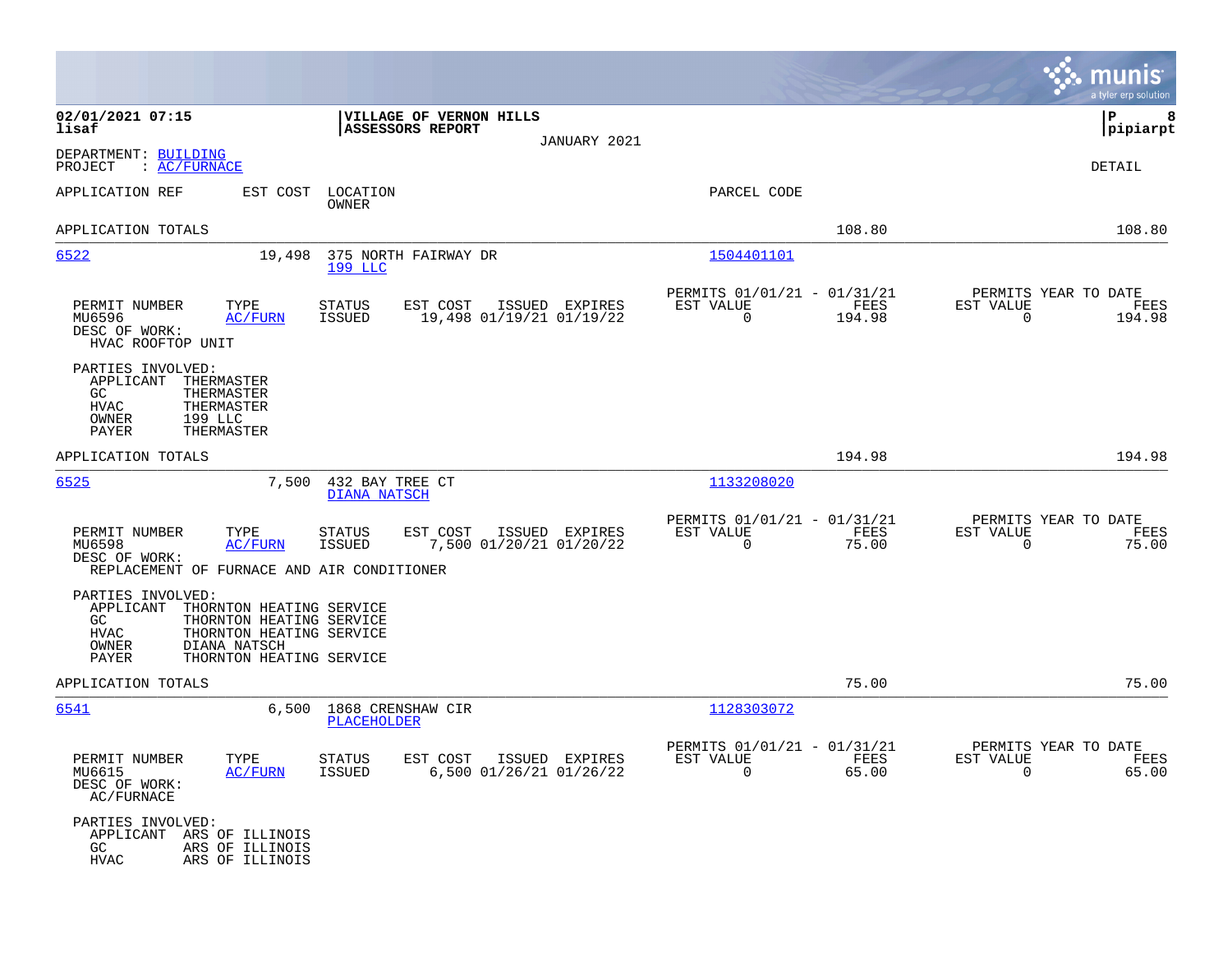02/01/2021 07:15
lisaf

**VILLAGE OF VERNON HILLS**
**ASSESSORS REPORT**
JANUARY 2021

pipiarpt

DEPARTMENT: BUILDING
PROJECT : AC/FURNACE

DETAIL

APPLICATION REF | EST COST | LOCATION / OWNER | PARCEL CODE

APPLICATION TOTALS — 108.80 — 108.80

---

**6522** — 19,498 — 375 NORTH FAIRWAY DR — 199 LLC — 1504401101

| PERMIT NUMBER | TYPE | STATUS | EST COST | ISSUED | EXPIRES | PERMITS 01/01/21 - 01/31/21 EST VALUE | FEES | PERMITS YEAR TO DATE EST VALUE | FEES |
|---|---|---|---|---|---|---|---|---|---|
| MU6596 | AC/FURN | ISSUED | 19,498 | 01/19/21 | 01/19/22 | 0 | 194.98 | 0 | 194.98 |

DESC OF WORK:
HVAC ROOFTOP UNIT

PARTIES INVOLVED:
- APPLICANT THERMASTER
- GC THERMASTER
- HVAC THERMASTER
- OWNER 199 LLC
- PAYER THERMASTER

APPLICATION TOTALS — 194.98 — 194.98

---

**6525** — 7,500 — 432 BAY TREE CT — DIANA NATSCH — 1133208020

| PERMIT NUMBER | TYPE | STATUS | EST COST | ISSUED | EXPIRES | PERMITS 01/01/21 - 01/31/21 EST VALUE | FEES | PERMITS YEAR TO DATE EST VALUE | FEES |
|---|---|---|---|---|---|---|---|---|---|
| MU6598 | AC/FURN | ISSUED | 7,500 | 01/20/21 | 01/20/22 | 0 | 75.00 | 0 | 75.00 |

DESC OF WORK:
REPLACEMENT OF FURNACE AND AIR CONDITIONER

PARTIES INVOLVED:
- APPLICANT THORNTON HEATING SERVICE
- GC THORNTON HEATING SERVICE
- HVAC THORNTON HEATING SERVICE
- OWNER DIANA NATSCH
- PAYER THORNTON HEATING SERVICE

APPLICATION TOTALS — 75.00 — 75.00

---

**6541** — 6,500 — 1868 CRENSHAW CIR — PLACEHOLDER — 1128303072

| PERMIT NUMBER | TYPE | STATUS | EST COST | ISSUED | EXPIRES | PERMITS 01/01/21 - 01/31/21 EST VALUE | FEES | PERMITS YEAR TO DATE EST VALUE | FEES |
|---|---|---|---|---|---|---|---|---|---|
| MU6615 | AC/FURN | ISSUED | 6,500 | 01/26/21 | 01/26/22 | 0 | 65.00 | 0 | 65.00 |

DESC OF WORK:
AC/FURNACE

PARTIES INVOLVED:
- APPLICANT ARS OF ILLINOIS
- GC ARS OF ILLINOIS
- HVAC ARS OF ILLINOIS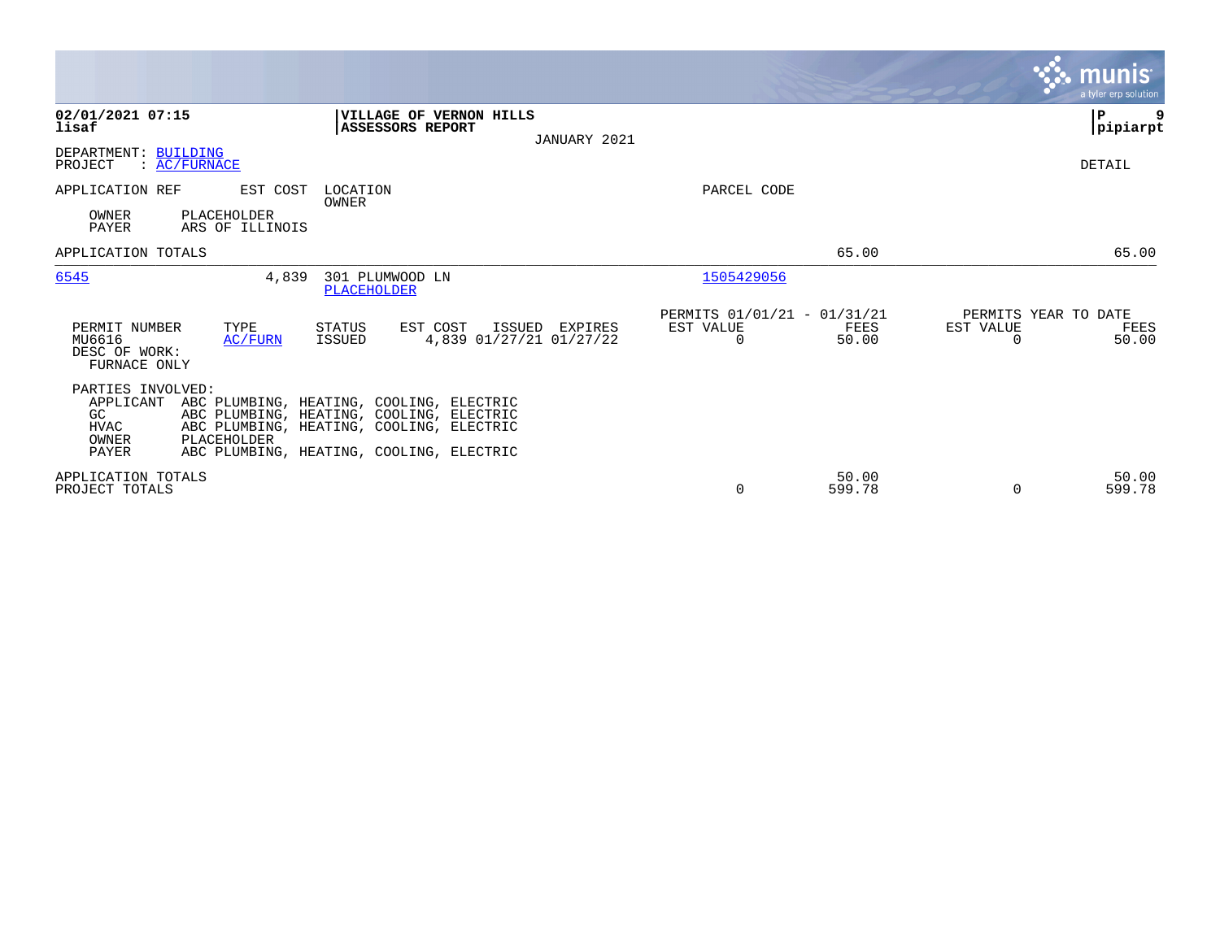**02/01/2021 07:15**
**lisaf**

**VILLAGE OF VERNON HILLS**
**ASSESSORS REPORT**

JANUARY 2021

**P 9**
**pipiarpt**

DEPARTMENT: BUILDING
PROJECT : AC/FURNACE

DETAIL

| APPLICATION REF | EST COST | LOCATION / OWNER | PARCEL CODE | | |
|---|---|---|---|---|---|
| OWNER PLACEHOLDER | | | | | |
| PAYER ARS OF ILLINOIS | | | | | |
| APPLICATION TOTALS | | | | 65.00 | 65.00 |
| 6545 | 4,839 | 301 PLUMWOOD LN / PLACEHOLDER | 1505429056 | | |

| PERMIT NUMBER | TYPE | STATUS | EST COST | ISSUED | EXPIRES | PERMITS 01/01/21 - 01/31/21 EST VALUE | FEES | PERMITS YEAR TO DATE EST VALUE | FEES |
|---|---|---|---|---|---|---|---|---|---|
| MU6616 | AC/FURN | ISSUED | 4,839 | 01/27/21 | 01/27/22 | 0 | 50.00 | 0 | 50.00 |

DESC OF WORK:
FURNACE ONLY

PARTIES INVOLVED:

| | |
|---|---|
| APPLICANT | ABC PLUMBING, HEATING, COOLING, ELECTRIC |
| GC | ABC PLUMBING, HEATING, COOLING, ELECTRIC |
| HVAC | ABC PLUMBING, HEATING, COOLING, ELECTRIC |
| OWNER | PLACEHOLDER |
| PAYER | ABC PLUMBING, HEATING, COOLING, ELECTRIC |

| | EST VALUE | FEES | EST VALUE | FEES |
|---|---|---|---|---|
| APPLICATION TOTALS | | 50.00 | | 50.00 |
| PROJECT TOTALS | 0 | 599.78 | 0 | 599.78 |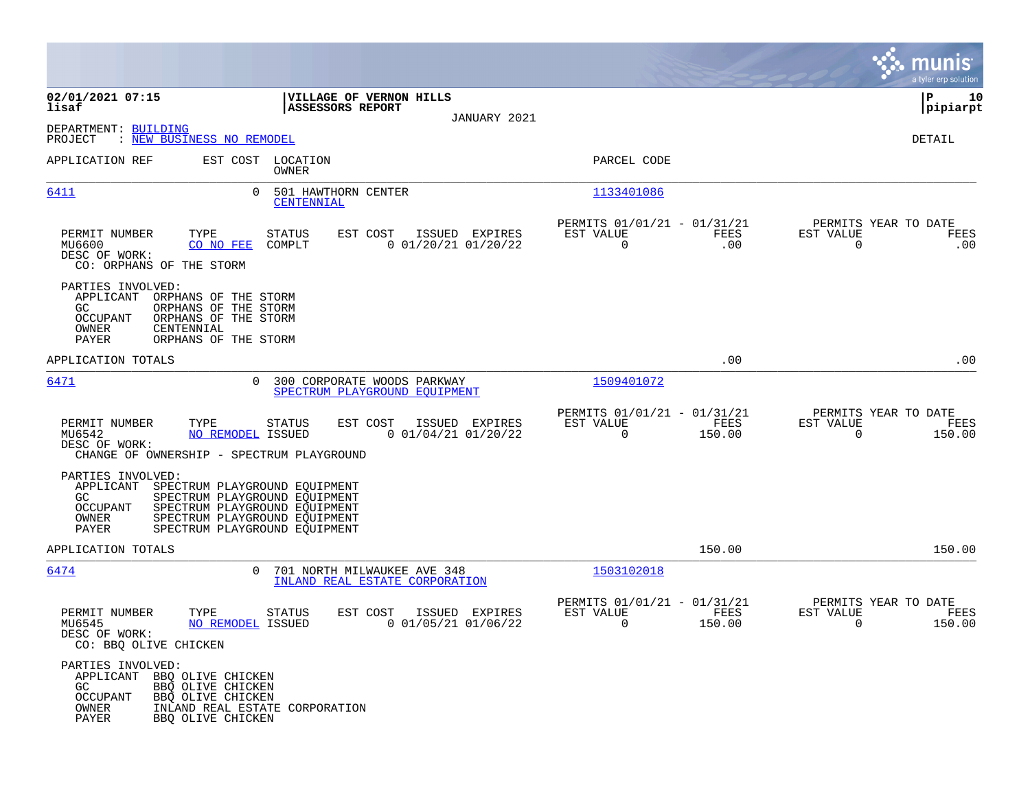02/01/2021 07:15 | VILLAGE OF VERNON HILLS | P 10
lisaf | ASSESSORS REPORT | pipiarpt

JANUARY 2021

DEPARTMENT: BUILDING
PROJECT : NEW BUSINESS NO REMODEL

DETAIL

| APPLICATION REF | EST COST | LOCATION / OWNER | PARCEL CODE |
|---|---|---|---|
| 6411 | 0 | 501 HAWTHORN CENTER / CENTENNIAL | 1133401086 |

| PERMIT NUMBER | TYPE | STATUS | EST COST | ISSUED | EXPIRES | PERMITS 01/01/21 - 01/31/21 EST VALUE | FEES | PERMITS YEAR TO DATE EST VALUE | FEES |
|---|---|---|---|---|---|---|---|---|---|
| MU6600 | CO NO FEE | COMPLT | 0 | 01/20/21 | 01/20/22 | 0 | .00 | 0 | .00 |

DESC OF WORK:
CO: ORPHANS OF THE STORM

PARTIES INVOLVED:
- APPLICANT ORPHANS OF THE STORM
- GC ORPHANS OF THE STORM
- OCCUPANT ORPHANS OF THE STORM
- OWNER CENTENNIAL
- PAYER ORPHANS OF THE STORM

APPLICATION TOTALS .00 .00

| APPLICATION REF | EST COST | LOCATION / OWNER | PARCEL CODE |
|---|---|---|---|
| 6471 | 0 | 300 CORPORATE WOODS PARKWAY / SPECTRUM PLAYGROUND EQUIPMENT | 1509401072 |

| PERMIT NUMBER | TYPE | STATUS | EST COST | ISSUED | EXPIRES | PERMITS 01/01/21 - 01/31/21 EST VALUE | FEES | PERMITS YEAR TO DATE EST VALUE | FEES |
|---|---|---|---|---|---|---|---|---|---|
| MU6542 | NO REMODEL | ISSUED | 0 | 01/04/21 | 01/20/22 | 0 | 150.00 | 0 | 150.00 |

DESC OF WORK:
CHANGE OF OWNERSHIP - SPECTRUM PLAYGROUND

PARTIES INVOLVED:
- APPLICANT SPECTRUM PLAYGROUND EQUIPMENT
- GC SPECTRUM PLAYGROUND EQUIPMENT
- OCCUPANT SPECTRUM PLAYGROUND EQUIPMENT
- OWNER SPECTRUM PLAYGROUND EQUIPMENT
- PAYER SPECTRUM PLAYGROUND EQUIPMENT

APPLICATION TOTALS 150.00 150.00

| APPLICATION REF | EST COST | LOCATION / OWNER | PARCEL CODE |
|---|---|---|---|
| 6474 | 0 | 701 NORTH MILWAUKEE AVE 348 / INLAND REAL ESTATE CORPORATION | 1503102018 |

| PERMIT NUMBER | TYPE | STATUS | EST COST | ISSUED | EXPIRES | PERMITS 01/01/21 - 01/31/21 EST VALUE | FEES | PERMITS YEAR TO DATE EST VALUE | FEES |
|---|---|---|---|---|---|---|---|---|---|
| MU6545 | NO REMODEL | ISSUED | 0 | 01/05/21 | 01/06/22 | 0 | 150.00 | 0 | 150.00 |

DESC OF WORK:
CO: BBQ OLIVE CHICKEN

PARTIES INVOLVED:
- APPLICANT BBQ OLIVE CHICKEN
- GC BBQ OLIVE CHICKEN
- OCCUPANT BBQ OLIVE CHICKEN
- OWNER INLAND REAL ESTATE CORPORATION
- PAYER BBQ OLIVE CHICKEN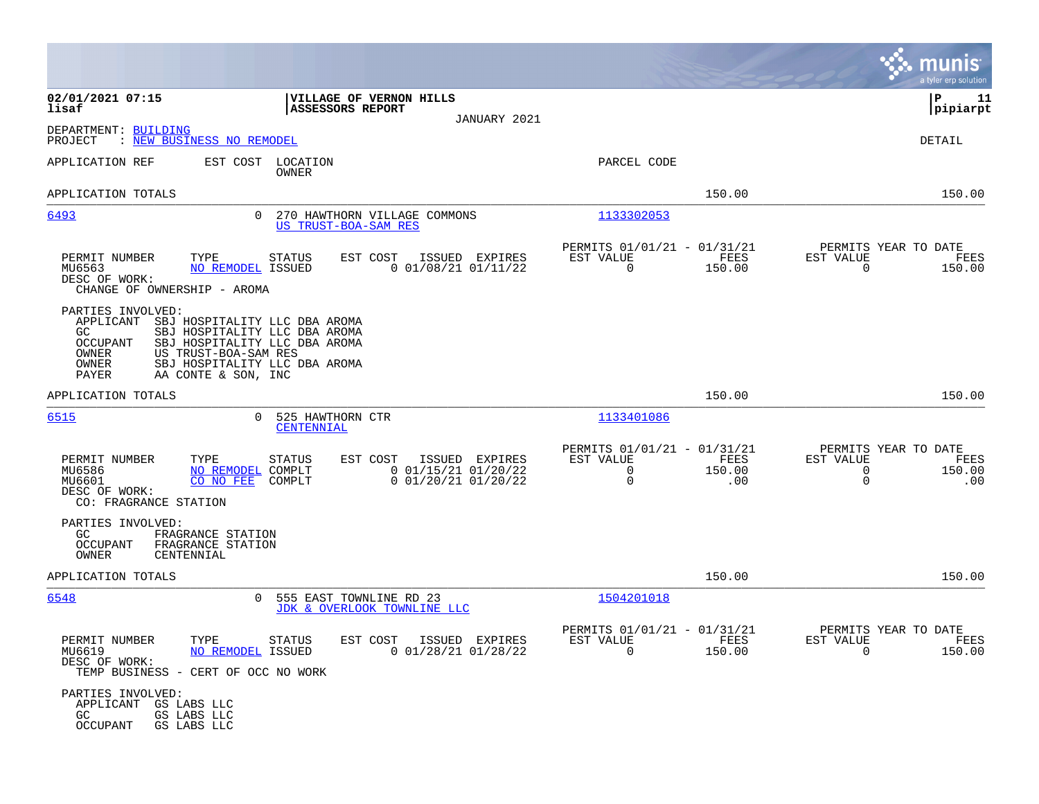**02/01/2021 07:15** — **VILLAGE OF VERNON HILLS** — **P 11**
**lisaf** — **ASSESSORS REPORT** — **pipiarpt**

JANUARY 2021

DEPARTMENT: BUILDING
PROJECT : NEW BUSINESS NO REMODEL

DETAIL

| APPLICATION REF | EST COST | LOCATION / OWNER | PARCEL CODE | | |
|---|---|---|---|---|---|
| APPLICATION TOTALS | | | | 150.00 | 150.00 |

---

**6493** — 0 — 270 HAWTHORN VILLAGE COMMONS — US TRUST-BOA-SAM RES — Parcel: 1133302053

| PERMIT NUMBER | TYPE | STATUS | EST COST | ISSUED | EXPIRES | PERMITS 01/01/21 - 01/31/21 EST VALUE | FEES | PERMITS YEAR TO DATE EST VALUE | FEES |
|---|---|---|---|---|---|---|---|---|---|
| MU6563 | NO REMODEL | ISSUED | 0 | 01/08/21 | 01/11/22 | 0 | 150.00 | 0 | 150.00 |

DESC OF WORK:
CHANGE OF OWNERSHIP - AROMA

PARTIES INVOLVED:
- APPLICANT SBJ HOSPITALITY LLC DBA AROMA
- GC SBJ HOSPITALITY LLC DBA AROMA
- OCCUPANT SBJ HOSPITALITY LLC DBA AROMA
- OWNER US TRUST-BOA-SAM RES
- OWNER SBJ HOSPITALITY LLC DBA AROMA
- PAYER AA CONTE & SON, INC

APPLICATION TOTALS — 150.00 — 150.00

---

**6515** — 0 — 525 HAWTHORN CTR — CENTENNIAL — Parcel: 1133401086

| PERMIT NUMBER | TYPE | STATUS | EST COST | ISSUED | EXPIRES | PERMITS 01/01/21 - 01/31/21 EST VALUE | FEES | PERMITS YEAR TO DATE EST VALUE | FEES |
|---|---|---|---|---|---|---|---|---|---|
| MU6586 | NO REMODEL | COMPLT | 0 | 01/15/21 | 01/20/22 | 0 | 150.00 | 0 | 150.00 |
| MU6601 | CO NO FEE | COMPLT | 0 | 01/20/21 | 01/20/22 | 0 | .00 | 0 | .00 |

DESC OF WORK:
CO: FRAGRANCE STATION

PARTIES INVOLVED:
- GC FRAGRANCE STATION
- OCCUPANT FRAGRANCE STATION
- OWNER CENTENNIAL

APPLICATION TOTALS — 150.00 — 150.00

---

**6548** — 0 — 555 EAST TOWNLINE RD 23 — JDK & OVERLOOK TOWNLINE LLC — Parcel: 1504201018

| PERMIT NUMBER | TYPE | STATUS | EST COST | ISSUED | EXPIRES | PERMITS 01/01/21 - 01/31/21 EST VALUE | FEES | PERMITS YEAR TO DATE EST VALUE | FEES |
|---|---|---|---|---|---|---|---|---|---|
| MU6619 | NO REMODEL | ISSUED | 0 | 01/28/21 | 01/28/22 | 0 | 150.00 | 0 | 150.00 |

DESC OF WORK:
TEMP BUSINESS - CERT OF OCC NO WORK

PARTIES INVOLVED:
- APPLICANT GS LABS LLC
- GC GS LABS LLC
- OCCUPANT GS LABS LLC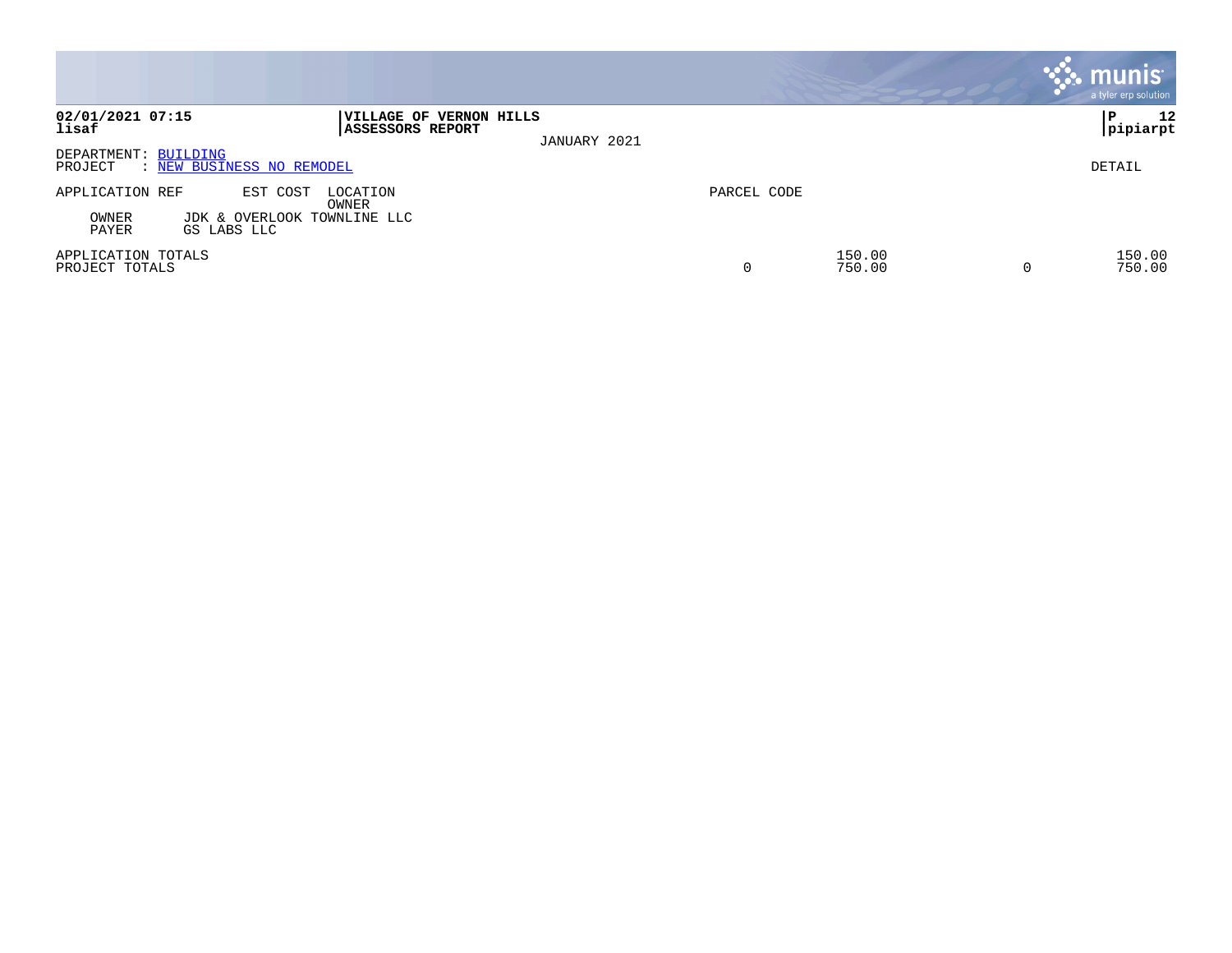**02/01/2021 07:15**
**lisaf**

**VILLAGE OF VERNON HILLS**
**ASSESSORS REPORT**

JANUARY 2021

**P 12**
**pipiarpt**

DEPARTMENT: BUILDING
PROJECT : NEW BUSINESS NO REMODEL

DETAIL

| APPLICATION REF | EST COST | LOCATION / OWNER | PARCEL CODE | | | |
|---|---|---|---|---|---|---|
| OWNER | JDK & OVERLOOK TOWNLINE LLC | | | | | |
| PAYER | GS LABS LLC | | | | | |
| APPLICATION TOTALS | | | | 150.00 | | 150.00 |
| PROJECT TOTALS | | | 0 | 750.00 | 0 | 750.00 |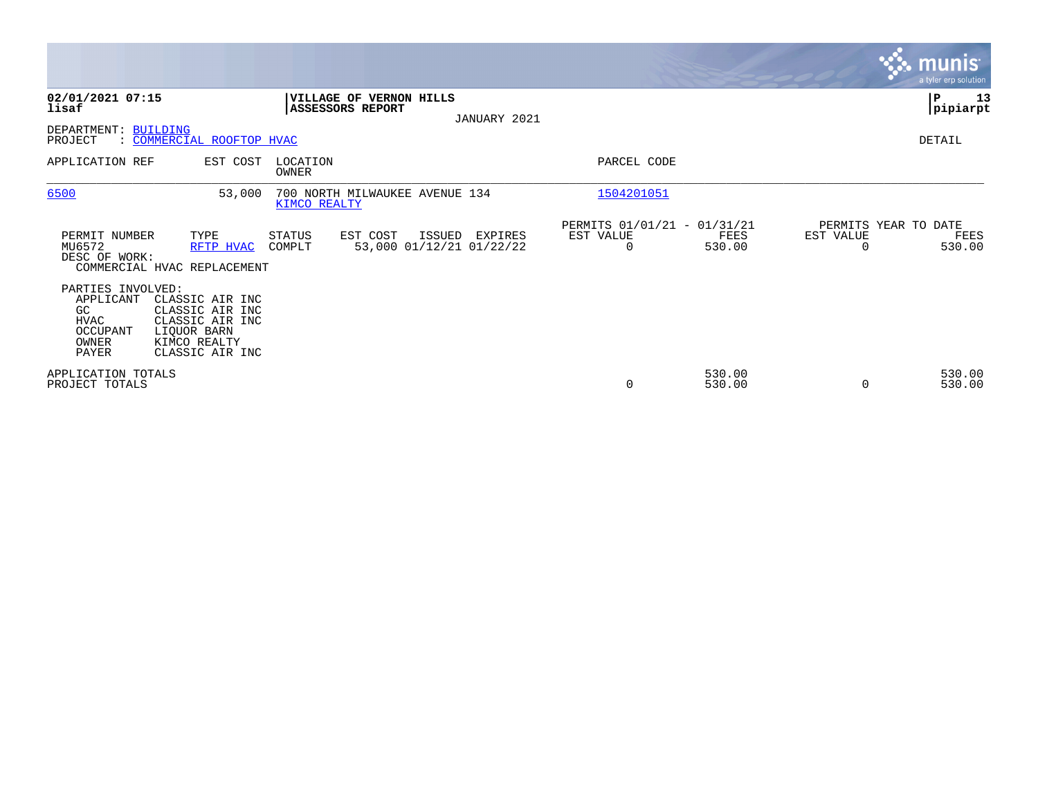**02/01/2021 07:15**
**lisaf**

**VILLAGE OF VERNON HILLS**
**ASSESSORS REPORT**

JANUARY 2021

**P 13**
**pipiarpt**

DEPARTMENT: BUILDING
PROJECT : COMMERCIAL ROOFTOP HVAC

DETAIL

| APPLICATION REF | EST COST | LOCATION / OWNER | PARCEL CODE |
|---|---|---|---|
| 6500 | 53,000 | 700 NORTH MILWAUKEE AVENUE 134 / KIMCO REALTY | 1504201051 |

| PERMIT NUMBER | TYPE | STATUS | EST COST | ISSUED | EXPIRES | PERMITS 01/01/21 - 01/31/21 EST VALUE | FEES | PERMITS YEAR TO DATE EST VALUE | FEES |
|---|---|---|---|---|---|---|---|---|---|
| MU6572 | RFTP HVAC | COMPLT | 53,000 | 01/12/21 | 01/22/22 | 0 | 530.00 | 0 | 530.00 |

DESC OF WORK:
COMMERCIAL HVAC REPLACEMENT

PARTIES INVOLVED:

| Role | Party |
|---|---|
| APPLICANT | CLASSIC AIR INC |
| GC | CLASSIC AIR INC |
| HVAC | CLASSIC AIR INC |
| OCCUPANT | LIQUOR BARN |
| OWNER | KIMCO REALTY |
| PAYER | CLASSIC AIR INC |

| | EST VALUE | FEES | EST VALUE | FEES |
|---|---|---|---|---|
| APPLICATION TOTALS | | 530.00 | | 530.00 |
| PROJECT TOTALS | 0 | 530.00 | 0 | 530.00 |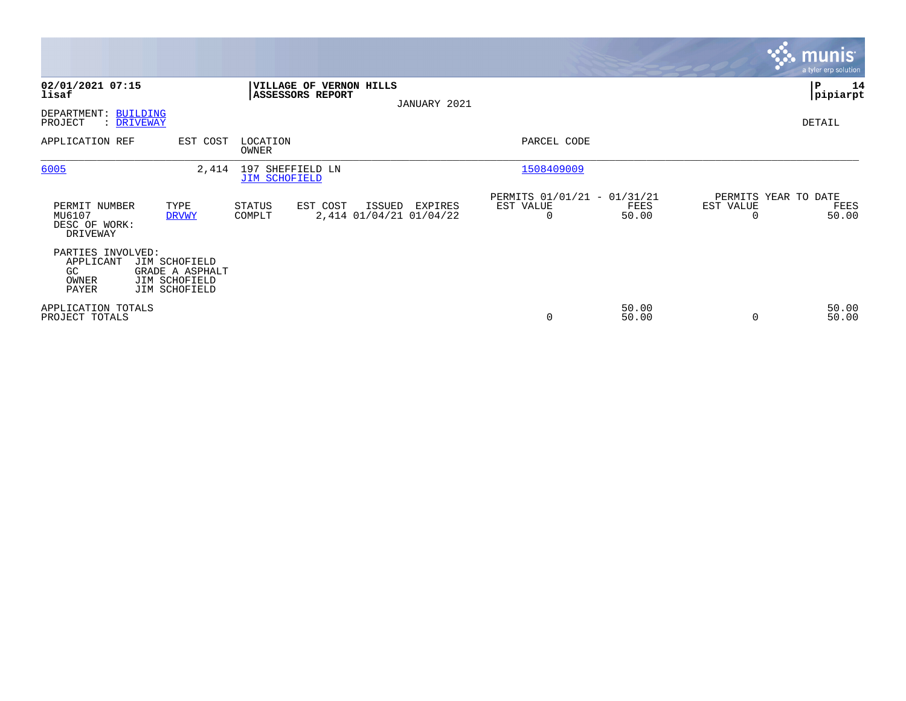**02/01/2021 07:15**
**lisaf**

**VILLAGE OF VERNON HILLS**
**ASSESSORS REPORT**

JANUARY 2021

**P 14**
**pipiarpt**

DEPARTMENT: BUILDING
PROJECT : DRIVEWAY

DETAIL

| APPLICATION REF | EST COST | LOCATION / OWNER | PARCEL CODE |
|---|---|---|---|
| 6005 | 2,414 | 197 SHEFFIELD LN / JIM SCHOFIELD | 1508409009 |

| PERMIT NUMBER | TYPE | STATUS | EST COST | ISSUED | EXPIRES | PERMITS 01/01/21 - 01/31/21 EST VALUE | FEES | PERMITS YEAR TO DATE EST VALUE | FEES |
|---|---|---|---|---|---|---|---|---|---|
| MU6107 | DRVWY | COMPLT | 2,414 | 01/04/21 | 01/04/22 | 0 | 50.00 | 0 | 50.00 |

DESC OF WORK:
DRIVEWAY

PARTIES INVOLVED:

| | |
|---|---|
| APPLICANT | JIM SCHOFIELD |
| GC | GRADE A ASPHALT |
| OWNER | JIM SCHOFIELD |
| PAYER | JIM SCHOFIELD |

| | EST VALUE | FEES | EST VALUE | FEES |
|---|---|---|---|---|
| APPLICATION TOTALS | | 50.00 | | 50.00 |
| PROJECT TOTALS | 0 | 50.00 | 0 | 50.00 |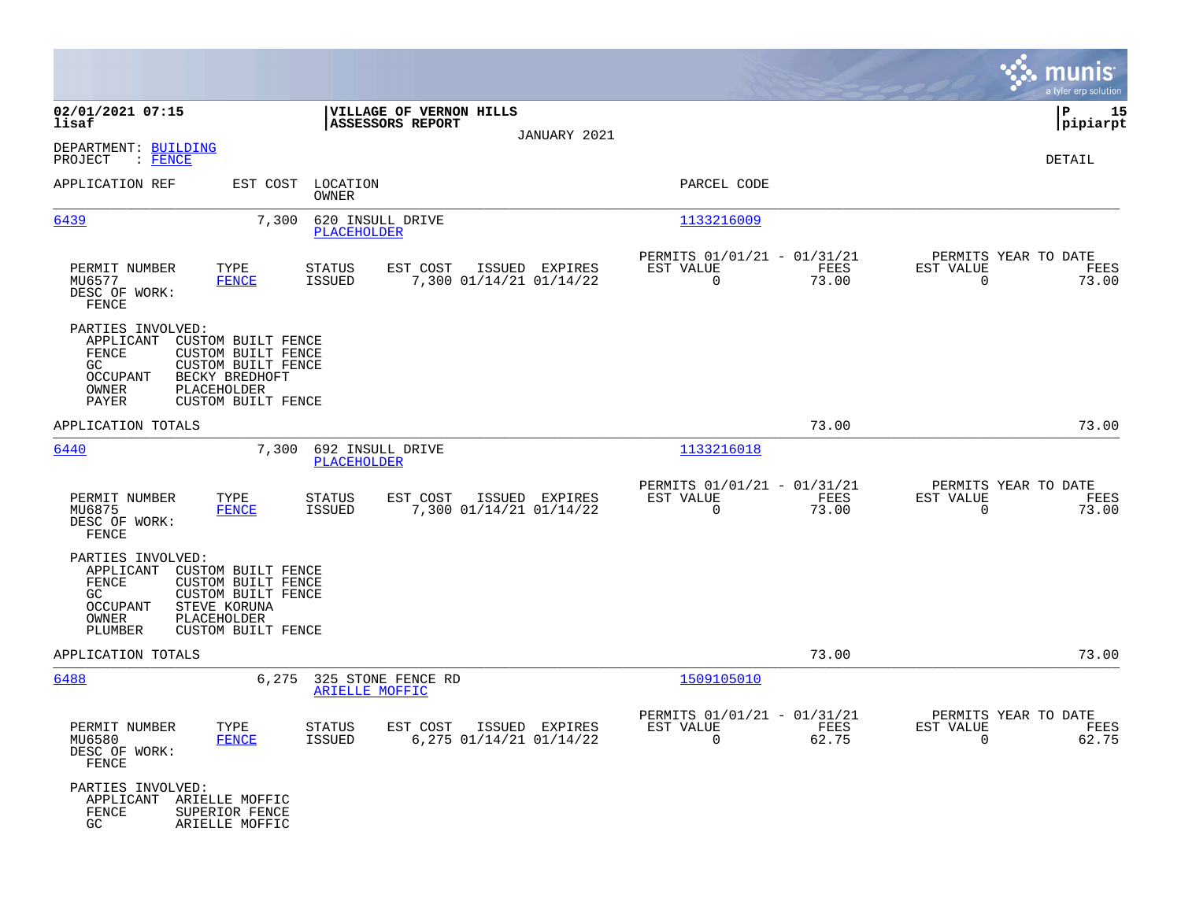02/01/2021 07:15
lisaf

**VILLAGE OF VERNON HILLS**
**ASSESSORS REPORT**
JANUARY 2021

P 15
pipiarpt

DEPARTMENT: BUILDING
PROJECT : FENCE

DETAIL

| APPLICATION REF | EST COST | LOCATION / OWNER | PARCEL CODE |
|---|---|---|---|
| 6439 | 7,300 | 620 INSULL DRIVE / PLACEHOLDER | 1133216009 |

| PERMIT NUMBER | TYPE | STATUS | EST COST | ISSUED | EXPIRES | PERMITS 01/01/21 - 01/31/21 EST VALUE | FEES | PERMITS YEAR TO DATE EST VALUE | FEES |
|---|---|---|---|---|---|---|---|---|---|
| MU6577 | FENCE | ISSUED | 7,300 | 01/14/21 | 01/14/22 | 0 | 73.00 | 0 | 73.00 |

DESC OF WORK:
FENCE

PARTIES INVOLVED:

| | |
|---|---|
| APPLICANT | CUSTOM BUILT FENCE |
| FENCE | CUSTOM BUILT FENCE |
| GC | CUSTOM BUILT FENCE |
| OCCUPANT | BECKY BREDHOFT |
| OWNER | PLACEHOLDER |
| PAYER | CUSTOM BUILT FENCE |

APPLICATION TOTALS 73.00 73.00

| APPLICATION REF | EST COST | LOCATION / OWNER | PARCEL CODE |
|---|---|---|---|
| 6440 | 7,300 | 692 INSULL DRIVE / PLACEHOLDER | 1133216018 |

| PERMIT NUMBER | TYPE | STATUS | EST COST | ISSUED | EXPIRES | PERMITS 01/01/21 - 01/31/21 EST VALUE | FEES | PERMITS YEAR TO DATE EST VALUE | FEES |
|---|---|---|---|---|---|---|---|---|---|
| MU6875 | FENCE | ISSUED | 7,300 | 01/14/21 | 01/14/22 | 0 | 73.00 | 0 | 73.00 |

DESC OF WORK:
FENCE

PARTIES INVOLVED:

| | |
|---|---|
| APPLICANT | CUSTOM BUILT FENCE |
| FENCE | CUSTOM BUILT FENCE |
| GC | CUSTOM BUILT FENCE |
| OCCUPANT | STEVE KORUNA |
| OWNER | PLACEHOLDER |
| PLUMBER | CUSTOM BUILT FENCE |

APPLICATION TOTALS 73.00 73.00

| APPLICATION REF | EST COST | LOCATION / OWNER | PARCEL CODE |
|---|---|---|---|
| 6488 | 6,275 | 325 STONE FENCE RD / ARIELLE MOFFIC | 1509105010 |

| PERMIT NUMBER | TYPE | STATUS | EST COST | ISSUED | EXPIRES | PERMITS 01/01/21 - 01/31/21 EST VALUE | FEES | PERMITS YEAR TO DATE EST VALUE | FEES |
|---|---|---|---|---|---|---|---|---|---|
| MU6580 | FENCE | ISSUED | 6,275 | 01/14/21 | 01/14/22 | 0 | 62.75 | 0 | 62.75 |

DESC OF WORK:
FENCE

PARTIES INVOLVED:

| | |
|---|---|
| APPLICANT | ARIELLE MOFFIC |
| FENCE | SUPERIOR FENCE |
| GC | ARIELLE MOFFIC |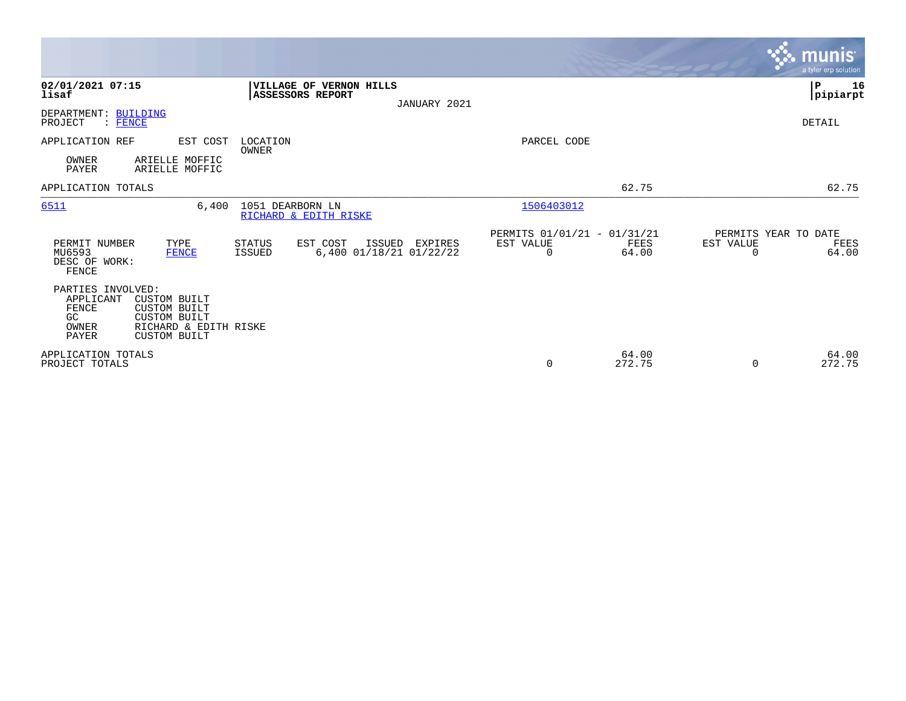**02/01/2021 07:15**
**lisaf**

**VILLAGE OF VERNON HILLS**
**ASSESSORS REPORT**

JANUARY 2021

**P 16**
**pipiarpt**

DEPARTMENT: BUILDING
PROJECT : FENCE

DETAIL

| APPLICATION REF | EST COST | LOCATION / OWNER | PARCEL CODE | | |
|---|---|---|---|---|---|
| OWNER | ARIELLE MOFFIC | | | | |
| PAYER | ARIELLE MOFFIC | | | | |
| APPLICATION TOTALS | | | | 62.75 | 62.75 |
| 6511 | 6,400 | 1051 DEARBORN LN / RICHARD & EDITH RISKE | 1506403012 | | |

| PERMIT NUMBER | TYPE | STATUS | EST COST | ISSUED | EXPIRES | PERMITS 01/01/21 - 01/31/21 EST VALUE | FEES | PERMITS YEAR TO DATE EST VALUE | FEES |
|---|---|---|---|---|---|---|---|---|---|
| MU6593 | FENCE | ISSUED | 6,400 | 01/18/21 | 01/22/22 | 0 | 64.00 | 0 | 64.00 |

DESC OF WORK:
FENCE

PARTIES INVOLVED:

| Role | Name |
|---|---|
| APPLICANT | CUSTOM BUILT |
| FENCE | CUSTOM BUILT |
| GC | CUSTOM BUILT |
| OWNER | RICHARD & EDITH RISKE |
| PAYER | CUSTOM BUILT |

| | EST VALUE | FEES | EST VALUE | FEES |
|---|---|---|---|---|
| APPLICATION TOTALS | | 64.00 | | 64.00 |
| PROJECT TOTALS | 0 | 272.75 | 0 | 272.75 |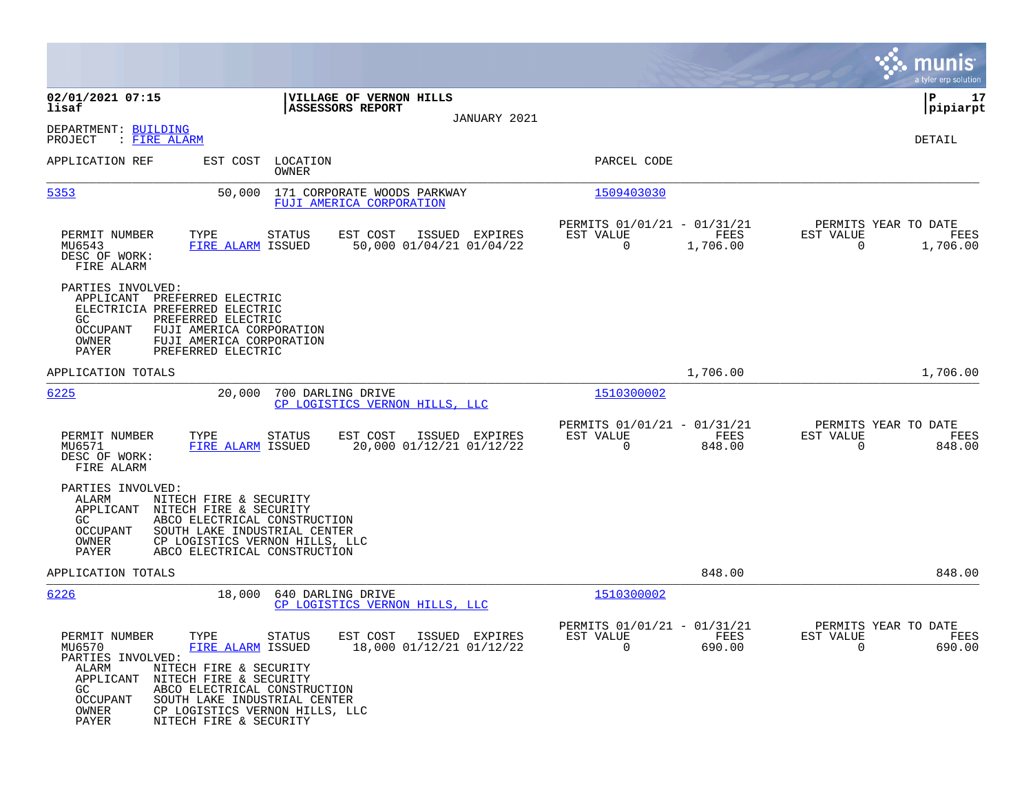**02/01/2021 07:15** | **VILLAGE OF VERNON HILLS** | **P 17**
**lisaf** | **ASSESSORS REPORT** | **pipiarpt**

JANUARY 2021

DEPARTMENT: BUILDING
PROJECT : FIRE ALARM

DETAIL

| APPLICATION REF | EST COST | LOCATION / OWNER | PARCEL CODE |
|---|---|---|---|
| 5353 | 50,000 | 171 CORPORATE WOODS PARKWAY / FUJI AMERICA CORPORATION | 1509403030 |

| PERMIT NUMBER | TYPE | STATUS | EST COST | ISSUED | EXPIRES | PERMITS 01/01/21 - 01/31/21 EST VALUE | FEES | PERMITS YEAR TO DATE EST VALUE | FEES |
|---|---|---|---|---|---|---|---|---|---|
| MU6543 | FIRE ALARM | ISSUED | 50,000 | 01/04/21 | 01/04/22 | 0 | 1,706.00 | 0 | 1,706.00 |

DESC OF WORK:
FIRE ALARM

PARTIES INVOLVED:

| | |
|---|---|
| APPLICANT | PREFERRED ELECTRIC |
| ELECTRICIA | PREFERRED ELECTRIC |
| GC | PREFERRED ELECTRIC |
| OCCUPANT | FUJI AMERICA CORPORATION |
| OWNER | FUJI AMERICA CORPORATION |
| PAYER | PREFERRED ELECTRIC |

APPLICATION TOTALS: 1,706.00 | 1,706.00

| APPLICATION REF | EST COST | LOCATION / OWNER | PARCEL CODE |
|---|---|---|---|
| 6225 | 20,000 | 700 DARLING DRIVE / CP LOGISTICS VERNON HILLS, LLC | 1510300002 |

| PERMIT NUMBER | TYPE | STATUS | EST COST | ISSUED | EXPIRES | PERMITS 01/01/21 - 01/31/21 EST VALUE | FEES | PERMITS YEAR TO DATE EST VALUE | FEES |
|---|---|---|---|---|---|---|---|---|---|
| MU6571 | FIRE ALARM | ISSUED | 20,000 | 01/12/21 | 01/12/22 | 0 | 848.00 | 0 | 848.00 |

DESC OF WORK:
FIRE ALARM

PARTIES INVOLVED:

| | |
|---|---|
| ALARM | NITECH FIRE & SECURITY |
| APPLICANT | NITECH FIRE & SECURITY |
| GC | ABCO ELECTRICAL CONSTRUCTION |
| OCCUPANT | SOUTH LAKE INDUSTRIAL CENTER |
| OWNER | CP LOGISTICS VERNON HILLS, LLC |
| PAYER | ABCO ELECTRICAL CONSTRUCTION |

APPLICATION TOTALS: 848.00 | 848.00

| APPLICATION REF | EST COST | LOCATION / OWNER | PARCEL CODE |
|---|---|---|---|
| 6226 | 18,000 | 640 DARLING DRIVE / CP LOGISTICS VERNON HILLS, LLC | 1510300002 |

| PERMIT NUMBER | TYPE | STATUS | EST COST | ISSUED | EXPIRES | PERMITS 01/01/21 - 01/31/21 EST VALUE | FEES | PERMITS YEAR TO DATE EST VALUE | FEES |
|---|---|---|---|---|---|---|---|---|---|
| MU6570 | FIRE ALARM | ISSUED | 18,000 | 01/12/21 | 01/12/22 | 0 | 690.00 | 0 | 690.00 |

PARTIES INVOLVED:

| | |
|---|---|
| ALARM | NITECH FIRE & SECURITY |
| APPLICANT | NITECH FIRE & SECURITY |
| GC | ABCO ELECTRICAL CONSTRUCTION |
| OCCUPANT | SOUTH LAKE INDUSTRIAL CENTER |
| OWNER | CP LOGISTICS VERNON HILLS, LLC |
| PAYER | NITECH FIRE & SECURITY |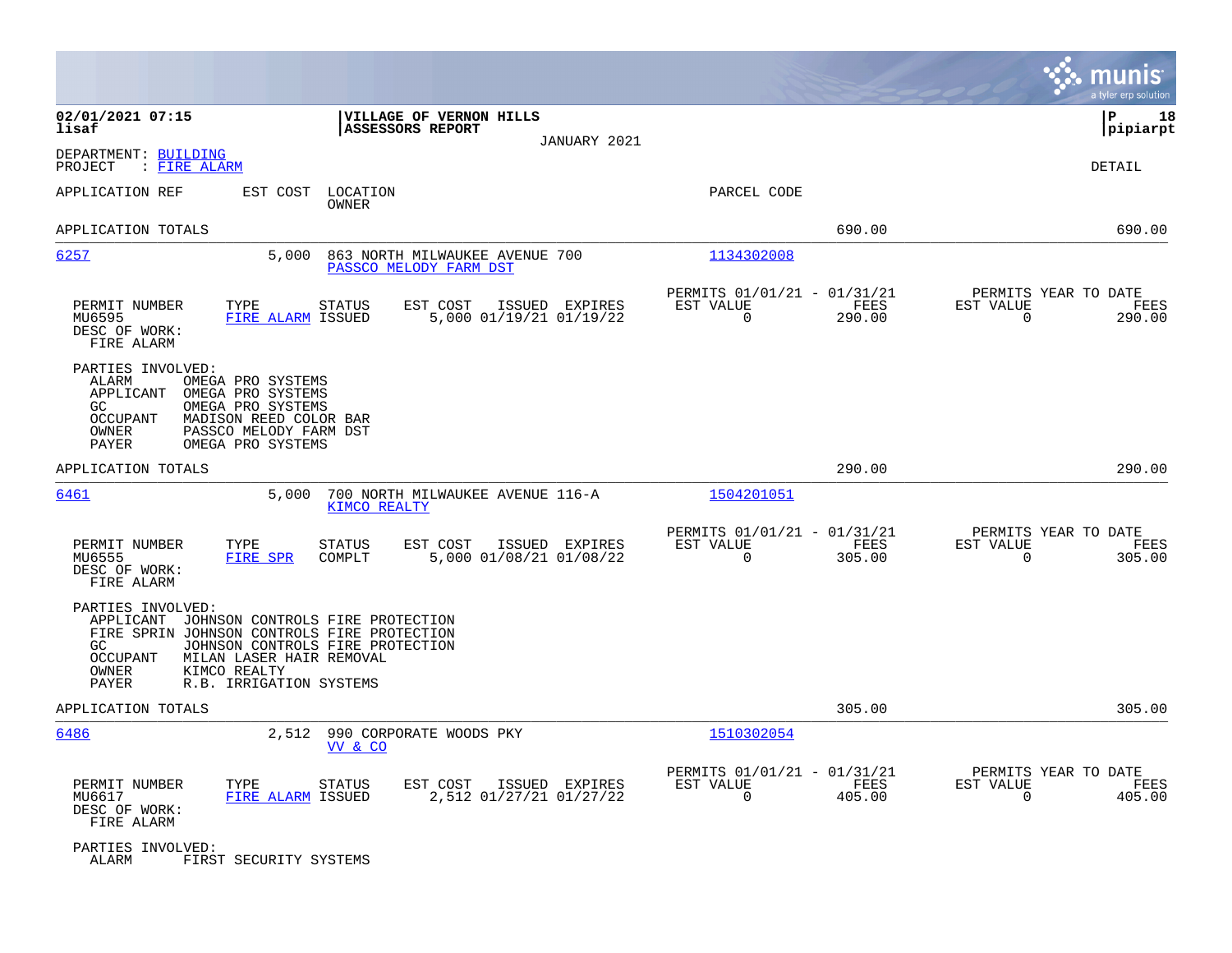**02/01/2021 07:15**
**lisaf**

**VILLAGE OF VERNON HILLS**
**ASSESSORS REPORT**
JANUARY 2021

**P 18**
**pipiarpt**

DEPARTMENT: BUILDING
PROJECT : FIRE ALARM

DETAIL

| APPLICATION REF | EST COST | LOCATION / OWNER | PARCEL CODE | | |
|---|---|---|---|---|---|
| APPLICATION TOTALS | | | | 690.00 | 690.00 |

---

**6257** — EST COST: 5,000 — 863 NORTH MILWAUKEE AVENUE 700 — PASSCO MELODY FARM DST — PARCEL CODE: 1134302008

| PERMIT NUMBER | TYPE | STATUS | EST COST | ISSUED | EXPIRES | PERMITS 01/01/21 - 01/31/21 EST VALUE | FEES | PERMITS YEAR TO DATE EST VALUE | FEES |
|---|---|---|---|---|---|---|---|---|---|
| MU6595 | FIRE ALARM | ISSUED | 5,000 | 01/19/21 | 01/19/22 | 0 | 290.00 | 0 | 290.00 |

DESC OF WORK:
FIRE ALARM

PARTIES INVOLVED:
- ALARM: OMEGA PRO SYSTEMS
- APPLICANT: OMEGA PRO SYSTEMS
- GC: OMEGA PRO SYSTEMS
- OCCUPANT: MADISON REED COLOR BAR
- OWNER: PASSCO MELODY FARM DST
- PAYER: OMEGA PRO SYSTEMS

APPLICATION TOTALS: 290.00 — 290.00

---

**6461** — EST COST: 5,000 — 700 NORTH MILWAUKEE AVENUE 116-A — KIMCO REALTY — PARCEL CODE: 1504201051

| PERMIT NUMBER | TYPE | STATUS | EST COST | ISSUED | EXPIRES | PERMITS 01/01/21 - 01/31/21 EST VALUE | FEES | PERMITS YEAR TO DATE EST VALUE | FEES |
|---|---|---|---|---|---|---|---|---|---|
| MU6555 | FIRE SPR | COMPLT | 5,000 | 01/08/21 | 01/08/22 | 0 | 305.00 | 0 | 305.00 |

DESC OF WORK:
FIRE ALARM

PARTIES INVOLVED:
- APPLICANT: JOHNSON CONTROLS FIRE PROTECTION
- FIRE SPRIN: JOHNSON CONTROLS FIRE PROTECTION
- GC: JOHNSON CONTROLS FIRE PROTECTION
- OCCUPANT: MILAN LASER HAIR REMOVAL
- OWNER: KIMCO REALTY
- PAYER: R.B. IRRIGATION SYSTEMS

APPLICATION TOTALS: 305.00 — 305.00

---

**6486** — EST COST: 2,512 — 990 CORPORATE WOODS PKY — VV & CO — PARCEL CODE: 1510302054

| PERMIT NUMBER | TYPE | STATUS | EST COST | ISSUED | EXPIRES | PERMITS 01/01/21 - 01/31/21 EST VALUE | FEES | PERMITS YEAR TO DATE EST VALUE | FEES |
|---|---|---|---|---|---|---|---|---|---|
| MU6617 | FIRE ALARM | ISSUED | 2,512 | 01/27/21 | 01/27/22 | 0 | 405.00 | 0 | 405.00 |

DESC OF WORK:
FIRE ALARM

PARTIES INVOLVED:
- ALARM: FIRST SECURITY SYSTEMS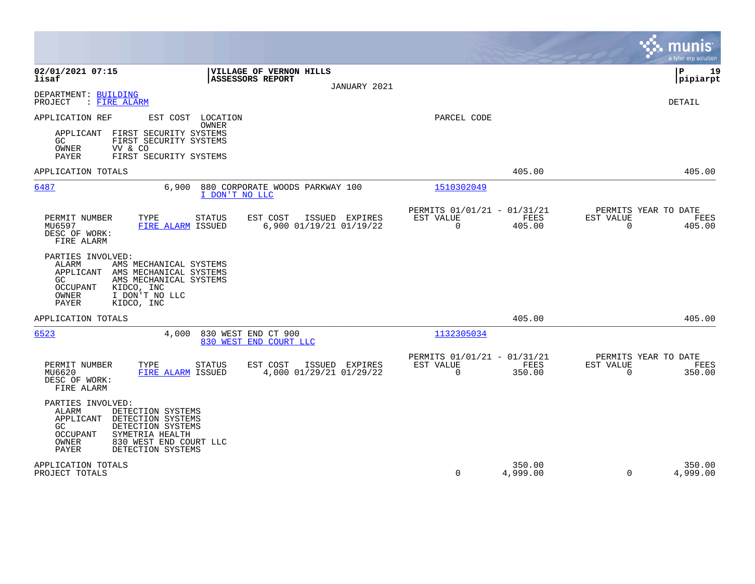**02/01/2021 07:15** | **VILLAGE OF VERNON HILLS** | **P 19**
**lisaf** | **ASSESSORS REPORT** | **pipiarpt**

JANUARY 2021

DEPARTMENT: BUILDING
PROJECT : FIRE ALARM

DETAIL

APPLICATION REF    EST COST   LOCATION   OWNER    PARCEL CODE

APPLICANT   FIRST SECURITY SYSTEMS
GC   FIRST SECURITY SYSTEMS
OWNER   VV & CO
PAYER   FIRST SECURITY SYSTEMS

APPLICATION TOTALS    405.00    405.00

---

**6487**   6,900   880 CORPORATE WOODS PARKWAY 100   I DON'T NO LLC   1510302049

| PERMIT NUMBER | TYPE | STATUS | EST COST | ISSUED | EXPIRES | PERMITS 01/01/21 - 01/31/21 EST VALUE | FEES | PERMITS YEAR TO DATE EST VALUE | FEES |
|---|---|---|---|---|---|---|---|---|---|
| MU6597 | FIRE ALARM | ISSUED | 6,900 | 01/19/21 | 01/19/22 | 0 | 405.00 | 0 | 405.00 |

DESC OF WORK:
FIRE ALARM

PARTIES INVOLVED:
ALARM   AMS MECHANICAL SYSTEMS
APPLICANT   AMS MECHANICAL SYSTEMS
GC   AMS MECHANICAL SYSTEMS
OCCUPANT   KIDCO, INC
OWNER   I DON'T NO LLC
PAYER   KIDCO, INC

APPLICATION TOTALS    405.00    405.00

---

**6523**   4,000   830 WEST END CT 900   830 WEST END COURT LLC   1132305034

| PERMIT NUMBER | TYPE | STATUS | EST COST | ISSUED | EXPIRES | PERMITS 01/01/21 - 01/31/21 EST VALUE | FEES | PERMITS YEAR TO DATE EST VALUE | FEES |
|---|---|---|---|---|---|---|---|---|---|
| MU6620 | FIRE ALARM | ISSUED | 4,000 | 01/29/21 | 01/29/22 | 0 | 350.00 | 0 | 350.00 |

DESC OF WORK:
FIRE ALARM

PARTIES INVOLVED:
ALARM   DETECTION SYSTEMS
APPLICANT   DETECTION SYSTEMS
GC   DETECTION SYSTEMS
OCCUPANT   SYMETRIA HEALTH
OWNER   830 WEST END COURT LLC
PAYER   DETECTION SYSTEMS

| | EST VALUE | FEES | EST VALUE | FEES |
|---|---|---|---|---|
| APPLICATION TOTALS | | 350.00 | | 350.00 |
| PROJECT TOTALS | 0 | 4,999.00 | 0 | 4,999.00 |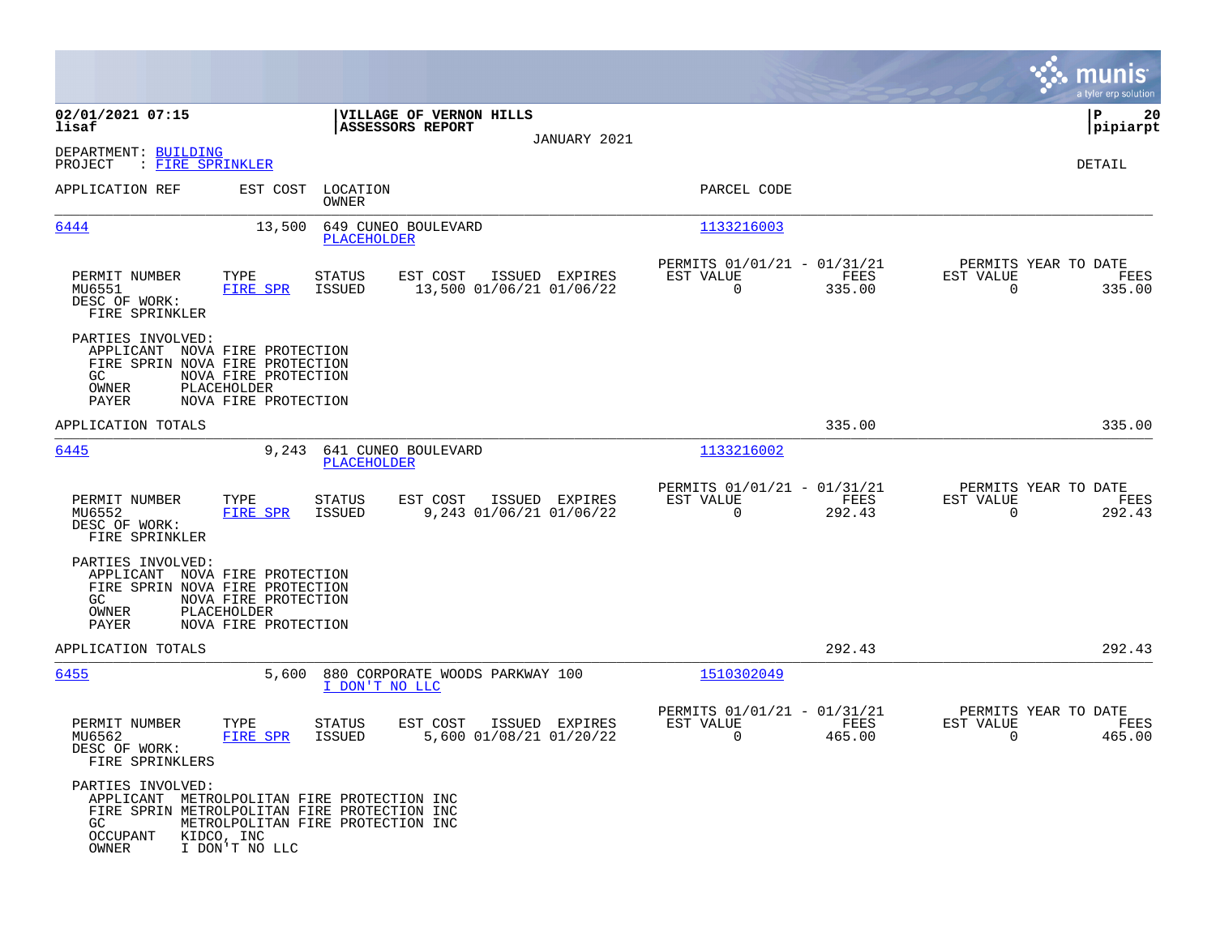**VILLAGE OF VERNON HILLS**
**ASSESSORS REPORT**
JANUARY 2021

02/01/2021 07:15
lisaf

P 20
pipiarpt

DEPARTMENT: BUILDING
PROJECT : FIRE SPRINKLER

DETAIL

| APPLICATION REF | EST COST | LOCATION / OWNER | PARCEL CODE |
|---|---|---|---|
| 6444 | 13,500 | 649 CUNEO BOULEVARD / PLACEHOLDER | 1133216003 |

| PERMIT NUMBER | TYPE | STATUS | EST COST | ISSUED | EXPIRES | PERMITS 01/01/21 - 01/31/21 EST VALUE | FEES | PERMITS YEAR TO DATE EST VALUE | FEES |
|---|---|---|---|---|---|---|---|---|---|
| MU6551 | FIRE SPR | ISSUED | 13,500 | 01/06/21 | 01/06/22 | 0 | 335.00 | 0 | 335.00 |

DESC OF WORK:
FIRE SPRINKLER

PARTIES INVOLVED:
APPLICANT NOVA FIRE PROTECTION
FIRE SPRIN NOVA FIRE PROTECTION
GC NOVA FIRE PROTECTION
OWNER PLACEHOLDER
PAYER NOVA FIRE PROTECTION

APPLICATION TOTALS 335.00 335.00

| APPLICATION REF | EST COST | LOCATION / OWNER | PARCEL CODE |
|---|---|---|---|
| 6445 | 9,243 | 641 CUNEO BOULEVARD / PLACEHOLDER | 1133216002 |

| PERMIT NUMBER | TYPE | STATUS | EST COST | ISSUED | EXPIRES | PERMITS 01/01/21 - 01/31/21 EST VALUE | FEES | PERMITS YEAR TO DATE EST VALUE | FEES |
|---|---|---|---|---|---|---|---|---|---|
| MU6552 | FIRE SPR | ISSUED | 9,243 | 01/06/21 | 01/06/22 | 0 | 292.43 | 0 | 292.43 |

DESC OF WORK:
FIRE SPRINKLER

PARTIES INVOLVED:
APPLICANT NOVA FIRE PROTECTION
FIRE SPRIN NOVA FIRE PROTECTION
GC NOVA FIRE PROTECTION
OWNER PLACEHOLDER
PAYER NOVA FIRE PROTECTION

APPLICATION TOTALS 292.43 292.43

| APPLICATION REF | EST COST | LOCATION / OWNER | PARCEL CODE |
|---|---|---|---|
| 6455 | 5,600 | 880 CORPORATE WOODS PARKWAY 100 / I DON'T NO LLC | 1510302049 |

| PERMIT NUMBER | TYPE | STATUS | EST COST | ISSUED | EXPIRES | PERMITS 01/01/21 - 01/31/21 EST VALUE | FEES | PERMITS YEAR TO DATE EST VALUE | FEES |
|---|---|---|---|---|---|---|---|---|---|
| MU6562 | FIRE SPR | ISSUED | 5,600 | 01/08/21 | 01/20/22 | 0 | 465.00 | 0 | 465.00 |

DESC OF WORK:
FIRE SPRINKLERS

PARTIES INVOLVED:
APPLICANT METROLPOLITAN FIRE PROTECTION INC
FIRE SPRIN METROLPOLITAN FIRE PROTECTION INC
GC METROLPOLITAN FIRE PROTECTION INC
OCCUPANT KIDCO, INC
OWNER I DON'T NO LLC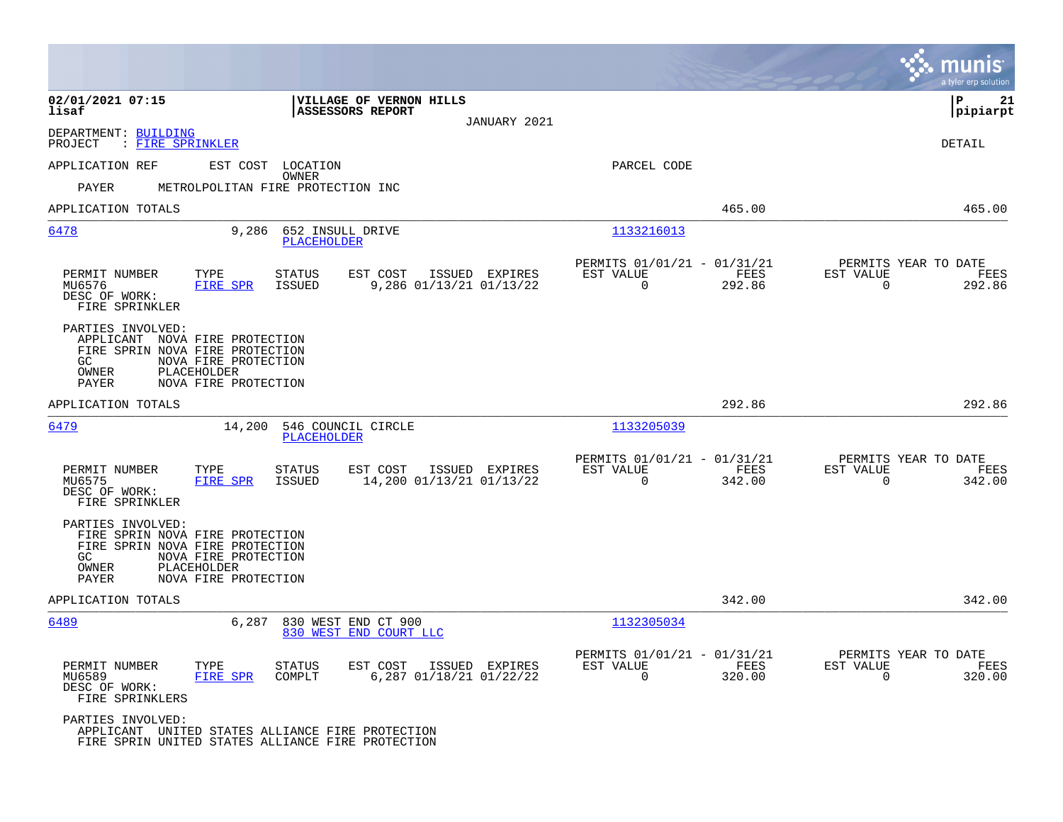**02/01/2021 07:15**
**lisaf**

**VILLAGE OF VERNON HILLS**
**ASSESSORS REPORT**
JANUARY 2021

**P 21**
**pipiarpt**

DEPARTMENT: BUILDING
PROJECT : FIRE SPRINKLER

DETAIL

APPLICATION REF EST COST LOCATION OWNER PARCEL CODE

PAYER METROLPOLITAN FIRE PROTECTION INC

APPLICATION TOTALS 465.00 465.00

---

**6478** 9,286 652 INSULL DRIVE PLACEHOLDER 1133216013

| PERMIT NUMBER | TYPE | STATUS | EST COST | ISSUED | EXPIRES | PERMITS 01/01/21 - 01/31/21 EST VALUE | FEES | PERMITS YEAR TO DATE EST VALUE | FEES |
|---|---|---|---|---|---|---|---|---|---|
| MU6576 | FIRE SPR | ISSUED | 9,286 | 01/13/21 | 01/13/22 | 0 | 292.86 | 0 | 292.86 |

DESC OF WORK:
FIRE SPRINKLER

PARTIES INVOLVED:
APPLICANT NOVA FIRE PROTECTION
FIRE SPRIN NOVA FIRE PROTECTION
GC NOVA FIRE PROTECTION
OWNER PLACEHOLDER
PAYER NOVA FIRE PROTECTION

APPLICATION TOTALS 292.86 292.86

---

**6479** 14,200 546 COUNCIL CIRCLE PLACEHOLDER 1133205039

| PERMIT NUMBER | TYPE | STATUS | EST COST | ISSUED | EXPIRES | PERMITS 01/01/21 - 01/31/21 EST VALUE | FEES | PERMITS YEAR TO DATE EST VALUE | FEES |
|---|---|---|---|---|---|---|---|---|---|
| MU6575 | FIRE SPR | ISSUED | 14,200 | 01/13/21 | 01/13/22 | 0 | 342.00 | 0 | 342.00 |

DESC OF WORK:
FIRE SPRINKLER

PARTIES INVOLVED:
FIRE SPRIN NOVA FIRE PROTECTION
FIRE SPRIN NOVA FIRE PROTECTION
GC NOVA FIRE PROTECTION
OWNER PLACEHOLDER
PAYER NOVA FIRE PROTECTION

APPLICATION TOTALS 342.00 342.00

---

**6489** 6,287 830 WEST END CT 900 830 WEST END COURT LLC 1132305034

| PERMIT NUMBER | TYPE | STATUS | EST COST | ISSUED | EXPIRES | PERMITS 01/01/21 - 01/31/21 EST VALUE | FEES | PERMITS YEAR TO DATE EST VALUE | FEES |
|---|---|---|---|---|---|---|---|---|---|
| MU6589 | FIRE SPR | COMPLT | 6,287 | 01/18/21 | 01/22/22 | 0 | 320.00 | 0 | 320.00 |

DESC OF WORK:
FIRE SPRINKLERS

PARTIES INVOLVED:
APPLICANT UNITED STATES ALLIANCE FIRE PROTECTION
FIRE SPRIN UNITED STATES ALLIANCE FIRE PROTECTION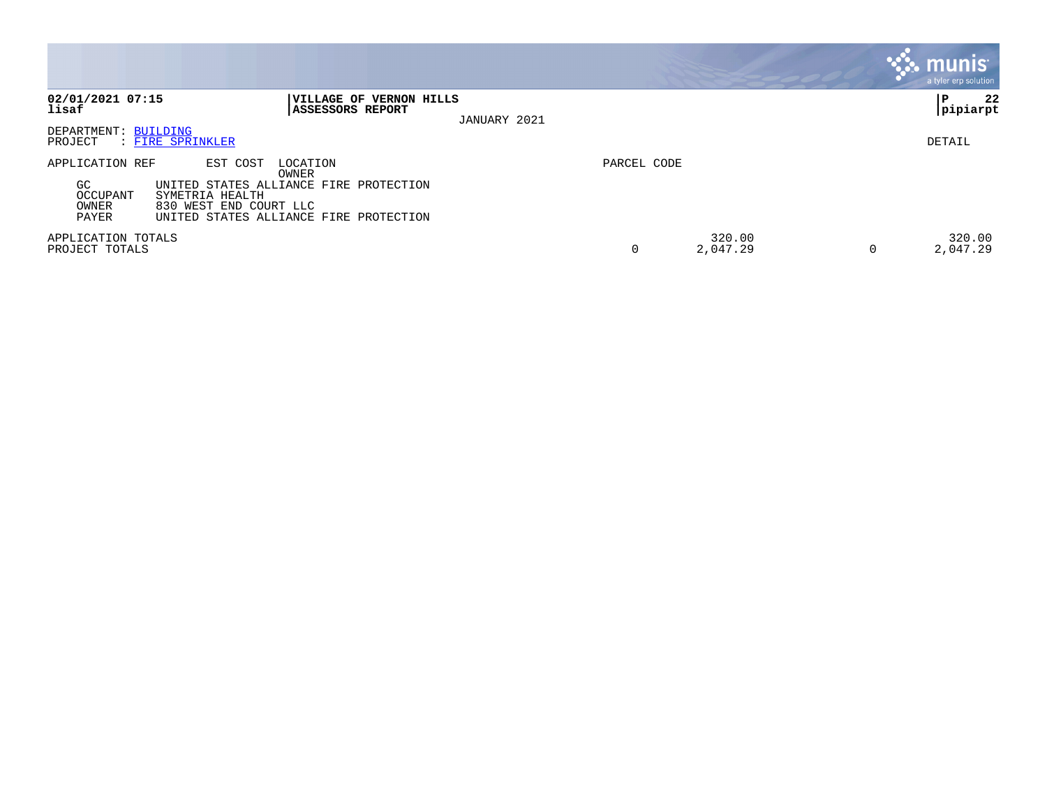**02/01/2021 07:15**
**lisaf**

**VILLAGE OF VERNON HILLS**
**ASSESSORS REPORT**

JANUARY 2021

**P 22**
**pipiarpt**

DEPARTMENT: BUILDING
PROJECT : FIRE SPRINKLER

DETAIL

| APPLICATION REF | EST COST | LOCATION / OWNER | PARCEL CODE | | | |
|---|---|---|---|---|---|---|
| GC | | UNITED STATES ALLIANCE FIRE PROTECTION | | | | |
| OCCUPANT | | SYMETRIA HEALTH | | | | |
| OWNER | | 830 WEST END COURT LLC | | | | |
| PAYER | | UNITED STATES ALLIANCE FIRE PROTECTION | | | | |
| APPLICATION TOTALS | | | | 320.00 | | 320.00 |
| PROJECT TOTALS | | | 0 | 2,047.29 | 0 | 2,047.29 |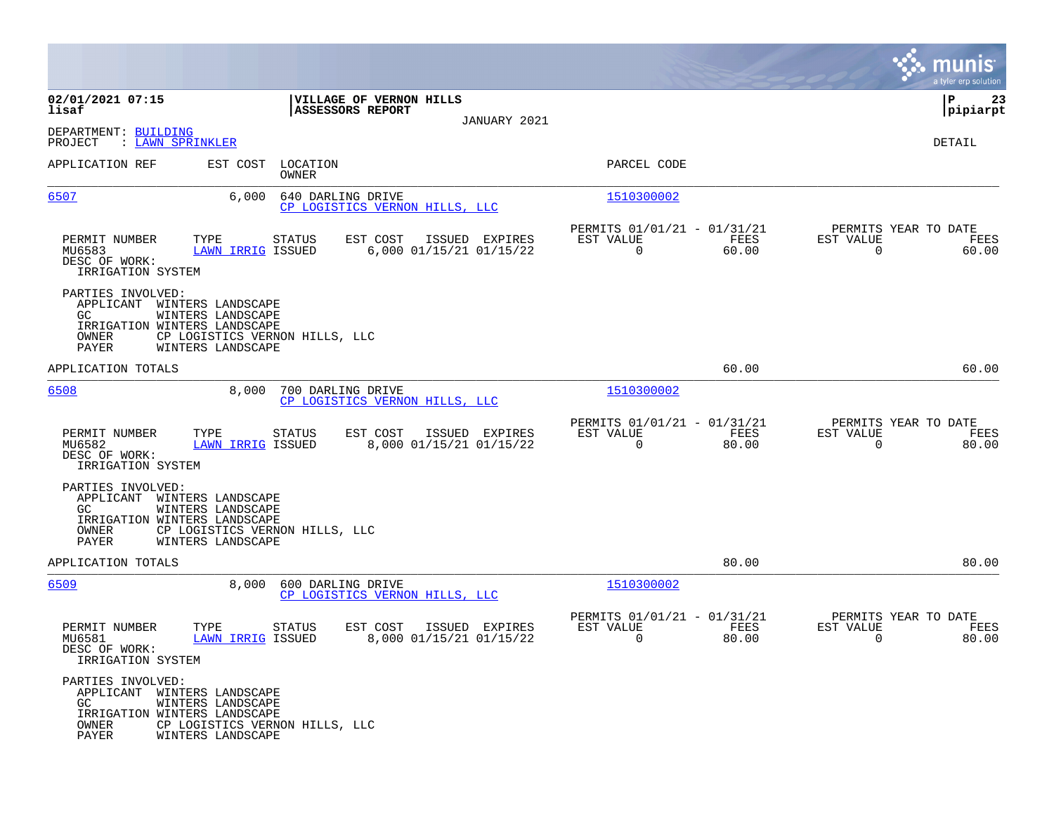**02/01/2021 07:15**
**lisaf**

**VILLAGE OF VERNON HILLS**
**ASSESSORS REPORT**
JANUARY 2021

**P 23**
**pipiarpt**

DEPARTMENT: BUILDING
PROJECT : LAWN SPRINKLER

DETAIL

| APPLICATION REF | EST COST | LOCATION / OWNER | PARCEL CODE |
|---|---|---|---|
| 6507 | 6,000 | 640 DARLING DRIVE / CP LOGISTICS VERNON HILLS, LLC | 1510300002 |

| PERMIT NUMBER | TYPE | STATUS | EST COST | ISSUED | EXPIRES | PERMITS 01/01/21 - 01/31/21 EST VALUE | FEES | PERMITS YEAR TO DATE EST VALUE | FEES |
|---|---|---|---|---|---|---|---|---|---|
| MU6583 | LAWN IRRIG | ISSUED | 6,000 | 01/15/21 | 01/15/22 | 0 | 60.00 | 0 | 60.00 |

DESC OF WORK:
IRRIGATION SYSTEM

PARTIES INVOLVED:
APPLICANT WINTERS LANDSCAPE
GC WINTERS LANDSCAPE
IRRIGATION WINTERS LANDSCAPE
OWNER CP LOGISTICS VERNON HILLS, LLC
PAYER WINTERS LANDSCAPE

APPLICATION TOTALS 60.00 60.00

| APPLICATION REF | EST COST | LOCATION / OWNER | PARCEL CODE |
|---|---|---|---|
| 6508 | 8,000 | 700 DARLING DRIVE / CP LOGISTICS VERNON HILLS, LLC | 1510300002 |

| PERMIT NUMBER | TYPE | STATUS | EST COST | ISSUED | EXPIRES | PERMITS 01/01/21 - 01/31/21 EST VALUE | FEES | PERMITS YEAR TO DATE EST VALUE | FEES |
|---|---|---|---|---|---|---|---|---|---|
| MU6582 | LAWN IRRIG | ISSUED | 8,000 | 01/15/21 | 01/15/22 | 0 | 80.00 | 0 | 80.00 |

DESC OF WORK:
IRRIGATION SYSTEM

PARTIES INVOLVED:
APPLICANT WINTERS LANDSCAPE
GC WINTERS LANDSCAPE
IRRIGATION WINTERS LANDSCAPE
OWNER CP LOGISTICS VERNON HILLS, LLC
PAYER WINTERS LANDSCAPE

APPLICATION TOTALS 80.00 80.00

| APPLICATION REF | EST COST | LOCATION / OWNER | PARCEL CODE |
|---|---|---|---|
| 6509 | 8,000 | 600 DARLING DRIVE / CP LOGISTICS VERNON HILLS, LLC | 1510300002 |

| PERMIT NUMBER | TYPE | STATUS | EST COST | ISSUED | EXPIRES | PERMITS 01/01/21 - 01/31/21 EST VALUE | FEES | PERMITS YEAR TO DATE EST VALUE | FEES |
|---|---|---|---|---|---|---|---|---|---|
| MU6581 | LAWN IRRIG | ISSUED | 8,000 | 01/15/21 | 01/15/22 | 0 | 80.00 | 0 | 80.00 |

DESC OF WORK:
IRRIGATION SYSTEM

PARTIES INVOLVED:
APPLICANT WINTERS LANDSCAPE
GC WINTERS LANDSCAPE
IRRIGATION WINTERS LANDSCAPE
OWNER CP LOGISTICS VERNON HILLS, LLC
PAYER WINTERS LANDSCAPE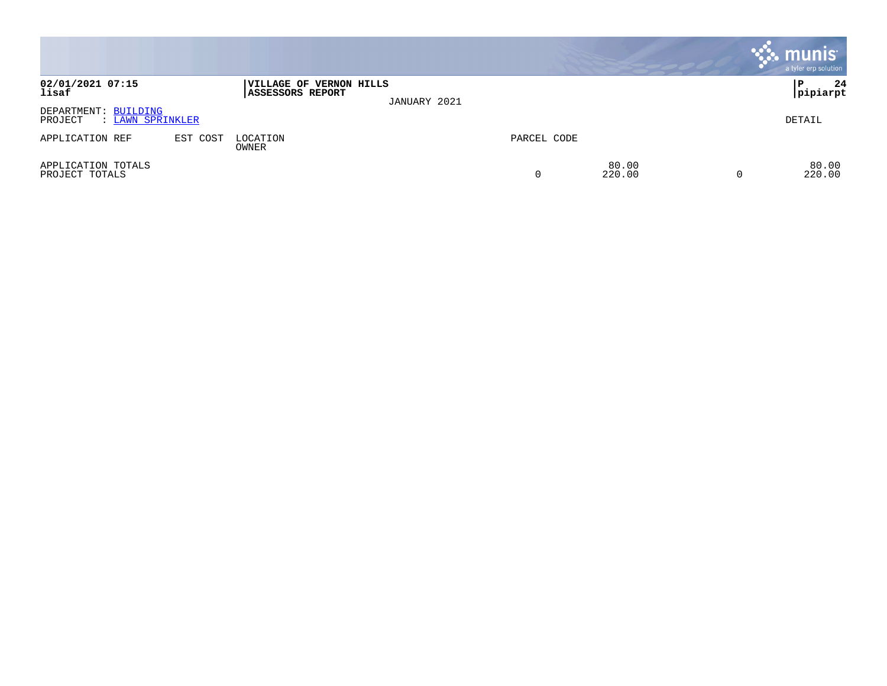**02/01/2021 07:15**
**lisaf**

**VILLAGE OF VERNON HILLS**
**ASSESSORS REPORT**

JANUARY 2021

**P 24**
**pipiarpt**

DEPARTMENT: BUILDING
PROJECT : LAWN SPRINKLER

DETAIL

| APPLICATION REF | EST COST | LOCATION / OWNER | PARCEL CODE | | | |
|---|---|---|---|---|---|---|
| APPLICATION TOTALS | | | | 80.00 | | 80.00 |
| PROJECT TOTALS | | | 0 | 220.00 | 0 | 220.00 |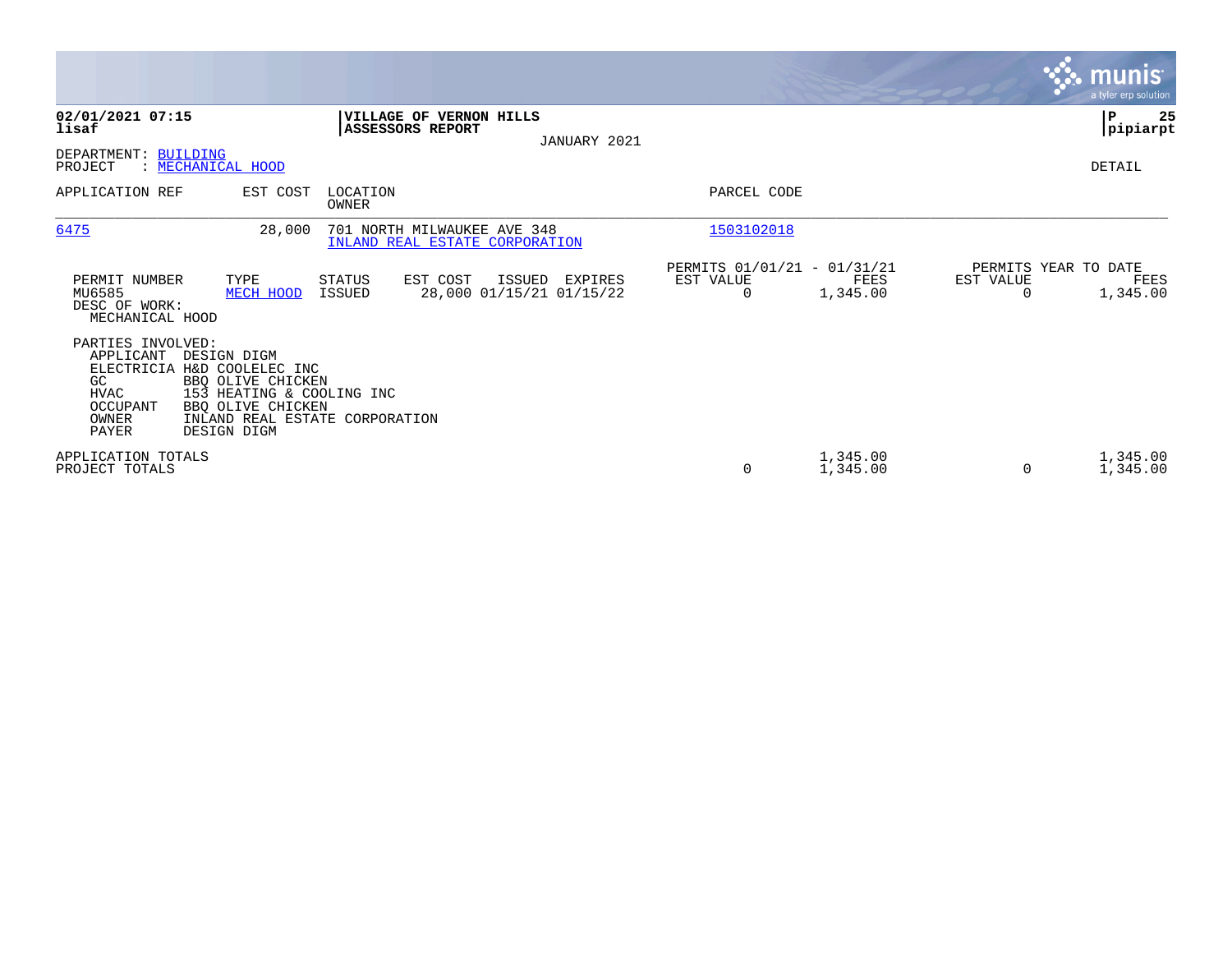**02/01/2021 07:15**
**lisaf**

**VILLAGE OF VERNON HILLS**
**ASSESSORS REPORT**

JANUARY 2021

**P 25**
**pipiarpt**

DEPARTMENT: BUILDING
PROJECT : MECHANICAL HOOD

DETAIL

| APPLICATION REF | EST COST | LOCATION / OWNER | PARCEL CODE |
|---|---|---|---|
| 6475 | 28,000 | 701 NORTH MILWAUKEE AVE 348 / INLAND REAL ESTATE CORPORATION | 1503102018 |

| PERMIT NUMBER | TYPE | STATUS | EST COST | ISSUED | EXPIRES | PERMITS 01/01/21 - 01/31/21 EST VALUE | FEES | PERMITS YEAR TO DATE EST VALUE | FEES |
|---|---|---|---|---|---|---|---|---|---|
| MU6585 | MECH HOOD | ISSUED | 28,000 | 01/15/21 | 01/15/22 | 0 | 1,345.00 | 0 | 1,345.00 |

DESC OF WORK:
MECHANICAL HOOD

PARTIES INVOLVED:

| | |
|---|---|
| APPLICANT | DESIGN DIGM |
| ELECTRICIA | H&D COOLELEC INC |
| GC | BBQ OLIVE CHICKEN |
| HVAC | 153 HEATING & COOLING INC |
| OCCUPANT | BBQ OLIVE CHICKEN |
| OWNER | INLAND REAL ESTATE CORPORATION |
| PAYER | DESIGN DIGM |

| | EST VALUE | FEES | EST VALUE | FEES |
|---|---|---|---|---|
| APPLICATION TOTALS | | 1,345.00 | | 1,345.00 |
| PROJECT TOTALS | 0 | 1,345.00 | 0 | 1,345.00 |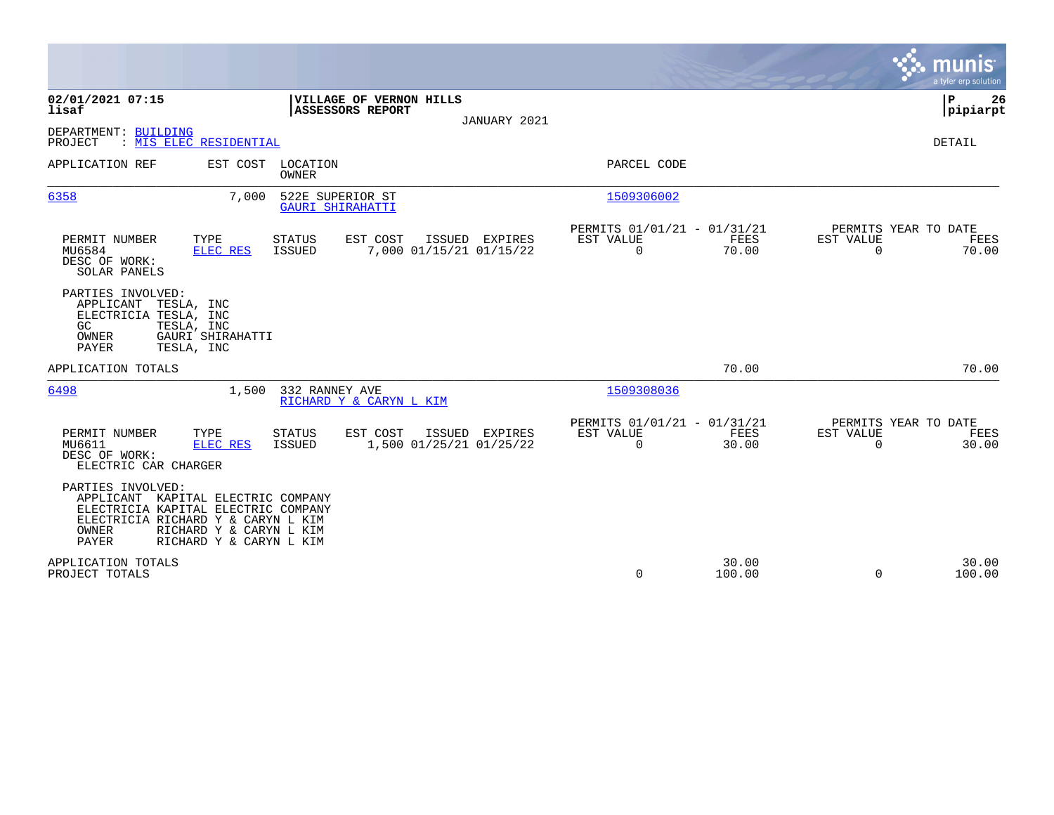**02/01/2021 07:15**
**lisaf**

**VILLAGE OF VERNON HILLS**
**ASSESSORS REPORT**

JANUARY 2021

**P 26**
**pipiarpt**

DEPARTMENT: BUILDING
PROJECT : MIS ELEC RESIDENTIAL

DETAIL

| APPLICATION REF | EST COST | LOCATION / OWNER | PARCEL CODE |
|---|---|---|---|
| 6358 | 7,000 | 522E SUPERIOR ST / GAURI SHIRAHATTI | 1509306002 |

| PERMIT NUMBER | TYPE | STATUS | EST COST | ISSUED | EXPIRES | PERMITS 01/01/21 - 01/31/21 EST VALUE | FEES | PERMITS YEAR TO DATE EST VALUE | FEES |
|---|---|---|---|---|---|---|---|---|---|
| MU6584 | ELEC RES | ISSUED | 7,000 | 01/15/21 | 01/15/22 | 0 | 70.00 | 0 | 70.00 |

DESC OF WORK:
SOLAR PANELS

PARTIES INVOLVED:
- APPLICANT TESLA, INC
- ELECTRICIA TESLA, INC
- GC TESLA, INC
- OWNER GAURI SHIRAHATTI
- PAYER TESLA, INC

APPLICATION TOTALS — 70.00 — 70.00

| APPLICATION REF | EST COST | LOCATION / OWNER | PARCEL CODE |
|---|---|---|---|
| 6498 | 1,500 | 332 RANNEY AVE / RICHARD Y & CARYN L KIM | 1509308036 |

| PERMIT NUMBER | TYPE | STATUS | EST COST | ISSUED | EXPIRES | PERMITS 01/01/21 - 01/31/21 EST VALUE | FEES | PERMITS YEAR TO DATE EST VALUE | FEES |
|---|---|---|---|---|---|---|---|---|---|
| MU6611 | ELEC RES | ISSUED | 1,500 | 01/25/21 | 01/25/22 | 0 | 30.00 | 0 | 30.00 |

DESC OF WORK:
ELECTRIC CAR CHARGER

PARTIES INVOLVED:
- APPLICANT KAPITAL ELECTRIC COMPANY
- ELECTRICIA KAPITAL ELECTRIC COMPANY
- ELECTRICIA RICHARD Y & CARYN L KIM
- OWNER RICHARD Y & CARYN L KIM
- PAYER RICHARD Y & CARYN L KIM

| | EST VALUE | FEES | YTD EST VALUE | YTD FEES |
|---|---|---|---|---|
| APPLICATION TOTALS | | 30.00 | | 30.00 |
| PROJECT TOTALS | 0 | 100.00 | 0 | 100.00 |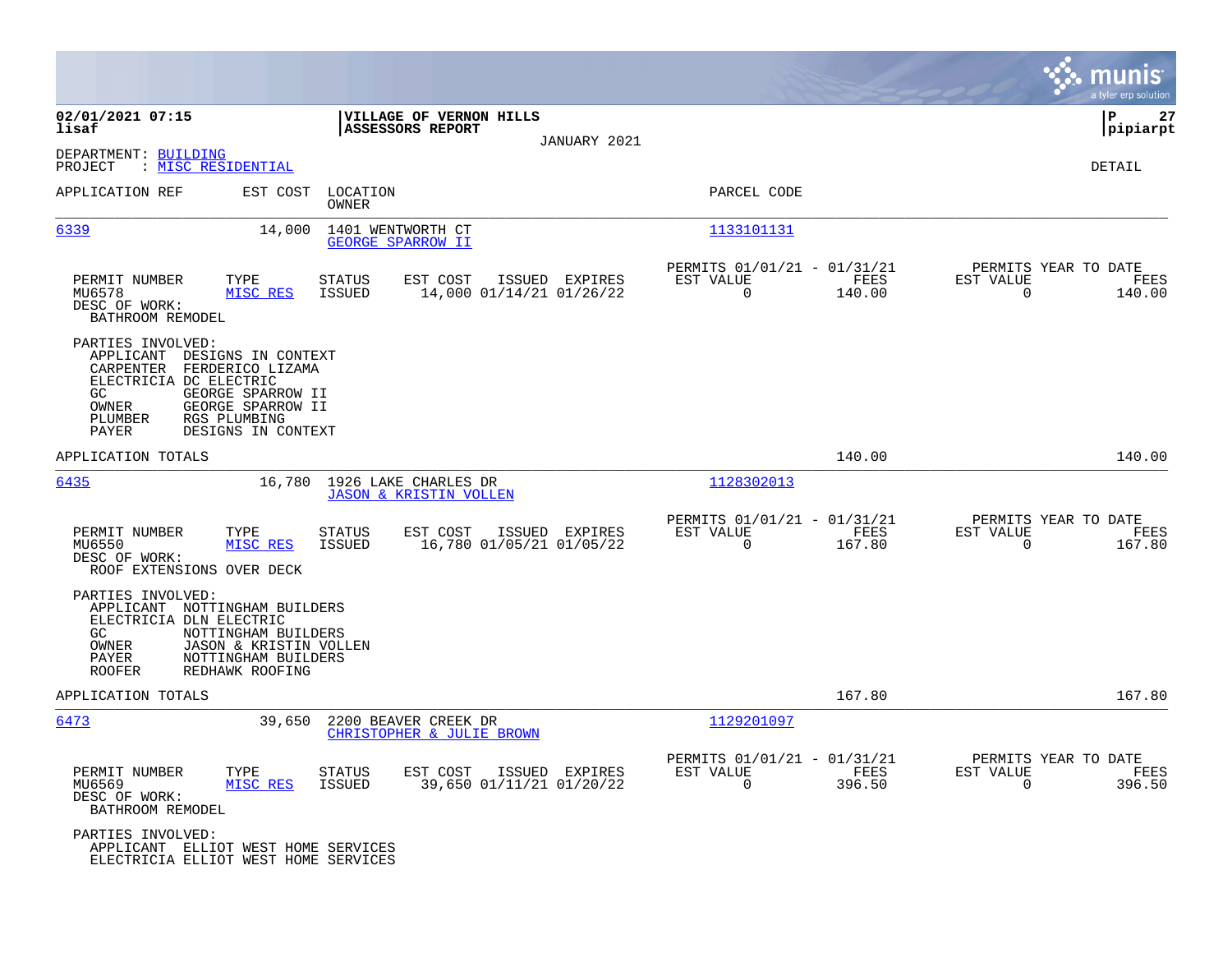02/01/2021 07:15
lisaf

**VILLAGE OF VERNON HILLS**
**ASSESSORS REPORT**

JANUARY 2021

P 27
pipiarpt

DEPARTMENT: BUILDING
PROJECT : MISC RESIDENTIAL

DETAIL

| APPLICATION REF | EST COST | LOCATION / OWNER | PARCEL CODE |
|---|---|---|---|
| 6339 | 14,000 | 1401 WENTWORTH CT / GEORGE SPARROW II | 1133101131 |

| PERMIT NUMBER | TYPE | STATUS | EST COST | ISSUED | EXPIRES | PERMITS 01/01/21 - 01/31/21 EST VALUE | FEES | PERMITS YEAR TO DATE EST VALUE | FEES |
|---|---|---|---|---|---|---|---|---|---|
| MU6578 | MISC RES | ISSUED | 14,000 | 01/14/21 | 01/26/22 | 0 | 140.00 | 0 | 140.00 |

DESC OF WORK:
BATHROOM REMODEL

PARTIES INVOLVED:
- APPLICANT DESIGNS IN CONTEXT
- CARPENTER FERDERICO LIZAMA
- ELECTRICIA DC ELECTRIC
- GC GEORGE SPARROW II
- OWNER GEORGE SPARROW II
- PLUMBER RGS PLUMBING
- PAYER DESIGNS IN CONTEXT

APPLICATION TOTALS: 140.00 | 140.00

| APPLICATION REF | EST COST | LOCATION / OWNER | PARCEL CODE |
|---|---|---|---|
| 6435 | 16,780 | 1926 LAKE CHARLES DR / JASON & KRISTIN VOLLEN | 1128302013 |

| PERMIT NUMBER | TYPE | STATUS | EST COST | ISSUED | EXPIRES | PERMITS 01/01/21 - 01/31/21 EST VALUE | FEES | PERMITS YEAR TO DATE EST VALUE | FEES |
|---|---|---|---|---|---|---|---|---|---|
| MU6550 | MISC RES | ISSUED | 16,780 | 01/05/21 | 01/05/22 | 0 | 167.80 | 0 | 167.80 |

DESC OF WORK:
ROOF EXTENSIONS OVER DECK

PARTIES INVOLVED:
- APPLICANT NOTTINGHAM BUILDERS
- ELECTRICIA DLN ELECTRIC
- GC NOTTINGHAM BUILDERS
- OWNER JASON & KRISTIN VOLLEN
- PAYER NOTTINGHAM BUILDERS
- ROOFER REDHAWK ROOFING

APPLICATION TOTALS: 167.80 | 167.80

| APPLICATION REF | EST COST | LOCATION / OWNER | PARCEL CODE |
|---|---|---|---|
| 6473 | 39,650 | 2200 BEAVER CREEK DR / CHRISTOPHER & JULIE BROWN | 1129201097 |

| PERMIT NUMBER | TYPE | STATUS | EST COST | ISSUED | EXPIRES | PERMITS 01/01/21 - 01/31/21 EST VALUE | FEES | PERMITS YEAR TO DATE EST VALUE | FEES |
|---|---|---|---|---|---|---|---|---|---|
| MU6569 | MISC RES | ISSUED | 39,650 | 01/11/21 | 01/20/22 | 0 | 396.50 | 0 | 396.50 |

DESC OF WORK:
BATHROOM REMODEL

PARTIES INVOLVED:
- APPLICANT ELLIOT WEST HOME SERVICES
- ELECTRICIA ELLIOT WEST HOME SERVICES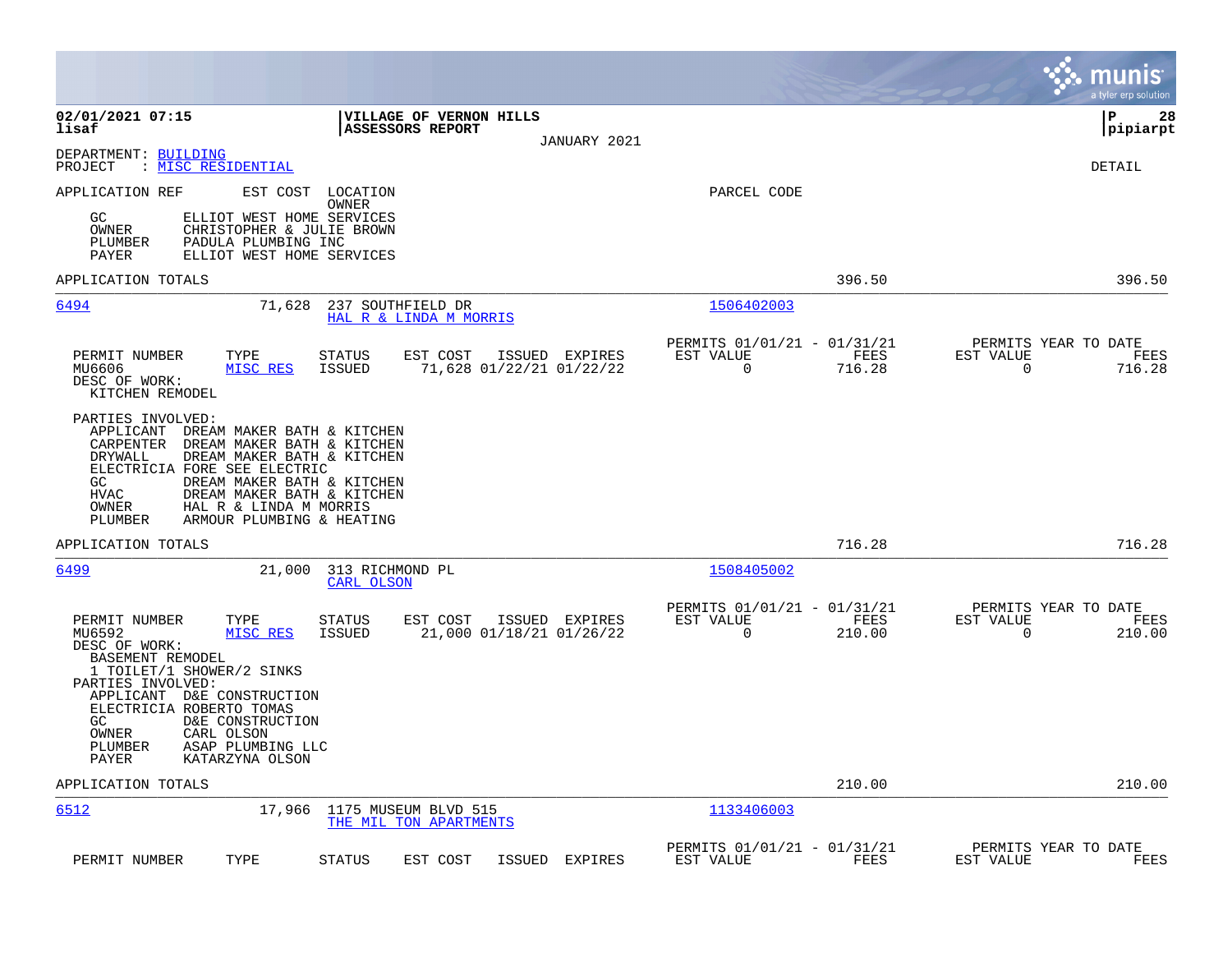DEPARTMENT: BUILDING
PROJECT : MISC RESIDENTIAL

DETAIL

APPLICATION REF    EST COST    LOCATION    PARCEL CODE
OWNER

GC    ELLIOT WEST HOME SERVICES
OWNER    CHRISTOPHER & JULIE BROWN
PLUMBER    PADULA PLUMBING INC
PAYER    ELLIOT WEST HOME SERVICES

APPLICATION TOTALS    396.50    396.50

---

**6494**    71,628    237 SOUTHFIELD DR    1506402003
HAL R & LINDA M MORRIS

| PERMIT NUMBER | TYPE | STATUS | EST COST | ISSUED | EXPIRES | PERMITS 01/01/21 - 01/31/21 EST VALUE | FEES | PERMITS YEAR TO DATE EST VALUE | FEES |
|---|---|---|---|---|---|---|---|---|---|
| MU6606 | MISC RES | ISSUED | 71,628 | 01/22/21 | 01/22/22 | 0 | 716.28 | 0 | 716.28 |

DESC OF WORK:
KITCHEN REMODEL

PARTIES INVOLVED:
APPLICANT    DREAM MAKER BATH & KITCHEN
CARPENTER    DREAM MAKER BATH & KITCHEN
DRYWALL    DREAM MAKER BATH & KITCHEN
ELECTRICIA    FORE SEE ELECTRIC
GC    DREAM MAKER BATH & KITCHEN
HVAC    DREAM MAKER BATH & KITCHEN
OWNER    HAL R & LINDA M MORRIS
PLUMBER    ARMOUR PLUMBING & HEATING

APPLICATION TOTALS    716.28    716.28

---

**6499**    21,000    313 RICHMOND PL    1508405002
CARL OLSON

| PERMIT NUMBER | TYPE | STATUS | EST COST | ISSUED | EXPIRES | PERMITS 01/01/21 - 01/31/21 EST VALUE | FEES | PERMITS YEAR TO DATE EST VALUE | FEES |
|---|---|---|---|---|---|---|---|---|---|
| MU6592 | MISC RES | ISSUED | 21,000 | 01/18/21 | 01/26/22 | 0 | 210.00 | 0 | 210.00 |

DESC OF WORK:
BASEMENT REMODEL
1 TOILET/1 SHOWER/2 SINKS

PARTIES INVOLVED:
APPLICANT    D&E CONSTRUCTION
ELECTRICIA    ROBERTO TOMAS
GC    D&E CONSTRUCTION
OWNER    CARL OLSON
PLUMBER    ASAP PLUMBING LLC
PAYER    KATARZYNA OLSON

APPLICATION TOTALS    210.00    210.00

---

**6512**    17,966    1175 MUSEUM BLVD 515    1133406003
THE MIL TON APARTMENTS

| PERMIT NUMBER | TYPE | STATUS | EST COST | ISSUED | EXPIRES | PERMITS 01/01/21 - 01/31/21 EST VALUE | FEES | PERMITS YEAR TO DATE EST VALUE | FEES |
|---|---|---|---|---|---|---|---|---|---|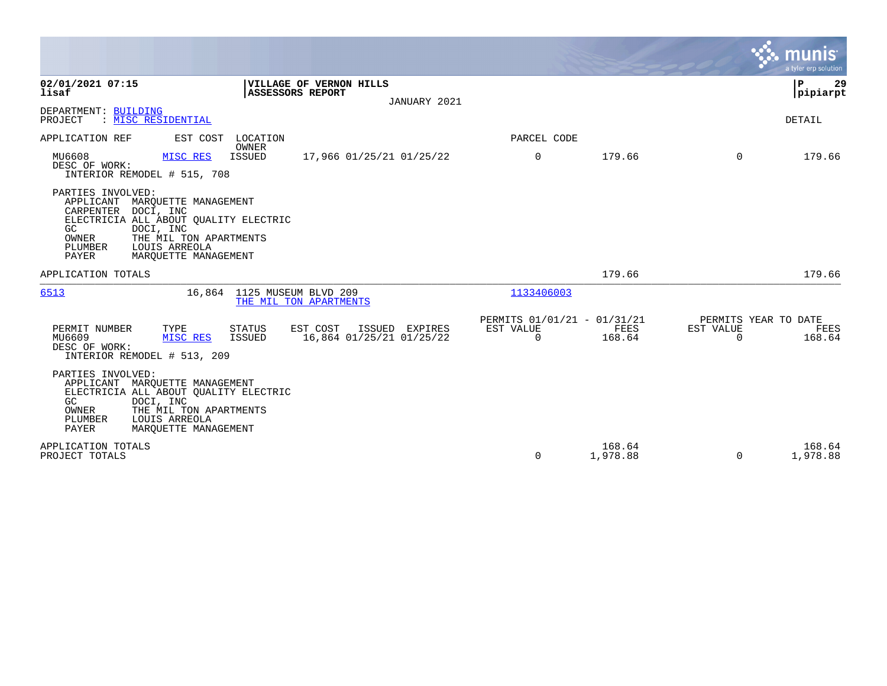**02/01/2021 07:15** | **VILLAGE OF VERNON HILLS** | **P 29**
**lisaf** | **ASSESSORS REPORT** | **pipiarpt**

JANUARY 2021

DEPARTMENT: BUILDING
PROJECT : MISC RESIDENTIAL

DETAIL

APPLICATION REF | EST COST | LOCATION / OWNER | PARCEL CODE

| MU6608 | MISC RES | ISSUED | 17,966 01/25/21 01/25/22 | 0 | 179.66 | 0 | 179.66 |
|---|---|---|---|---|---|---|---|

DESC OF WORK:
INTERIOR REMODEL # 515, 708

PARTIES INVOLVED:
- APPLICANT MARQUETTE MANAGEMENT
- CARPENTER DOCI, INC
- ELECTRICIA ALL ABOUT QUALITY ELECTRIC
- GC DOCI, INC
- OWNER THE MIL TON APARTMENTS
- PLUMBER LOUIS ARREOLA
- PAYER MARQUETTE MANAGEMENT

APPLICATION TOTALS 179.66 179.66

---

**6513** 16,864 1125 MUSEUM BLVD 209 — THE MIL TON APARTMENTS — 1133406003

| PERMIT NUMBER | TYPE | STATUS | EST COST | ISSUED | EXPIRES | PERMITS 01/01/21 - 01/31/21 EST VALUE | FEES | PERMITS YEAR TO DATE EST VALUE | FEES |
|---|---|---|---|---|---|---|---|---|---|
| MU6609 | MISC RES | ISSUED | 16,864 | 01/25/21 | 01/25/22 | 0 | 168.64 | 0 | 168.64 |

DESC OF WORK:
INTERIOR REMODEL # 513, 209

PARTIES INVOLVED:
- APPLICANT MARQUETTE MANAGEMENT
- ELECTRICIA ALL ABOUT QUALITY ELECTRIC
- GC DOCI, INC
- OWNER THE MIL TON APARTMENTS
- PLUMBER LOUIS ARREOLA
- PAYER MARQUETTE MANAGEMENT

| | EST VALUE | FEES | EST VALUE | FEES |
|---|---|---|---|---|
| APPLICATION TOTALS | | 168.64 | | 168.64 |
| PROJECT TOTALS | 0 | 1,978.88 | 0 | 1,978.88 |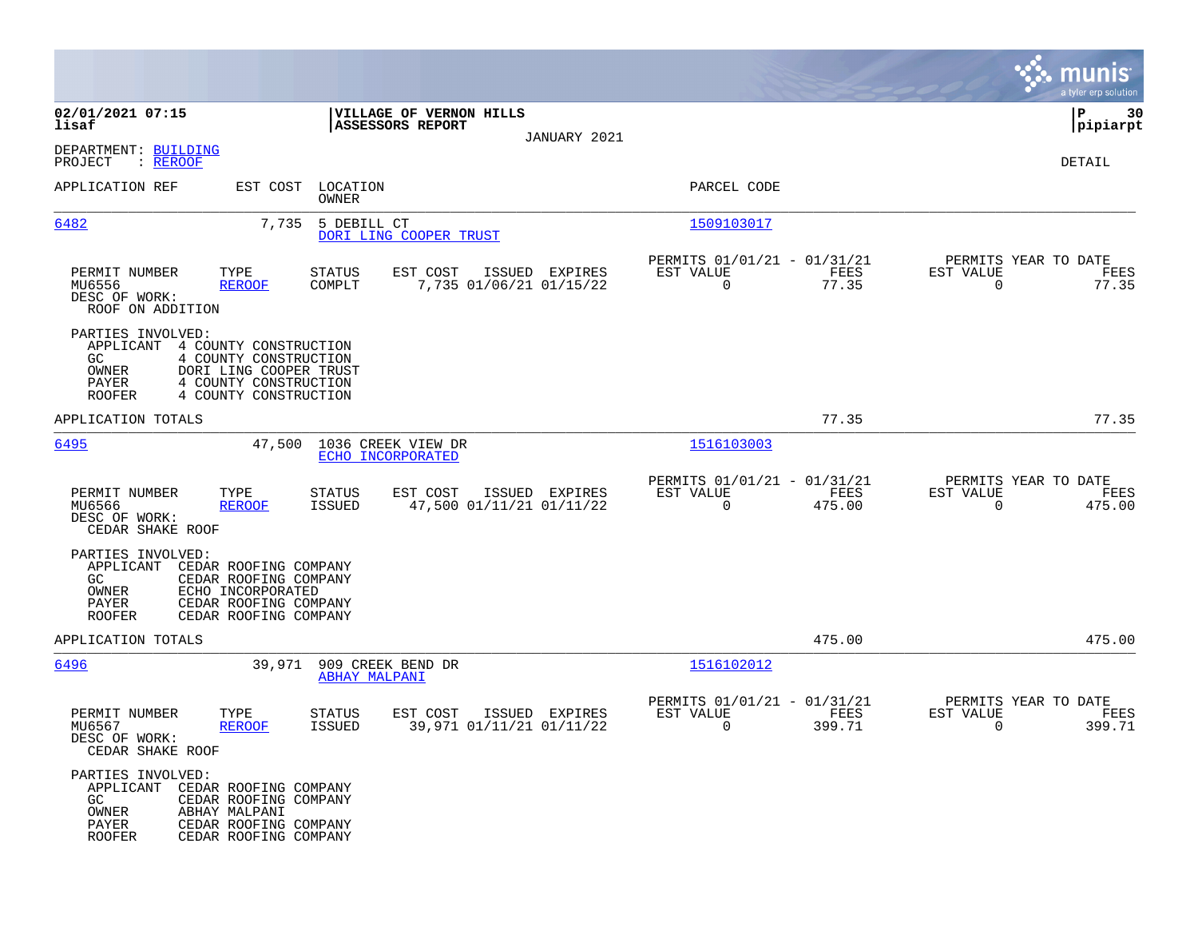**02/01/2021 07:15**
**lisaf**

**VILLAGE OF VERNON HILLS**
**ASSESSORS REPORT**

JANUARY 2021

**P 30**
**pipiarpt**

DEPARTMENT: BUILDING
PROJECT : REROOF

DETAIL

| APPLICATION REF | EST COST | LOCATION / OWNER | PARCEL CODE |
|---|---|---|---|

---

**6482** — EST COST 7,735 — 5 DEBILL CT — DORI LING COOPER TRUST — PARCEL CODE 1509103017

| PERMIT NUMBER | TYPE | STATUS | EST COST | ISSUED | EXPIRES | PERMITS 01/01/21 - 01/31/21 EST VALUE | FEES | PERMITS YEAR TO DATE EST VALUE | FEES |
|---|---|---|---|---|---|---|---|---|---|
| MU6556 | REROOF | COMPLT | 7,735 | 01/06/21 | 01/15/22 | 0 | 77.35 | 0 | 77.35 |

DESC OF WORK:
ROOF ON ADDITION

PARTIES INVOLVED:
- APPLICANT 4 COUNTY CONSTRUCTION
- GC 4 COUNTY CONSTRUCTION
- OWNER DORI LING COOPER TRUST
- PAYER 4 COUNTY CONSTRUCTION
- ROOFER 4 COUNTY CONSTRUCTION

APPLICATION TOTALS: 77.35 | 77.35

---

**6495** — EST COST 47,500 — 1036 CREEK VIEW DR — ECHO INCORPORATED — PARCEL CODE 1516103003

| PERMIT NUMBER | TYPE | STATUS | EST COST | ISSUED | EXPIRES | PERMITS 01/01/21 - 01/31/21 EST VALUE | FEES | PERMITS YEAR TO DATE EST VALUE | FEES |
|---|---|---|---|---|---|---|---|---|---|
| MU6566 | REROOF | ISSUED | 47,500 | 01/11/21 | 01/11/22 | 0 | 475.00 | 0 | 475.00 |

DESC OF WORK:
CEDAR SHAKE ROOF

PARTIES INVOLVED:
- APPLICANT CEDAR ROOFING COMPANY
- GC CEDAR ROOFING COMPANY
- OWNER ECHO INCORPORATED
- PAYER CEDAR ROOFING COMPANY
- ROOFER CEDAR ROOFING COMPANY

APPLICATION TOTALS: 475.00 | 475.00

---

**6496** — EST COST 39,971 — 909 CREEK BEND DR — ABHAY MALPANI — PARCEL CODE 1516102012

| PERMIT NUMBER | TYPE | STATUS | EST COST | ISSUED | EXPIRES | PERMITS 01/01/21 - 01/31/21 EST VALUE | FEES | PERMITS YEAR TO DATE EST VALUE | FEES |
|---|---|---|---|---|---|---|---|---|---|
| MU6567 | REROOF | ISSUED | 39,971 | 01/11/21 | 01/11/22 | 0 | 399.71 | 0 | 399.71 |

DESC OF WORK:
CEDAR SHAKE ROOF

PARTIES INVOLVED:
- APPLICANT CEDAR ROOFING COMPANY
- GC CEDAR ROOFING COMPANY
- OWNER ABHAY MALPANI
- PAYER CEDAR ROOFING COMPANY
- ROOFER CEDAR ROOFING COMPANY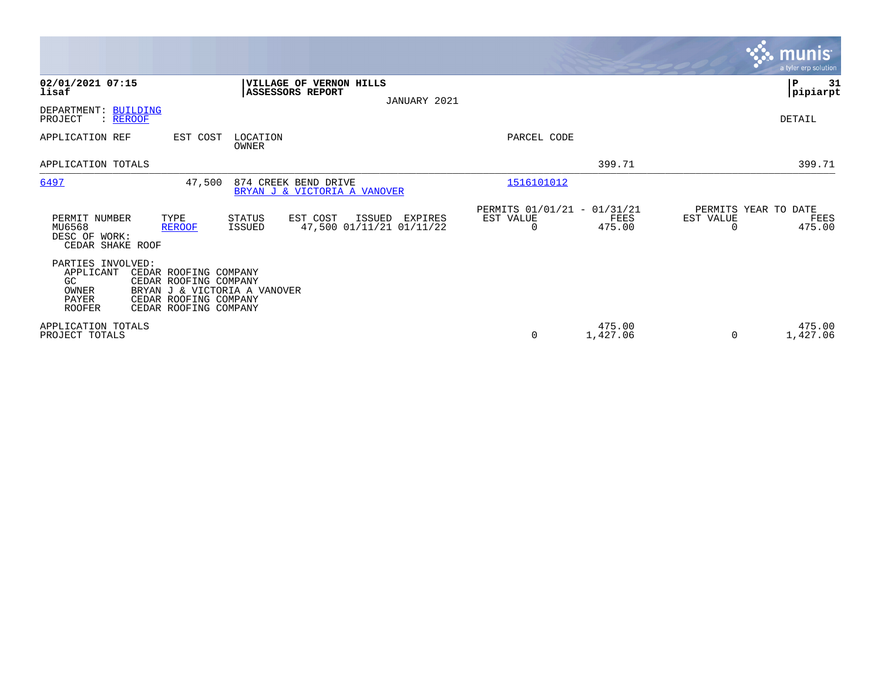**02/01/2021 07:15**
**lisaf**

**VILLAGE OF VERNON HILLS**
**ASSESSORS REPORT**

JANUARY 2021

**P 31**
**pipiarpt**

DEPARTMENT: BUILDING
PROJECT : REROOF

DETAIL

| APPLICATION REF | EST COST | LOCATION / OWNER | PARCEL CODE | | |
|---|---|---|---|---|---|
| APPLICATION TOTALS | | | | 399.71 | 399.71 |
| 6497 | 47,500 | 874 CREEK BEND DRIVE / BRYAN J & VICTORIA A VANOVER | 1516101012 | | |

| PERMIT NUMBER | TYPE | STATUS | EST COST | ISSUED | EXPIRES | PERMITS 01/01/21 - 01/31/21 EST VALUE | FEES | PERMITS YEAR TO DATE EST VALUE | FEES |
|---|---|---|---|---|---|---|---|---|---|
| MU6568 | REROOF | ISSUED | 47,500 | 01/11/21 | 01/11/22 | 0 | 475.00 | 0 | 475.00 |

DESC OF WORK:
CEDAR SHAKE ROOF

PARTIES INVOLVED:

| Role | Name |
|---|---|
| APPLICANT | CEDAR ROOFING COMPANY |
| GC | CEDAR ROOFING COMPANY |
| OWNER | BRYAN J & VICTORIA A VANOVER |
| PAYER | CEDAR ROOFING COMPANY |
| ROOFER | CEDAR ROOFING COMPANY |

| | EST VALUE | FEES | EST VALUE | FEES |
|---|---|---|---|---|
| APPLICATION TOTALS | | 475.00 | | 475.00 |
| PROJECT TOTALS | 0 | 1,427.06 | 0 | 1,427.06 |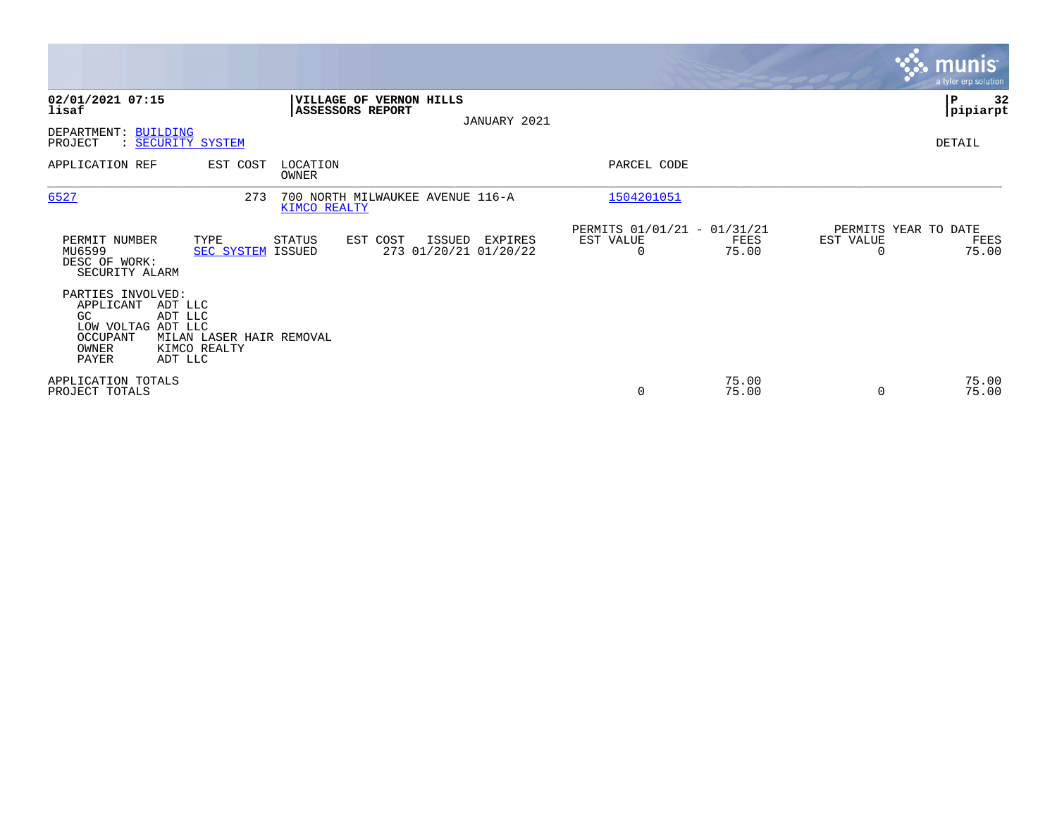**02/01/2021 07:15**
**lisaf**

**VILLAGE OF VERNON HILLS**
**ASSESSORS REPORT**
JANUARY 2021

**P 32**
**pipiarpt**

DEPARTMENT: BUILDING
PROJECT : SECURITY SYSTEM

DETAIL

| APPLICATION REF | EST COST | LOCATION / OWNER | PARCEL CODE |
|---|---|---|---|
| 6527 | 273 | 700 NORTH MILWAUKEE AVENUE 116-A / KIMCO REALTY | 1504201051 |

| PERMIT NUMBER | TYPE | STATUS | EST COST | ISSUED | EXPIRES | PERMITS 01/01/21 - 01/31/21 EST VALUE | FEES | PERMITS YEAR TO DATE EST VALUE | FEES |
|---|---|---|---|---|---|---|---|---|---|
| MU6599 | SEC SYSTEM | ISSUED | 273 | 01/20/21 | 01/20/22 | 0 | 75.00 | 0 | 75.00 |

DESC OF WORK:
SECURITY ALARM

PARTIES INVOLVED:
- APPLICANT ADT LLC
- GC ADT LLC
- LOW VOLTAG ADT LLC
- OCCUPANT MILAN LASER HAIR REMOVAL
- OWNER KIMCO REALTY
- PAYER ADT LLC

| | EST VALUE | FEES | EST VALUE | FEES |
|---|---|---|---|---|
| APPLICATION TOTALS | | 75.00 | | 75.00 |
| PROJECT TOTALS | 0 | 75.00 | 0 | 75.00 |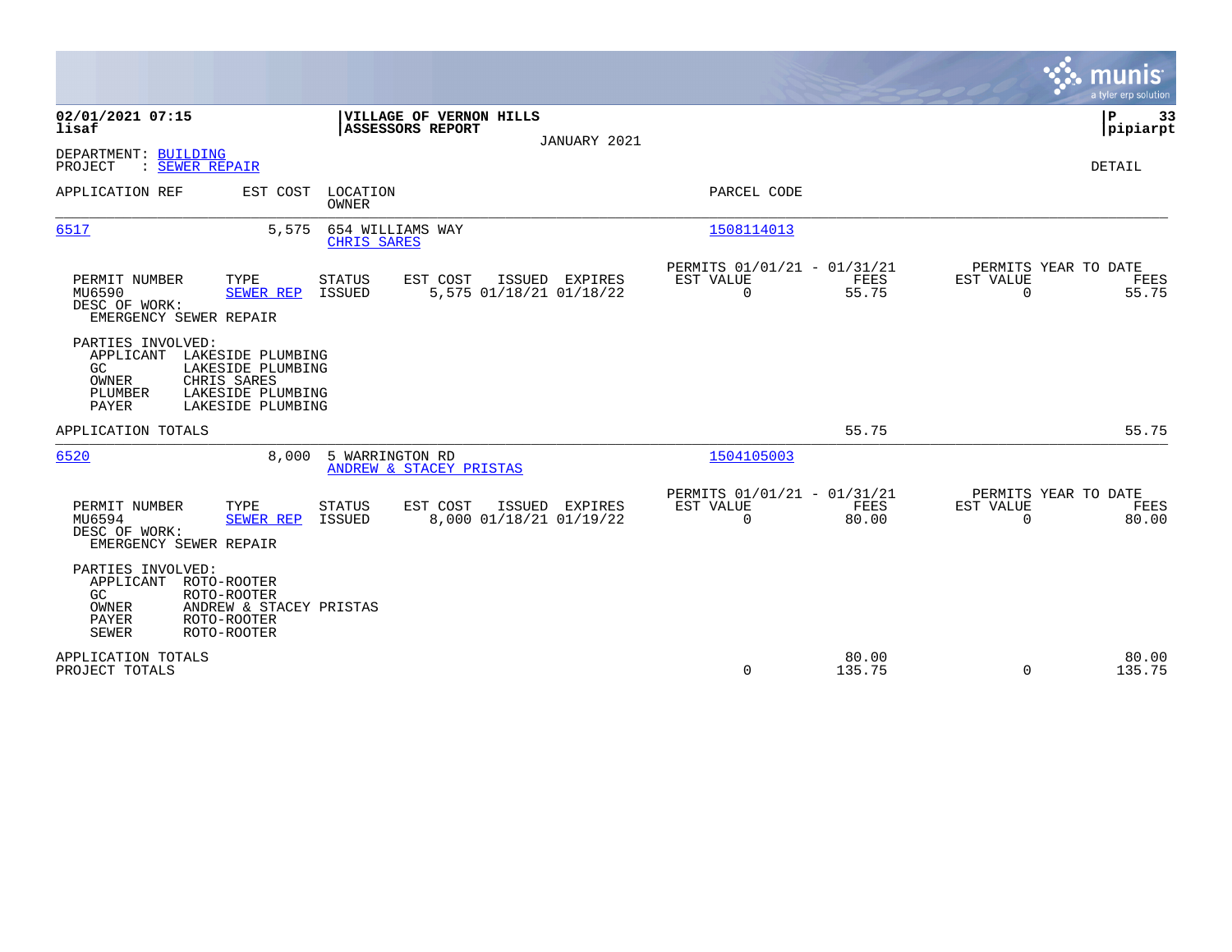**02/01/2021 07:15**
**lisaf**

**VILLAGE OF VERNON HILLS**
**ASSESSORS REPORT**
JANUARY 2021

**P 33**
**pipiarpt**

DEPARTMENT: BUILDING
PROJECT : SEWER REPAIR

DETAIL

| APPLICATION REF | EST COST | LOCATION / OWNER | PARCEL CODE |
|---|---|---|---|
| 6517 | 5,575 | 654 WILLIAMS WAY / CHRIS SARES | 1508114013 |

| PERMIT NUMBER | TYPE | STATUS | EST COST | ISSUED | EXPIRES | PERMITS 01/01/21 - 01/31/21 EST VALUE | FEES | PERMITS YEAR TO DATE EST VALUE | FEES |
|---|---|---|---|---|---|---|---|---|---|
| MU6590 | SEWER REP | ISSUED | 5,575 | 01/18/21 | 01/18/22 | 0 | 55.75 | 0 | 55.75 |

DESC OF WORK:
EMERGENCY SEWER REPAIR

PARTIES INVOLVED:
- APPLICANT LAKESIDE PLUMBING
- GC LAKESIDE PLUMBING
- OWNER CHRIS SARES
- PLUMBER LAKESIDE PLUMBING
- PAYER LAKESIDE PLUMBING

APPLICATION TOTALS 55.75 55.75

| APPLICATION REF | EST COST | LOCATION / OWNER | PARCEL CODE |
|---|---|---|---|
| 6520 | 8,000 | 5 WARRINGTON RD / ANDREW & STACEY PRISTAS | 1504105003 |

| PERMIT NUMBER | TYPE | STATUS | EST COST | ISSUED | EXPIRES | PERMITS 01/01/21 - 01/31/21 EST VALUE | FEES | PERMITS YEAR TO DATE EST VALUE | FEES |
|---|---|---|---|---|---|---|---|---|---|
| MU6594 | SEWER REP | ISSUED | 8,000 | 01/18/21 | 01/19/22 | 0 | 80.00 | 0 | 80.00 |

DESC OF WORK:
EMERGENCY SEWER REPAIR

PARTIES INVOLVED:
- APPLICANT ROTO-ROOTER
- GC ROTO-ROOTER
- OWNER ANDREW & STACEY PRISTAS
- PAYER ROTO-ROOTER
- SEWER ROTO-ROOTER

| | EST VALUE | FEES | YTD EST VALUE | YTD FEES |
|---|---|---|---|---|
| APPLICATION TOTALS | | 80.00 | | 80.00 |
| PROJECT TOTALS | 0 | 135.75 | 0 | 135.75 |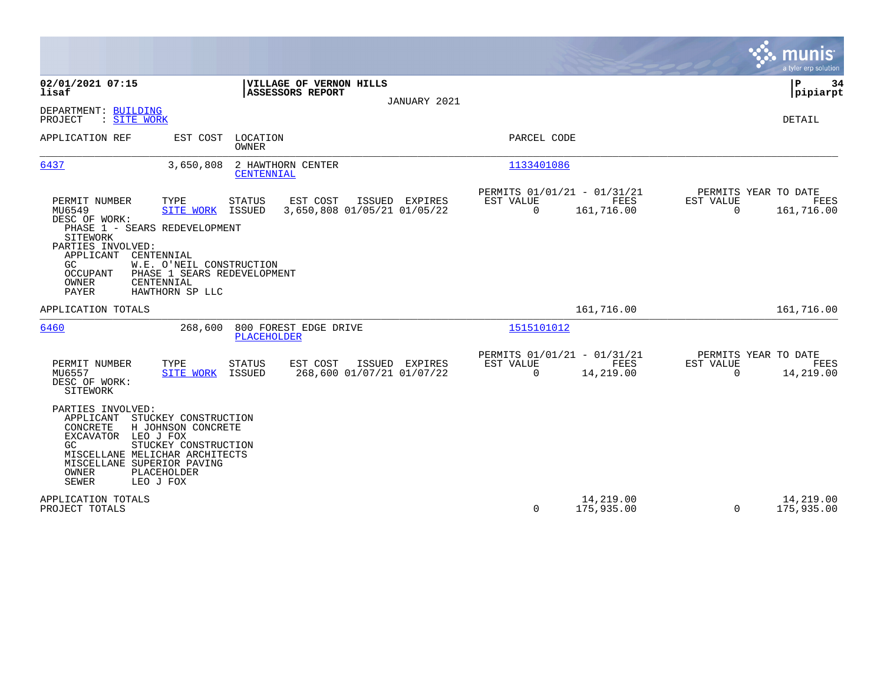02/01/2021 07:15
lisaf

**VILLAGE OF VERNON HILLS**
**ASSESSORS REPORT**
JANUARY 2021

pipiarpt

DEPARTMENT: BUILDING
PROJECT : SITE WORK

DETAIL

| APPLICATION REF | EST COST | LOCATION / OWNER | PARCEL CODE |
|---|---|---|---|
| 6437 | 3,650,808 | 2 HAWTHORN CENTER / CENTENNIAL | 1133401086 |

| PERMIT NUMBER | TYPE | STATUS | EST COST | ISSUED | EXPIRES | PERMITS 01/01/21 - 01/31/21 EST VALUE | FEES | PERMITS YEAR TO DATE EST VALUE | FEES |
|---|---|---|---|---|---|---|---|---|---|
| MU6549 | SITE WORK | ISSUED | 3,650,808 | 01/05/21 | 01/05/22 | 0 | 161,716.00 | 0 | 161,716.00 |

DESC OF WORK:
PHASE 1 - SEARS REDEVELOPMENT
SITEWORK

PARTIES INVOLVED:
- APPLICANT CENTENNIAL
- GC W.E. O'NEIL CONSTRUCTION
- OCCUPANT PHASE 1 SEARS REDEVELOPMENT
- OWNER CENTENNIAL
- PAYER HAWTHORN SP LLC

APPLICATION TOTALS: 161,716.00 | 161,716.00

| APPLICATION REF | EST COST | LOCATION / OWNER | PARCEL CODE |
|---|---|---|---|
| 6460 | 268,600 | 800 FOREST EDGE DRIVE / PLACEHOLDER | 1515101012 |

| PERMIT NUMBER | TYPE | STATUS | EST COST | ISSUED | EXPIRES | PERMITS 01/01/21 - 01/31/21 EST VALUE | FEES | PERMITS YEAR TO DATE EST VALUE | FEES |
|---|---|---|---|---|---|---|---|---|---|
| MU6557 | SITE WORK | ISSUED | 268,600 | 01/07/21 | 01/07/22 | 0 | 14,219.00 | 0 | 14,219.00 |

DESC OF WORK:
SITEWORK

PARTIES INVOLVED:
- APPLICANT STUCKEY CONSTRUCTION
- CONCRETE H JOHNSON CONCRETE
- EXCAVATOR LEO J FOX
- GC STUCKEY CONSTRUCTION
- MISCELLANE MELICHAR ARCHITECTS
- MISCELLANE SUPERIOR PAVING
- OWNER PLACEHOLDER
- SEWER LEO J FOX

| | EST VALUE | FEES | EST VALUE (YTD) | FEES (YTD) |
|---|---|---|---|---|
| APPLICATION TOTALS | | 14,219.00 | | 14,219.00 |
| PROJECT TOTALS | 0 | 175,935.00 | 0 | 175,935.00 |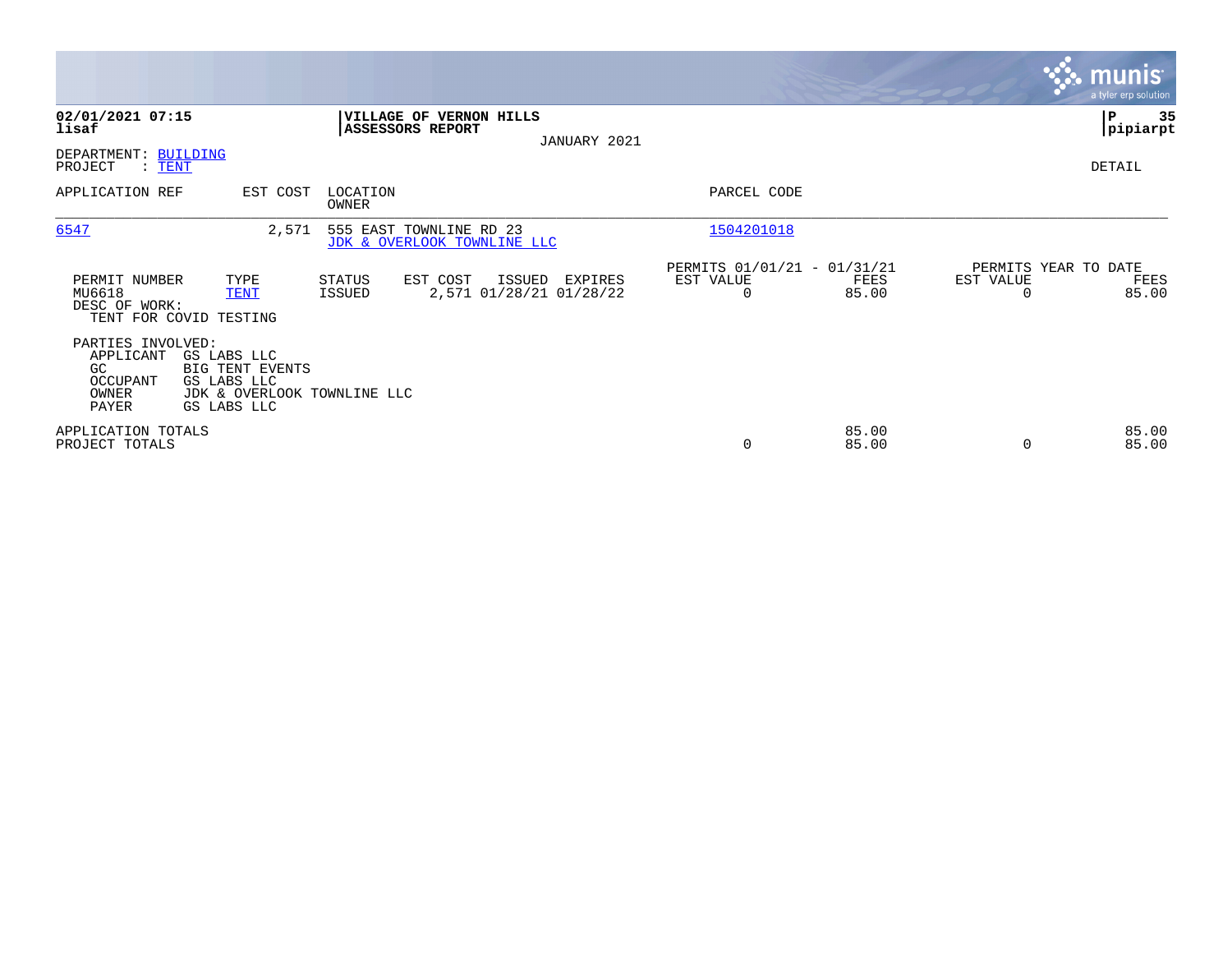**02/01/2021 07:15** | **VILLAGE OF VERNON HILLS** | **P 35**
**lisaf** | **ASSESSORS REPORT** | **pipiarpt**

JANUARY 2021

DEPARTMENT: BUILDING
PROJECT : TENT

DETAIL

| APPLICATION REF | EST COST | LOCATION / OWNER | PARCEL CODE |
|---|---|---|---|
| 6547 | 2,571 | 555 EAST TOWNLINE RD 23 / JDK & OVERLOOK TOWNLINE LLC | 1504201018 |

| PERMIT NUMBER | TYPE | STATUS | EST COST | ISSUED | EXPIRES | PERMITS 01/01/21 - 01/31/21 EST VALUE | FEES | PERMITS YEAR TO DATE EST VALUE | FEES |
|---|---|---|---|---|---|---|---|---|---|
| MU6618 | TENT | ISSUED | 2,571 | 01/28/21 | 01/28/22 | 0 | 85.00 | 0 | 85.00 |

DESC OF WORK:
TENT FOR COVID TESTING

PARTIES INVOLVED:

| | |
|---|---|
| APPLICANT | GS LABS LLC |
| GC | BIG TENT EVENTS |
| OCCUPANT | GS LABS LLC |
| OWNER | JDK & OVERLOOK TOWNLINE LLC |
| PAYER | GS LABS LLC |

| | EST VALUE | FEES | EST VALUE | FEES |
|---|---|---|---|---|
| APPLICATION TOTALS | | 85.00 | | 85.00 |
| PROJECT TOTALS | 0 | 85.00 | 0 | 85.00 |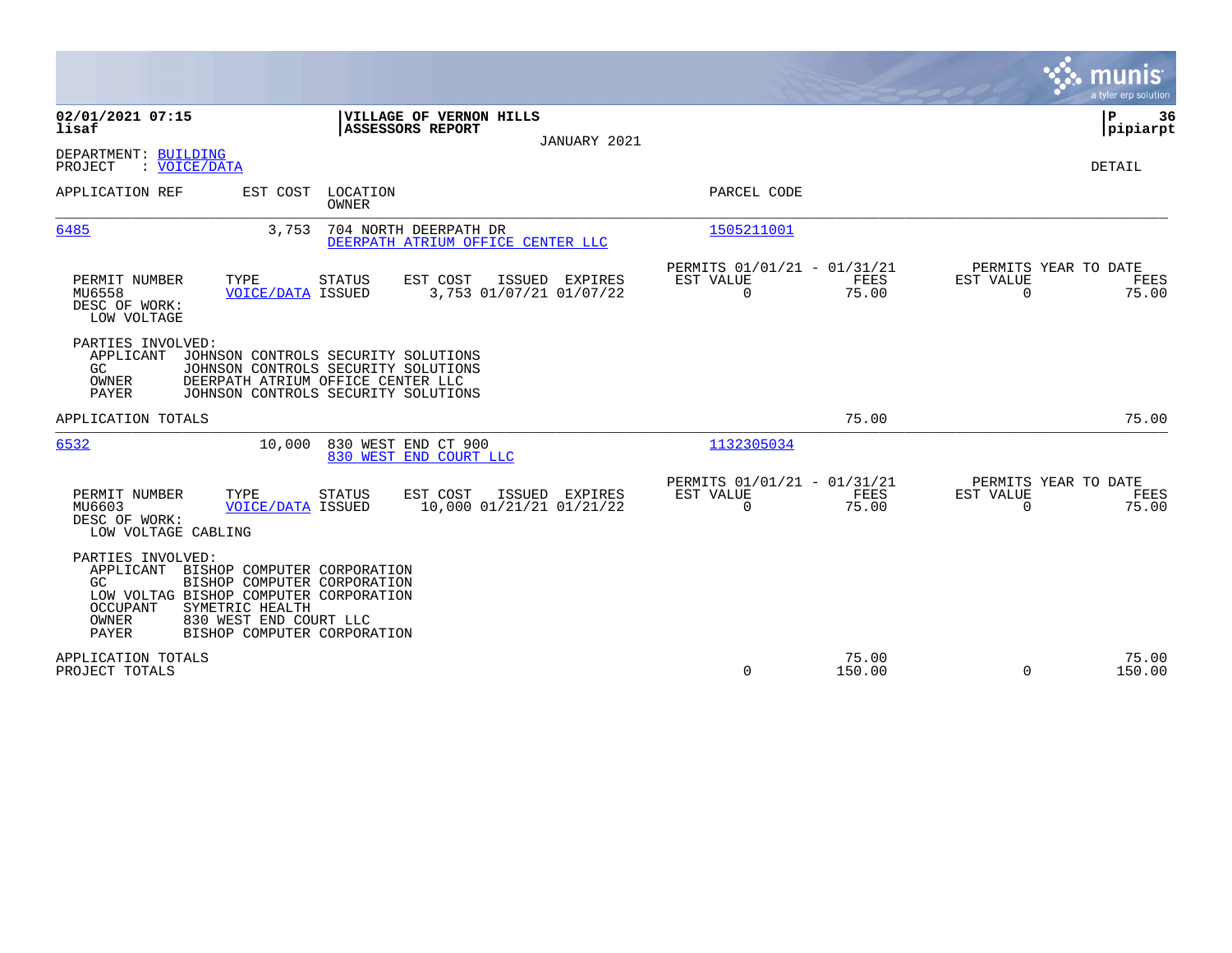**02/01/2021 07:15**
**lisaf**

**VILLAGE OF VERNON HILLS**
**ASSESSORS REPORT**
JANUARY 2021

**P 36**
**pipiarpt**

DEPARTMENT: BUILDING
PROJECT : VOICE/DATA

DETAIL

| APPLICATION REF | EST COST | LOCATION / OWNER | PARCEL CODE |
|---|---|---|---|
| 6485 | 3,753 | 704 NORTH DEERPATH DR / DEERPATH ATRIUM OFFICE CENTER LLC | 1505211001 |

| PERMIT NUMBER | TYPE | STATUS | EST COST | ISSUED | EXPIRES | PERMITS 01/01/21 - 01/31/21 EST VALUE | FEES | PERMITS YEAR TO DATE EST VALUE | FEES |
|---|---|---|---|---|---|---|---|---|---|
| MU6558 | VOICE/DATA | ISSUED | 3,753 | 01/07/21 | 01/07/22 | 0 | 75.00 | 0 | 75.00 |

DESC OF WORK:
LOW VOLTAGE

PARTIES INVOLVED:
- APPLICANT JOHNSON CONTROLS SECURITY SOLUTIONS
- GC JOHNSON CONTROLS SECURITY SOLUTIONS
- OWNER DEERPATH ATRIUM OFFICE CENTER LLC
- PAYER JOHNSON CONTROLS SECURITY SOLUTIONS

APPLICATION TOTALS — FEES 75.00 — YTD FEES 75.00

| APPLICATION REF | EST COST | LOCATION / OWNER | PARCEL CODE |
|---|---|---|---|
| 6532 | 10,000 | 830 WEST END CT 900 / 830 WEST END COURT LLC | 1132305034 |

| PERMIT NUMBER | TYPE | STATUS | EST COST | ISSUED | EXPIRES | PERMITS 01/01/21 - 01/31/21 EST VALUE | FEES | PERMITS YEAR TO DATE EST VALUE | FEES |
|---|---|---|---|---|---|---|---|---|---|
| MU6603 | VOICE/DATA | ISSUED | 10,000 | 01/21/21 | 01/21/22 | 0 | 75.00 | 0 | 75.00 |

DESC OF WORK:
LOW VOLTAGE CABLING

PARTIES INVOLVED:
- APPLICANT BISHOP COMPUTER CORPORATION
- GC BISHOP COMPUTER CORPORATION
- LOW VOLTAG BISHOP COMPUTER CORPORATION
- OCCUPANT SYMETRIC HEALTH
- OWNER 830 WEST END COURT LLC
- PAYER BISHOP COMPUTER CORPORATION

| | EST VALUE | FEES | YTD EST VALUE | YTD FEES |
|---|---|---|---|---|
| APPLICATION TOTALS | | 75.00 | | 75.00 |
| PROJECT TOTALS | 0 | 150.00 | 0 | 150.00 |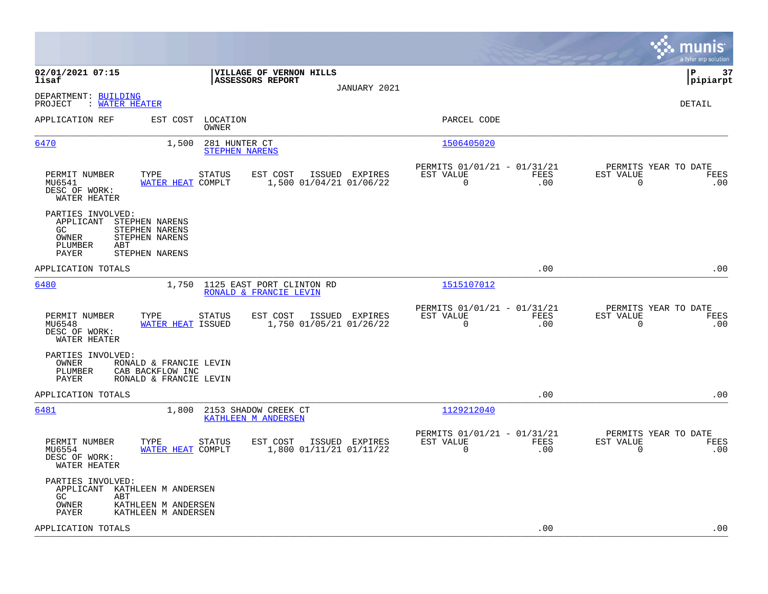**02/01/2021 07:15**
**lisaf**

**VILLAGE OF VERNON HILLS**
**ASSESSORS REPORT**
JANUARY 2021

**pipiarpt**

DEPARTMENT: BUILDING
PROJECT : WATER HEATER

DETAIL

| APPLICATION REF | EST COST | LOCATION / OWNER | PARCEL CODE |
|---|---|---|---|
| 6470 | 1,500 | 281 HUNTER CT / STEPHEN NARENS | 1506405020 |

| PERMIT NUMBER | TYPE | STATUS | EST COST | ISSUED | EXPIRES | PERMITS 01/01/21 - 01/31/21 EST VALUE | FEES | PERMITS YEAR TO DATE EST VALUE | FEES |
|---|---|---|---|---|---|---|---|---|---|
| MU6541 | WATER HEAT | COMPLT | 1,500 | 01/04/21 | 01/06/22 | 0 | .00 | 0 | .00 |

DESC OF WORK:
WATER HEATER

PARTIES INVOLVED:
- APPLICANT STEPHEN NARENS
- GC STEPHEN NARENS
- OWNER STEPHEN NARENS
- PLUMBER ABT
- PAYER STEPHEN NARENS

APPLICATION TOTALS .00 .00

| APPLICATION REF | EST COST | LOCATION / OWNER | PARCEL CODE |
|---|---|---|---|
| 6480 | 1,750 | 1125 EAST PORT CLINTON RD / RONALD & FRANCIE LEVIN | 1515107012 |

| PERMIT NUMBER | TYPE | STATUS | EST COST | ISSUED | EXPIRES | PERMITS 01/01/21 - 01/31/21 EST VALUE | FEES | PERMITS YEAR TO DATE EST VALUE | FEES |
|---|---|---|---|---|---|---|---|---|---|
| MU6548 | WATER HEAT | ISSUED | 1,750 | 01/05/21 | 01/26/22 | 0 | .00 | 0 | .00 |

DESC OF WORK:
WATER HEATER

PARTIES INVOLVED:
- OWNER RONALD & FRANCIE LEVIN
- PLUMBER CAB BACKFLOW INC
- PAYER RONALD & FRANCIE LEVIN

APPLICATION TOTALS .00 .00

| APPLICATION REF | EST COST | LOCATION / OWNER | PARCEL CODE |
|---|---|---|---|
| 6481 | 1,800 | 2153 SHADOW CREEK CT / KATHLEEN M ANDERSEN | 1129212040 |

| PERMIT NUMBER | TYPE | STATUS | EST COST | ISSUED | EXPIRES | PERMITS 01/01/21 - 01/31/21 EST VALUE | FEES | PERMITS YEAR TO DATE EST VALUE | FEES |
|---|---|---|---|---|---|---|---|---|---|
| MU6554 | WATER HEAT | COMPLT | 1,800 | 01/11/21 | 01/11/22 | 0 | .00 | 0 | .00 |

DESC OF WORK:
WATER HEATER

PARTIES INVOLVED:
- APPLICANT KATHLEEN M ANDERSEN
- GC ABT
- OWNER KATHLEEN M ANDERSEN
- PAYER KATHLEEN M ANDERSEN

APPLICATION TOTALS .00 .00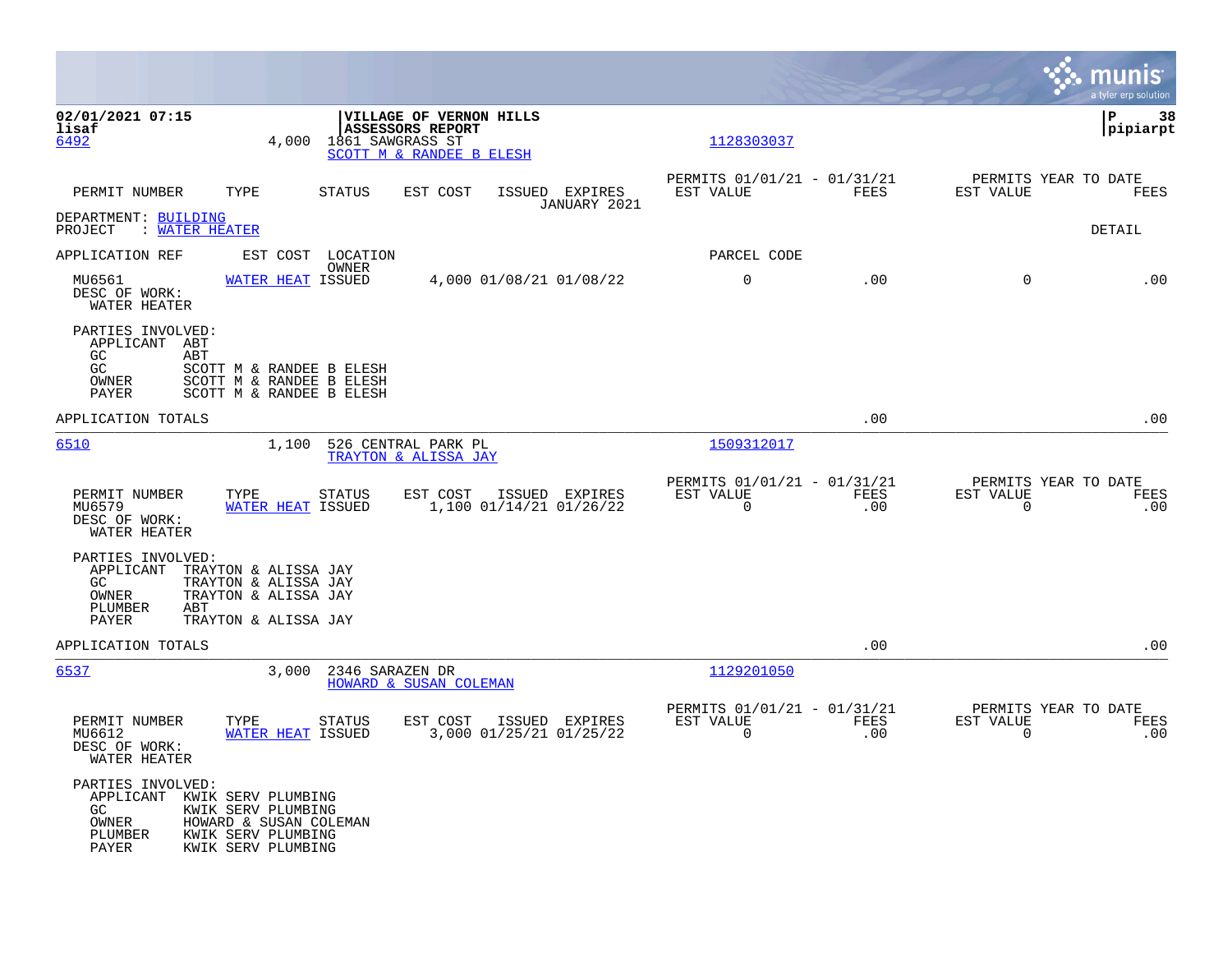**VILLAGE OF VERNON HILLS**
**ASSESSORS REPORT**

6492 — 4,000 — 1861 SAWGRASS ST — SCOTT M & RANDEE B ELESH — 1128303037

| PERMIT NUMBER | TYPE | STATUS | EST COST | ISSUED | EXPIRES | PERMITS 01/01/21 - 01/31/21 EST VALUE | FEES | PERMITS YEAR TO DATE EST VALUE | FEES |
|---|---|---|---|---|---|---|---|---|---|
| | | | | | JANUARY 2021 | | | | |

DEPARTMENT: BUILDING
PROJECT : WATER HEATER

DETAIL

| APPLICATION REF | EST COST | LOCATION OWNER | | | | PARCEL CODE | | | |
|---|---|---|---|---|---|---|---|---|---|
| MU6561 | WATER HEAT | ISSUED | 4,000 | 01/08/21 | 01/08/22 | 0 | .00 | 0 | .00 |

DESC OF WORK:
WATER HEATER

PARTIES INVOLVED:
- APPLICANT ABT
- GC ABT
- GC SCOTT M & RANDEE B ELESH
- OWNER SCOTT M & RANDEE B ELESH
- PAYER SCOTT M & RANDEE B ELESH

APPLICATION TOTALS .00 .00

---

6510 — 1,100 — 526 CENTRAL PARK PL — TRAYTON & ALISSA JAY — 1509312017

| PERMIT NUMBER | TYPE | STATUS | EST COST | ISSUED | EXPIRES | PERMITS 01/01/21 - 01/31/21 EST VALUE | FEES | PERMITS YEAR TO DATE EST VALUE | FEES |
|---|---|---|---|---|---|---|---|---|---|
| MU6579 | WATER HEAT | ISSUED | 1,100 | 01/14/21 | 01/26/22 | 0 | .00 | 0 | .00 |

DESC OF WORK:
WATER HEATER

PARTIES INVOLVED:
- APPLICANT TRAYTON & ALISSA JAY
- GC TRAYTON & ALISSA JAY
- OWNER TRAYTON & ALISSA JAY
- PLUMBER ABT
- PAYER TRAYTON & ALISSA JAY

APPLICATION TOTALS .00 .00

---

6537 — 3,000 — 2346 SARAZEN DR — HOWARD & SUSAN COLEMAN — 1129201050

| PERMIT NUMBER | TYPE | STATUS | EST COST | ISSUED | EXPIRES | PERMITS 01/01/21 - 01/31/21 EST VALUE | FEES | PERMITS YEAR TO DATE EST VALUE | FEES |
|---|---|---|---|---|---|---|---|---|---|
| MU6612 | WATER HEAT | ISSUED | 3,000 | 01/25/21 | 01/25/22 | 0 | .00 | 0 | .00 |

DESC OF WORK:
WATER HEATER

PARTIES INVOLVED:
- APPLICANT KWIK SERV PLUMBING
- GC KWIK SERV PLUMBING
- OWNER HOWARD & SUSAN COLEMAN
- PLUMBER KWIK SERV PLUMBING
- PAYER KWIK SERV PLUMBING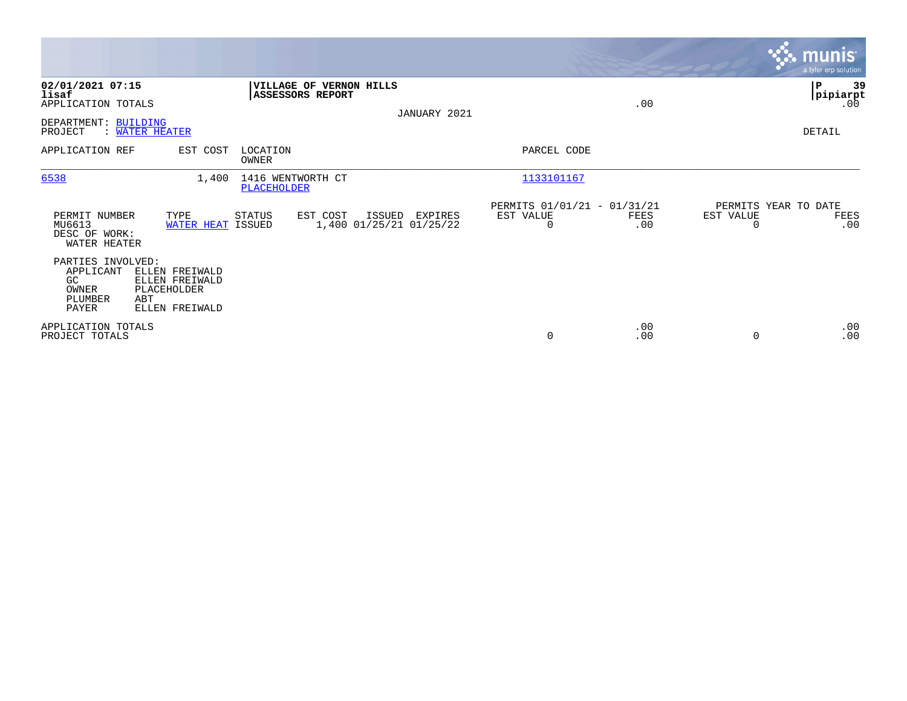**02/01/2021 07:15**
**lisaf**
APPLICATION TOTALS

**VILLAGE OF VERNON HILLS**
**ASSESSORS REPORT**

JANUARY 2021

.00

**P 39**
**pipiarpt**
.00

DEPARTMENT: BUILDING
PROJECT : WATER HEATER

DETAIL

| APPLICATION REF | EST COST | LOCATION / OWNER | PARCEL CODE |
|---|---|---|---|
| 6538 | 1,400 | 1416 WENTWORTH CT / PLACEHOLDER | 1133101167 |

| PERMIT NUMBER | TYPE | STATUS | EST COST | ISSUED | EXPIRES | PERMITS 01/01/21 - 01/31/21 EST VALUE | FEES | PERMITS YEAR TO DATE EST VALUE | FEES |
|---|---|---|---|---|---|---|---|---|---|
| MU6613 | WATER HEAT | ISSUED | 1,400 | 01/25/21 | 01/25/22 | 0 | .00 | 0 | .00 |

DESC OF WORK:
WATER HEATER

PARTIES INVOLVED:

| | |
|---|---|
| APPLICANT | ELLEN FREIWALD |
| GC | ELLEN FREIWALD |
| OWNER | PLACEHOLDER |
| PLUMBER | ABT |
| PAYER | ELLEN FREIWALD |

| | EST VALUE | FEES | EST VALUE | FEES |
|---|---|---|---|---|
| APPLICATION TOTALS | | .00 | | .00 |
| PROJECT TOTALS | 0 | .00 | 0 | .00 |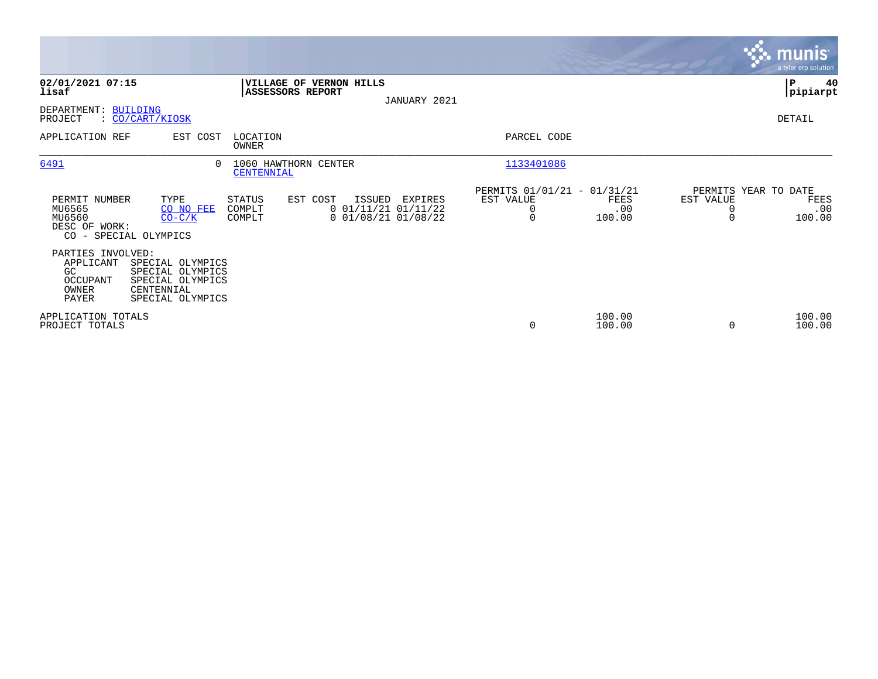**02/01/2021 07:15**
**lisaf**

**VILLAGE OF VERNON HILLS**
**ASSESSORS REPORT**

JANUARY 2021

**P 40**
**pipiarpt**

DEPARTMENT: BUILDING
PROJECT : CO/CART/KIOSK

DETAIL

| APPLICATION REF | EST COST | LOCATION / OWNER | PARCEL CODE |
|---|---|---|---|
| 6491 | 0 | 1060 HAWTHORN CENTER / CENTENNIAL | 1133401086 |

| PERMIT NUMBER | TYPE | STATUS | EST COST | ISSUED | EXPIRES | PERMITS 01/01/21 - 01/31/21 EST VALUE | FEES | PERMITS YEAR TO DATE EST VALUE | FEES |
|---|---|---|---|---|---|---|---|---|---|
| MU6565 | CO NO FEE | COMPLT | 0 | 01/11/21 | 01/11/22 | 0 | .00 | 0 | .00 |
| MU6560 | CO-C/K | COMPLT | 0 | 01/08/21 | 01/08/22 | 0 | 100.00 | 0 | 100.00 |

DESC OF WORK:
CO - SPECIAL OLYMPICS

PARTIES INVOLVED:

| | |
|---|---|
| APPLICANT | SPECIAL OLYMPICS |
| GC | SPECIAL OLYMPICS |
| OCCUPANT | SPECIAL OLYMPICS |
| OWNER | CENTENNIAL |
| PAYER | SPECIAL OLYMPICS |

| | EST VALUE | FEES | EST VALUE | FEES |
|---|---|---|---|---|
| APPLICATION TOTALS | | 100.00 | | 100.00 |
| PROJECT TOTALS | 0 | 100.00 | 0 | 100.00 |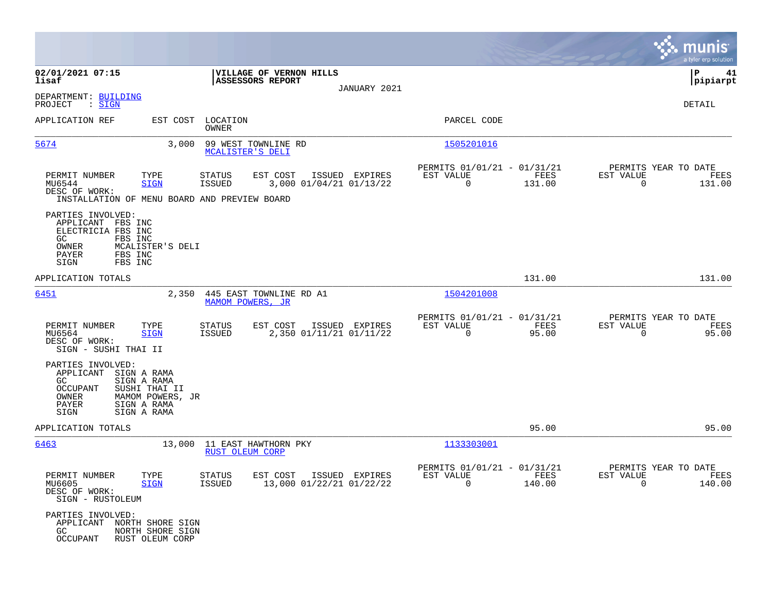**02/01/2021 07:15** | **VILLAGE OF VERNON HILLS** | **P 41**
**lisaf** | **ASSESSORS REPORT** | **pipiarpt**

JANUARY 2021

DEPARTMENT: BUILDING
PROJECT : SIGN

DETAIL

| APPLICATION REF | EST COST | LOCATION / OWNER | PARCEL CODE |
|---|---|---|---|
| 5674 | 3,000 | 99 WEST TOWNLINE RD / MCALISTER'S DELI | 1505201016 |

| PERMIT NUMBER | TYPE | STATUS | EST COST | ISSUED | EXPIRES | PERMITS 01/01/21 - 01/31/21 EST VALUE | FEES | PERMITS YEAR TO DATE EST VALUE | FEES |
|---|---|---|---|---|---|---|---|---|---|
| MU6544 | SIGN | ISSUED | 3,000 | 01/04/21 | 01/13/22 | 0 | 131.00 | 0 | 131.00 |

DESC OF WORK:
INSTALLATION OF MENU BOARD AND PREVIEW BOARD

PARTIES INVOLVED:
- APPLICANT FBS INC
- ELECTRICIA FBS INC
- GC FBS INC
- OWNER MCALISTER'S DELI
- PAYER FBS INC
- SIGN FBS INC

APPLICATION TOTALS — 131.00 — 131.00

| APPLICATION REF | EST COST | LOCATION / OWNER | PARCEL CODE |
|---|---|---|---|
| 6451 | 2,350 | 445 EAST TOWNLINE RD A1 / MAMOM POWERS, JR | 1504201008 |

| PERMIT NUMBER | TYPE | STATUS | EST COST | ISSUED | EXPIRES | PERMITS 01/01/21 - 01/31/21 EST VALUE | FEES | PERMITS YEAR TO DATE EST VALUE | FEES |
|---|---|---|---|---|---|---|---|---|---|
| MU6564 | SIGN | ISSUED | 2,350 | 01/11/21 | 01/11/22 | 0 | 95.00 | 0 | 95.00 |

DESC OF WORK:
SIGN - SUSHI THAI II

PARTIES INVOLVED:
- APPLICANT SIGN A RAMA
- GC SIGN A RAMA
- OCCUPANT SUSHI THAI II
- OWNER MAMOM POWERS, JR
- PAYER SIGN A RAMA
- SIGN SIGN A RAMA

APPLICATION TOTALS — 95.00 — 95.00

| APPLICATION REF | EST COST | LOCATION / OWNER | PARCEL CODE |
|---|---|---|---|
| 6463 | 13,000 | 11 EAST HAWTHORN PKY / RUST OLEUM CORP | 1133303001 |

| PERMIT NUMBER | TYPE | STATUS | EST COST | ISSUED | EXPIRES | PERMITS 01/01/21 - 01/31/21 EST VALUE | FEES | PERMITS YEAR TO DATE EST VALUE | FEES |
|---|---|---|---|---|---|---|---|---|---|
| MU6605 | SIGN | ISSUED | 13,000 | 01/22/21 | 01/22/22 | 0 | 140.00 | 0 | 140.00 |

DESC OF WORK:
SIGN - RUSTOLEUM

PARTIES INVOLVED:
- APPLICANT NORTH SHORE SIGN
- GC NORTH SHORE SIGN
- OCCUPANT RUST OLEUM CORP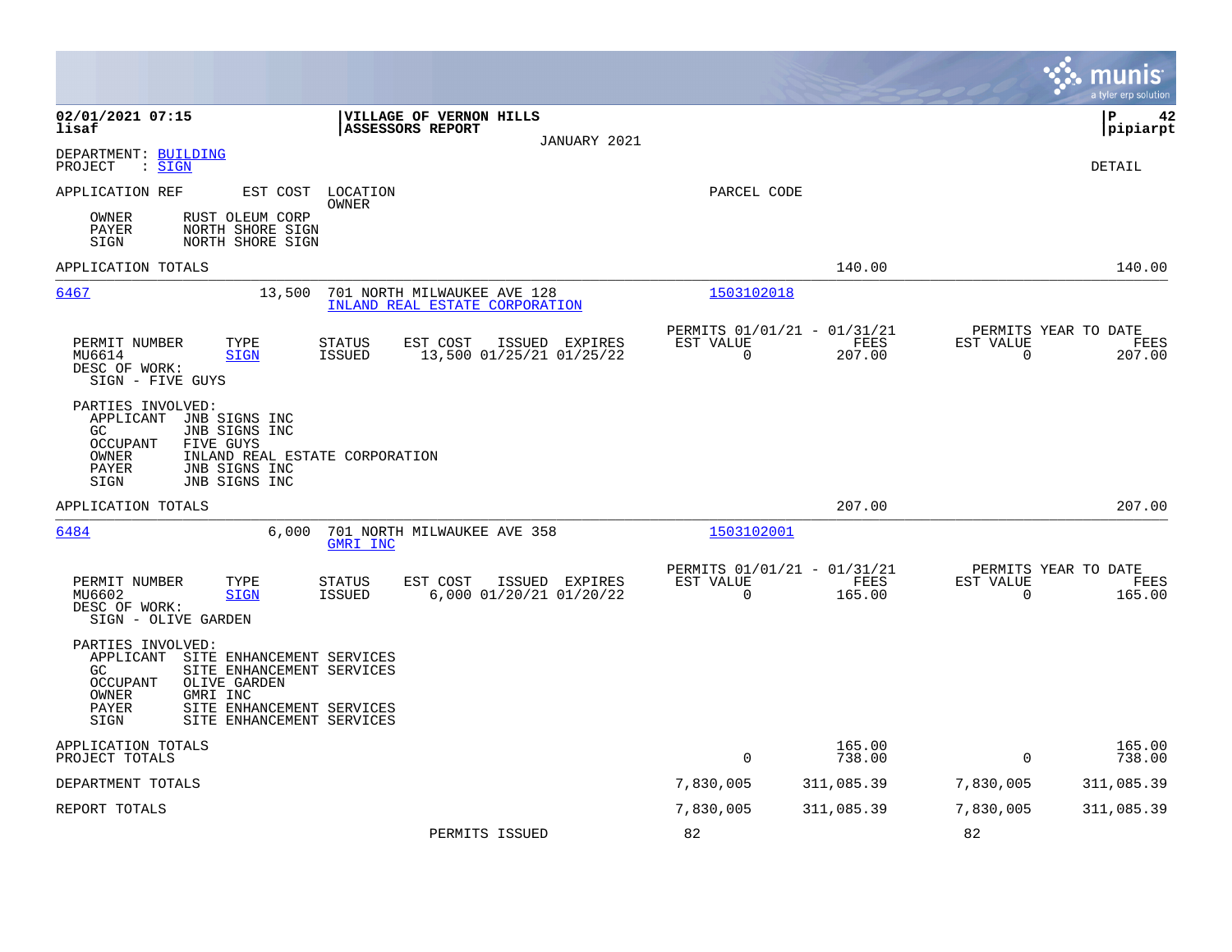**02/01/2021 07:15** **VILLAGE OF VERNON HILLS**
**lisaf** **ASSESSORS REPORT**
JANUARY 2021
**pipiarpt**

DEPARTMENT: BUILDING
PROJECT : SIGN
DETAIL

APPLICATION REF EST COST LOCATION / OWNER PARCEL CODE

OWNER RUST OLEUM CORP
PAYER NORTH SHORE SIGN
SIGN NORTH SHORE SIGN

APPLICATION TOTALS 140.00 140.00

---

**6467** 13,500 701 NORTH MILWAUKEE AVE 128 — INLAND REAL ESTATE CORPORATION — 1503102018

| PERMIT NUMBER | TYPE | STATUS | EST COST | ISSUED | EXPIRES | PERMITS 01/01/21 - 01/31/21 EST VALUE | FEES | PERMITS YEAR TO DATE EST VALUE | FEES |
|---|---|---|---|---|---|---|---|---|---|
| MU6614 | SIGN | ISSUED | 13,500 | 01/25/21 | 01/25/22 | 0 | 207.00 | 0 | 207.00 |

DESC OF WORK:
SIGN - FIVE GUYS

PARTIES INVOLVED:
APPLICANT JNB SIGNS INC
GC JNB SIGNS INC
OCCUPANT FIVE GUYS
OWNER INLAND REAL ESTATE CORPORATION
PAYER JNB SIGNS INC
SIGN JNB SIGNS INC

APPLICATION TOTALS 207.00 207.00

---

**6484** 6,000 701 NORTH MILWAUKEE AVE 358 — GMRI INC — 1503102001

| PERMIT NUMBER | TYPE | STATUS | EST COST | ISSUED | EXPIRES | PERMITS 01/01/21 - 01/31/21 EST VALUE | FEES | PERMITS YEAR TO DATE EST VALUE | FEES |
|---|---|---|---|---|---|---|---|---|---|
| MU6602 | SIGN | ISSUED | 6,000 | 01/20/21 | 01/20/22 | 0 | 165.00 | 0 | 165.00 |

DESC OF WORK:
SIGN - OLIVE GARDEN

PARTIES INVOLVED:
APPLICANT SITE ENHANCEMENT SERVICES
GC SITE ENHANCEMENT SERVICES
OCCUPANT OLIVE GARDEN
OWNER GMRI INC
PAYER SITE ENHANCEMENT SERVICES
SIGN SITE ENHANCEMENT SERVICES

| | EST VALUE | FEES | EST VALUE (YTD) | FEES (YTD) |
|---|---|---|---|---|
| APPLICATION TOTALS | | 165.00 | | 165.00 |
| PROJECT TOTALS | 0 | 738.00 | 0 | 738.00 |
| DEPARTMENT TOTALS | 7,830,005 | 311,085.39 | 7,830,005 | 311,085.39 |
| REPORT TOTALS | 7,830,005 | 311,085.39 | 7,830,005 | 311,085.39 |
| PERMITS ISSUED | 82 | | 82 | |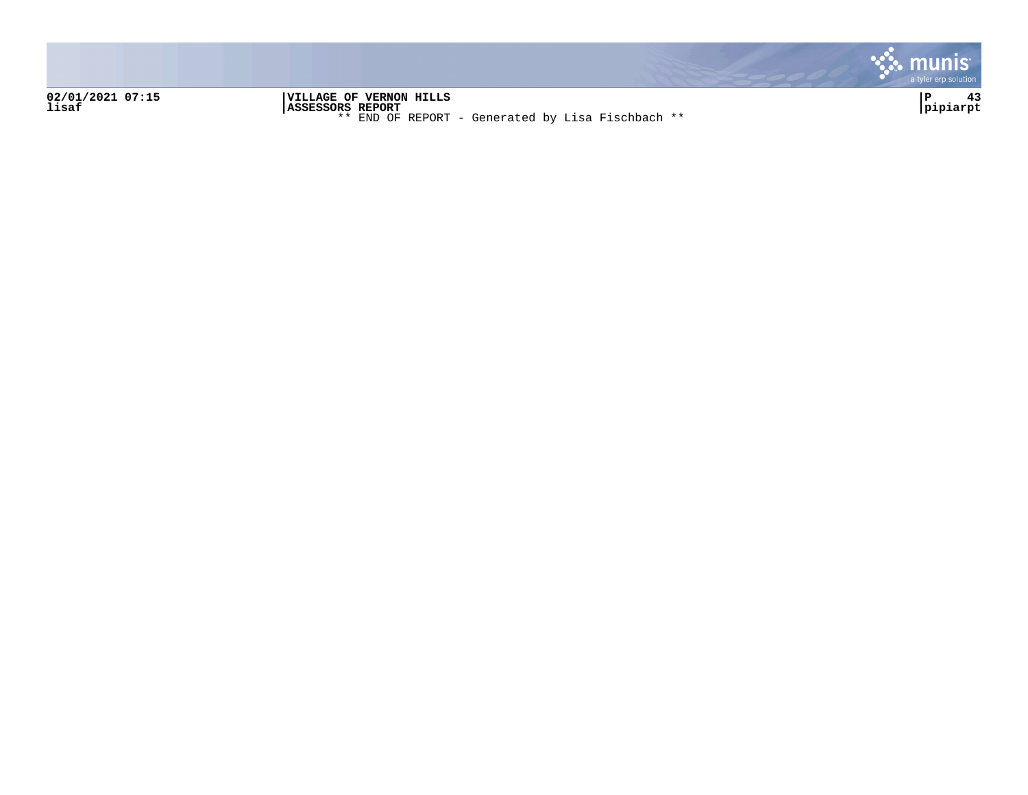** END OF REPORT - Generated by Lisa Fischbach **